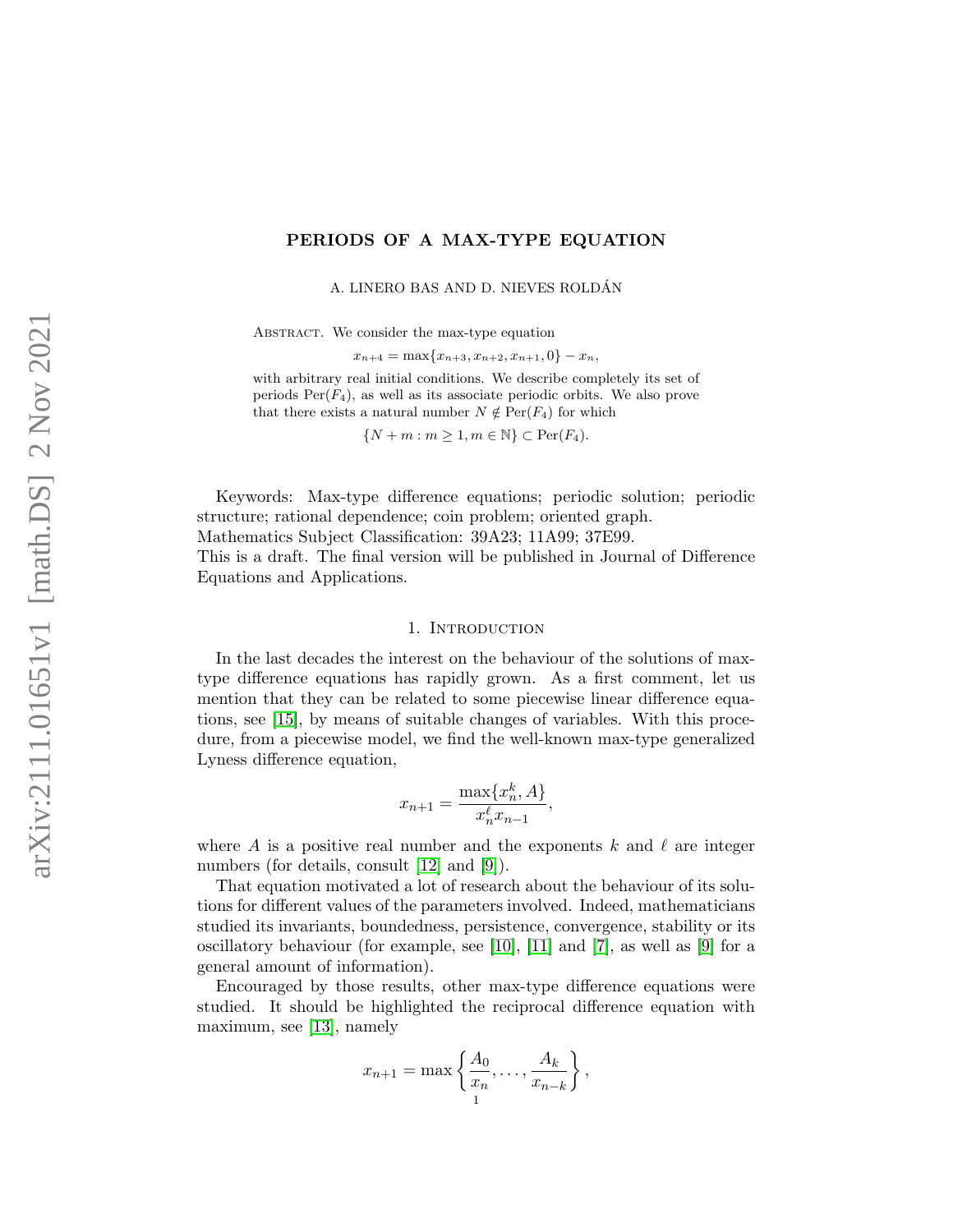# PERIODS OF A MAX-TYPE EQUATION

A. LINERO BAS AND D. NIEVES ROLDÁN

Abstract. We consider the max-type equation

$$x_{n+4} = \max\{x_{n+3}, x_{n+2}, x_{n+1}, 0\} - x_n,$$

with arbitrary real initial conditions. We describe completely its set of periods $\mathrm{Per}(F_4)$, as well as its associate periodic orbits. We also prove that there exists a natural number $N \notin \mathrm{Per}(F_4)$ for which

$$\{N + m : m \geq 1, m \in \mathbb{N}\} \subset \mathrm{Per}(F_4).$$

Keywords: Max-type difference equations; periodic solution; periodic structure; rational dependence; coin problem; oriented graph.
Mathematics Subject Classification: 39A23; 11A99; 37E99.
This is a draft. The final version will be published in Journal of Difference Equations and Applications.

## 1. Introduction

In the last decades the interest on the behaviour of the solutions of max-type difference equations has rapidly grown. As a first comment, let us mention that they can be related to some piecewise linear difference equations, see [15], by means of suitable changes of variables. With this procedure, from a piecewise model, we find the well-known max-type generalized Lyness difference equation,

$$x_{n+1} = \frac{\max\{x_n^k, A\}}{x_n^\ell x_{n-1}},$$

where $A$ is a positive real number and the exponents $k$ and $\ell$ are integer numbers (for details, consult [12] and [9]).

That equation motivated a lot of research about the behaviour of its solutions for different values of the parameters involved. Indeed, mathematicians studied its invariants, boundedness, persistence, convergence, stability or its oscillatory behaviour (for example, see [10], [11] and [7], as well as [9] for a general amount of information).

Encouraged by those results, other max-type difference equations were studied. It should be highlighted the reciprocal difference equation with maximum, see [13], namely

$$x_{n+1} = \max\left\{\frac{A_0}{x_n}, \ldots, \frac{A_k}{x_{n-k}}\right\},$$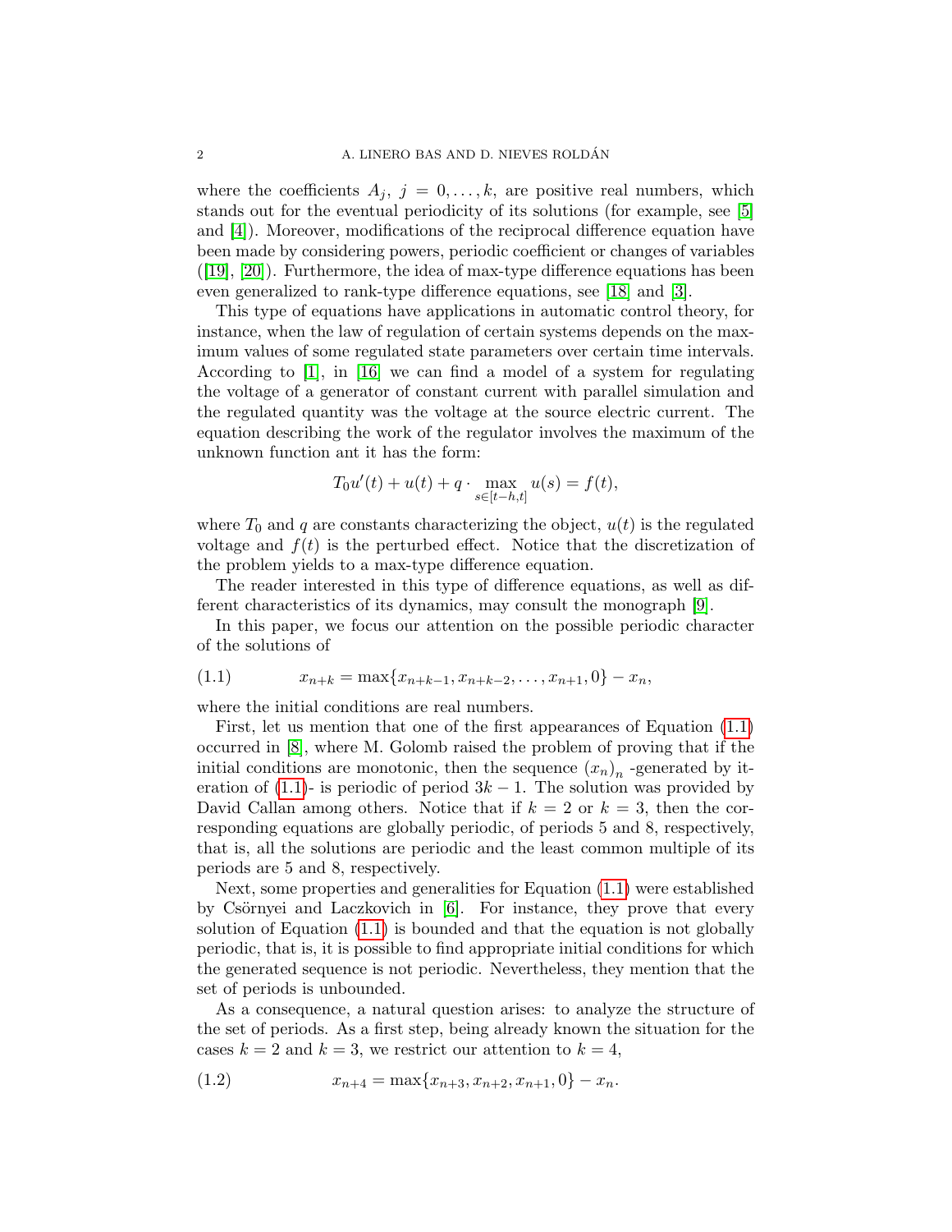where the coefficients $A_j$, $j = 0, \ldots, k$, are positive real numbers, which stands out for the eventual periodicity of its solutions (for example, see [5] and [4]). Moreover, modifications of the reciprocal difference equation have been made by considering powers, periodic coefficient or changes of variables ([19], [20]). Furthermore, the idea of max-type difference equations has been even generalized to rank-type difference equations, see [18] and [3].

This type of equations have applications in automatic control theory, for instance, when the law of regulation of certain systems depends on the maximum values of some regulated state parameters over certain time intervals. According to [1], in [16] we can find a model of a system for regulating the voltage of a generator of constant current with parallel simulation and the regulated quantity was the voltage at the source electric current. The equation describing the work of the regulator involves the maximum of the unknown function ant it has the form:

$$T_0 u'(t) + u(t) + q \cdot \max_{s \in [t-h,t]} u(s) = f(t),$$

where $T_0$ and $q$ are constants characterizing the object, $u(t)$ is the regulated voltage and $f(t)$ is the perturbed effect. Notice that the discretization of the problem yields to a max-type difference equation.

The reader interested in this type of difference equations, as well as different characteristics of its dynamics, may consult the monograph [9].

In this paper, we focus our attention on the possible periodic character of the solutions of

$$x_{n+k} = \max\{x_{n+k-1}, x_{n+k-2}, \ldots, x_{n+1}, 0\} - x_n, \tag{1.1}$$

where the initial conditions are real numbers.

First, let us mention that one of the first appearances of Equation (1.1) occurred in [8], where M. Golomb raised the problem of proving that if the initial conditions are monotonic, then the sequence $(x_n)_n$ -generated by iteration of (1.1)- is periodic of period $3k - 1$. The solution was provided by David Callan among others. Notice that if $k = 2$ or $k = 3$, then the corresponding equations are globally periodic, of periods 5 and 8, respectively, that is, all the solutions are periodic and the least common multiple of its periods are 5 and 8, respectively.

Next, some properties and generalities for Equation (1.1) were established by Csörnyei and Laczkovich in [6]. For instance, they prove that every solution of Equation (1.1) is bounded and that the equation is not globally periodic, that is, it is possible to find appropriate initial conditions for which the generated sequence is not periodic. Nevertheless, they mention that the set of periods is unbounded.

As a consequence, a natural question arises: to analyze the structure of the set of periods. As a first step, being already known the situation for the cases $k = 2$ and $k = 3$, we restrict our attention to $k = 4$,

$$x_{n+4} = \max\{x_{n+3}, x_{n+2}, x_{n+1}, 0\} - x_n. \tag{1.2}$$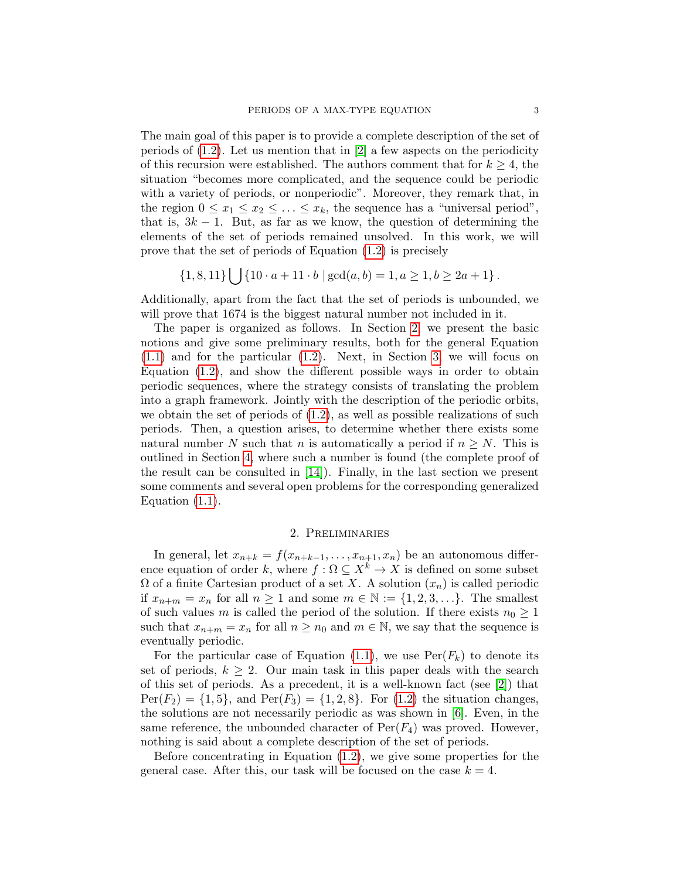The main goal of this paper is to provide a complete description of the set of periods of (1.2). Let us mention that in [2] a few aspects on the periodicity of this recursion were established. The authors comment that for $k \geq 4$, the situation "becomes more complicated, and the sequence could be periodic with a variety of periods, or nonperiodic". Moreover, they remark that, in the region $0 \leq x_1 \leq x_2 \leq \ldots \leq x_k$, the sequence has a "universal period", that is, $3k-1$. But, as far as we know, the question of determining the elements of the set of periods remained unsolved. In this work, we will prove that the set of periods of Equation (1.2) is precisely

$$\{1, 8, 11\} \bigcup \{10 \cdot a + 11 \cdot b \mid \gcd(a, b) = 1, a \geq 1, b \geq 2a + 1\}.$$

Additionally, apart from the fact that the set of periods is unbounded, we will prove that 1674 is the biggest natural number not included in it.

The paper is organized as follows. In Section 2, we present the basic notions and give some preliminary results, both for the general Equation (1.1) and for the particular (1.2). Next, in Section 3, we will focus on Equation (1.2), and show the different possible ways in order to obtain periodic sequences, where the strategy consists of translating the problem into a graph framework. Jointly with the description of the periodic orbits, we obtain the set of periods of (1.2), as well as possible realizations of such periods. Then, a question arises, to determine whether there exists some natural number $N$ such that $n$ is automatically a period if $n \geq N$. This is outlined in Section 4, where such a number is found (the complete proof of the result can be consulted in [14]). Finally, in the last section we present some comments and several open problems for the corresponding generalized Equation (1.1).

## 2. Preliminaries

In general, let $x_{n+k} = f(x_{n+k-1}, \ldots, x_{n+1}, x_n)$ be an autonomous difference equation of order $k$, where $f : \Omega \subseteq X^k \to X$ is defined on some subset $\Omega$ of a finite Cartesian product of a set $X$. A solution $(x_n)$ is called periodic if $x_{n+m} = x_n$ for all $n \geq 1$ and some $m \in \mathbb{N} := \{1, 2, 3, \ldots\}$. The smallest of such values $m$ is called the period of the solution. If there exists $n_0 \geq 1$ such that $x_{n+m} = x_n$ for all $n \geq n_0$ and $m \in \mathbb{N}$, we say that the sequence is eventually periodic.

For the particular case of Equation (1.1), we use $\mathrm{Per}(F_k)$ to denote its set of periods, $k \geq 2$. Our main task in this paper deals with the search of this set of periods. As a precedent, it is a well-known fact (see [2]) that $\mathrm{Per}(F_2) = \{1, 5\}$, and $\mathrm{Per}(F_3) = \{1, 2, 8\}$. For (1.2) the situation changes, the solutions are not necessarily periodic as was shown in [6]. Even, in the same reference, the unbounded character of $\mathrm{Per}(F_4)$ was proved. However, nothing is said about a complete description of the set of periods.

Before concentrating in Equation (1.2), we give some properties for the general case. After this, our task will be focused on the case $k = 4$.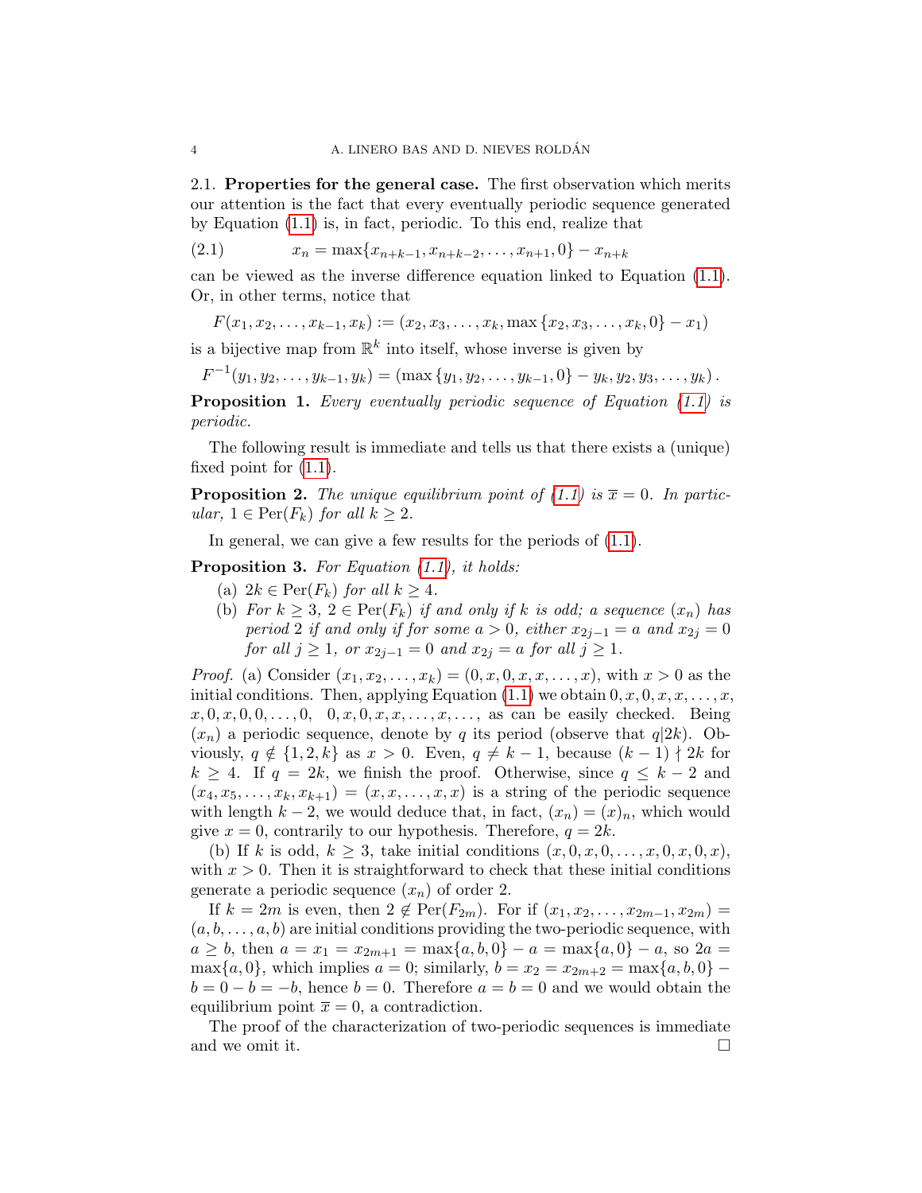### 2.1. Properties for the general case.

The first observation which merits our attention is the fact that every eventually periodic sequence generated by Equation (1.1) is, in fact, periodic. To this end, realize that

$$x_n = \max\{x_{n+k-1}, x_{n+k-2}, \ldots, x_{n+1}, 0\} - x_{n+k} \tag{2.1}$$

can be viewed as the inverse difference equation linked to Equation (1.1). Or, in other terms, notice that

$$F(x_1, x_2, \ldots, x_{k-1}, x_k) := (x_2, x_3, \ldots, x_k, \max\{x_2, x_3, \ldots, x_k, 0\} - x_1)$$

is a bijective map from $\mathbb{R}^k$ into itself, whose inverse is given by

$$F^{-1}(y_1, y_2, \ldots, y_{k-1}, y_k) = (\max\{y_1, y_2, \ldots, y_{k-1}, 0\} - y_k, y_2, y_3, \ldots, y_k).$$

**Proposition 1.** *Every eventually periodic sequence of Equation (1.1) is periodic.*

The following result is immediate and tells us that there exists a (unique) fixed point for (1.1).

**Proposition 2.** *The unique equilibrium point of (1.1) is $\overline{x} = 0$. In particular, $1 \in \mathrm{Per}(F_k)$ for all $k \geq 2$.*

In general, we can give a few results for the periods of (1.1).

**Proposition 3.** *For Equation (1.1), it holds:*

- (a) *$2k \in \mathrm{Per}(F_k)$ for all $k \geq 4$.*
- (b) *For $k \geq 3$, $2 \in \mathrm{Per}(F_k)$ if and only if $k$ is odd; a sequence $(x_n)$ has period $2$ if and only if for some $a > 0$, either $x_{2j-1} = a$ and $x_{2j} = 0$ for all $j \geq 1$, or $x_{2j-1} = 0$ and $x_{2j} = a$ for all $j \geq 1$.*

*Proof.* (a) Consider $(x_1, x_2, \ldots, x_k) = (0, x, 0, x, x, \ldots, x)$, with $x > 0$ as the initial conditions. Then, applying Equation (1.1) we obtain $0, x, 0, x, x, \ldots, x$, $x, 0, x, 0, 0, \ldots, 0$, $\;0, x, 0, x, x, \ldots, x, \ldots$, as can be easily checked. Being $(x_n)$ a periodic sequence, denote by $q$ its period (observe that $q|2k$). Obviously, $q \notin \{1, 2, k\}$ as $x > 0$. Even, $q \neq k-1$, because $(k-1) \nmid 2k$ for $k \geq 4$. If $q = 2k$, we finish the proof. Otherwise, since $q \leq k-2$ and $(x_4, x_5, \ldots, x_k, x_{k+1}) = (x, x, \ldots, x, x)$ is a string of the periodic sequence with length $k-2$, we would deduce that, in fact, $(x_n) = (x)_n$, which would give $x = 0$, contrarily to our hypothesis. Therefore, $q = 2k$.

(b) If $k$ is odd, $k \geq 3$, take initial conditions $(x, 0, x, 0, \ldots, x, 0, x, 0, x)$, with $x > 0$. Then it is straightforward to check that these initial conditions generate a periodic sequence $(x_n)$ of order 2.

If $k = 2m$ is even, then $2 \notin \mathrm{Per}(F_{2m})$. For if $(x_1, x_2, \ldots, x_{2m-1}, x_{2m}) = (a, b, \ldots, a, b)$ are initial conditions providing the two-periodic sequence, with $a \geq b$, then $a = x_1 = x_{2m+1} = \max\{a, b, 0\} - a = \max\{a, 0\} - a$, so $2a = \max\{a, 0\}$, which implies $a = 0$; similarly, $b = x_2 = x_{2m+2} = \max\{a, b, 0\} - b = 0 - b = -b$, hence $b = 0$. Therefore $a = b = 0$ and we would obtain the equilibrium point $\overline{x} = 0$, a contradiction.

The proof of the characterization of two-periodic sequences is immediate and we omit it. □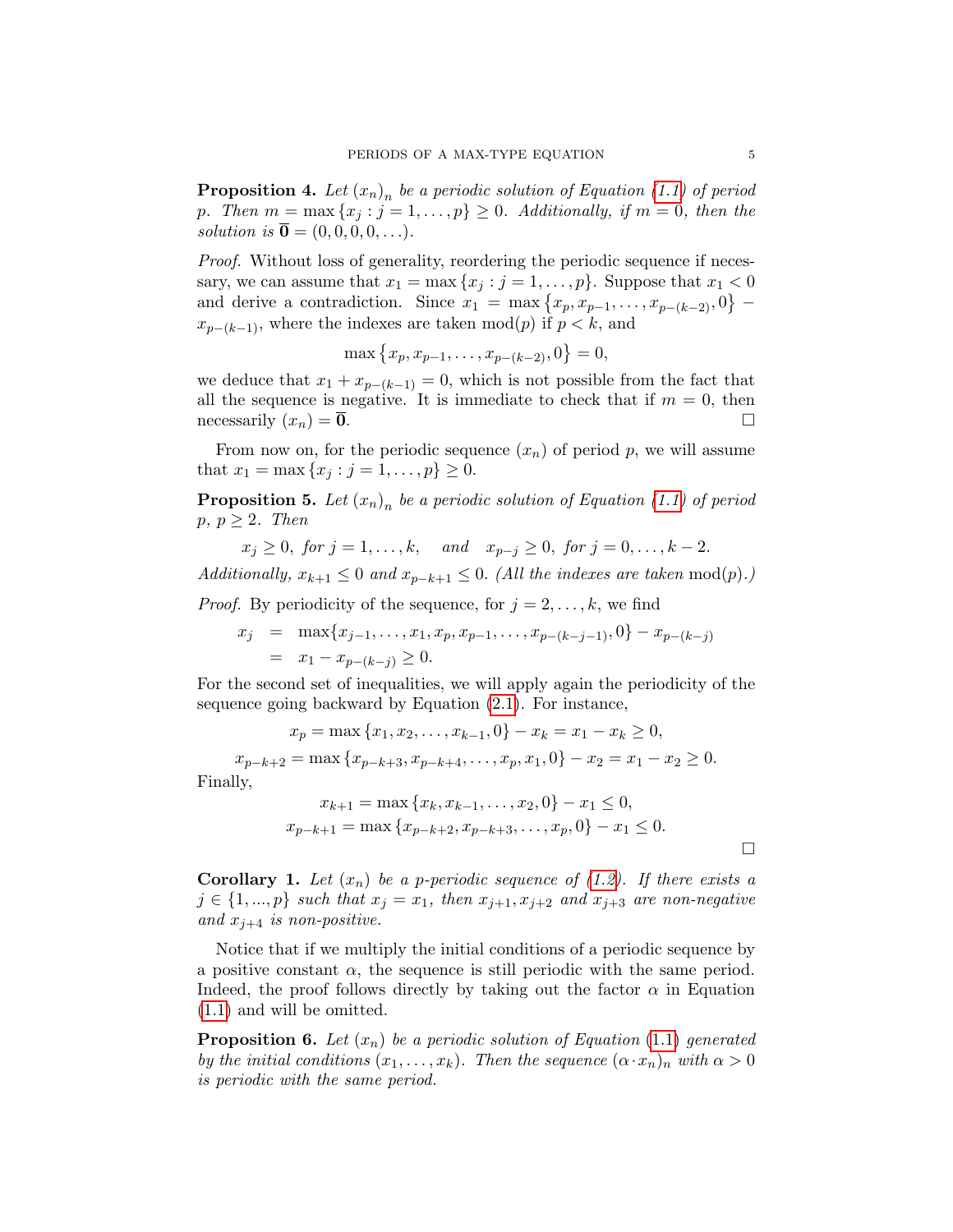**Proposition 4.** *Let $(x_n)_n$ be a periodic solution of Equation (1.1) of period $p$. Then $m = \max\{x_j : j = 1, \ldots, p\} \geq 0$. Additionally, if $m = 0$, then the solution is $\overline{\mathbf{0}} = (0, 0, 0, 0, \ldots)$.*

*Proof.* Without loss of generality, reordering the periodic sequence if necessary, we can assume that $x_1 = \max\{x_j : j = 1, \ldots, p\}$. Suppose that $x_1 < 0$ and derive a contradiction. Since $x_1 = \max\{x_p, x_{p-1}, \ldots, x_{p-(k-2)}, 0\} - x_{p-(k-1)}$, where the indexes are taken $\mathrm{mod}(p)$ if $p < k$, and

$$\max\{x_p, x_{p-1}, \ldots, x_{p-(k-2)}, 0\} = 0,$$

we deduce that $x_1 + x_{p-(k-1)} = 0$, which is not possible from the fact that all the sequence is negative. It is immediate to check that if $m = 0$, then necessarily $(x_n) = \overline{\mathbf{0}}$. □

From now on, for the periodic sequence $(x_n)$ of period $p$, we will assume that $x_1 = \max\{x_j : j = 1, \ldots, p\} \geq 0$.

**Proposition 5.** *Let $(x_n)_n$ be a periodic solution of Equation (1.1) of period $p$, $p \geq 2$. Then*

$$x_j \geq 0, \text{ for } j = 1, \ldots, k, \quad \text{and} \quad x_{p-j} \geq 0, \text{ for } j = 0, \ldots, k-2.$$

*Additionally, $x_{k+1} \leq 0$ and $x_{p-k+1} \leq 0$. (All the indexes are taken $\mathrm{mod}(p)$.)*

*Proof.* By periodicity of the sequence, for $j = 2, \ldots, k$, we find

$$\begin{aligned} x_j &= \max\{x_{j-1}, \ldots, x_1, x_p, x_{p-1}, \ldots, x_{p-(k-j-1)}, 0\} - x_{p-(k-j)} \\ &= x_1 - x_{p-(k-j)} \geq 0. \end{aligned}$$

For the second set of inequalities, we will apply again the periodicity of the sequence going backward by Equation (2.1). For instance,

$$x_p = \max\{x_1, x_2, \ldots, x_{k-1}, 0\} - x_k = x_1 - x_k \geq 0,$$

$$x_{p-k+2} = \max\{x_{p-k+3}, x_{p-k+4}, \ldots, x_p, x_1, 0\} - x_2 = x_1 - x_2 \geq 0.$$

Finally,

$$x_{k+1} = \max\{x_k, x_{k-1}, \ldots, x_2, 0\} - x_1 \leq 0,$$

$$x_{p-k+1} = \max\{x_{p-k+2}, x_{p-k+3}, \ldots, x_p, 0\} - x_1 \leq 0.$$

□

**Corollary 1.** *Let $(x_n)$ be a $p$-periodic sequence of (1.2). If there exists a $j \in \{1, \ldots, p\}$ such that $x_j = x_1$, then $x_{j+1}, x_{j+2}$ and $x_{j+3}$ are non-negative and $x_{j+4}$ is non-positive.*

Notice that if we multiply the initial conditions of a periodic sequence by a positive constant $\alpha$, the sequence is still periodic with the same period. Indeed, the proof follows directly by taking out the factor $\alpha$ in Equation (1.1) and will be omitted.

**Proposition 6.** *Let $(x_n)$ be a periodic solution of Equation (1.1) generated by the initial conditions $(x_1, \ldots, x_k)$. Then the sequence $(\alpha \cdot x_n)_n$ with $\alpha > 0$ is periodic with the same period.*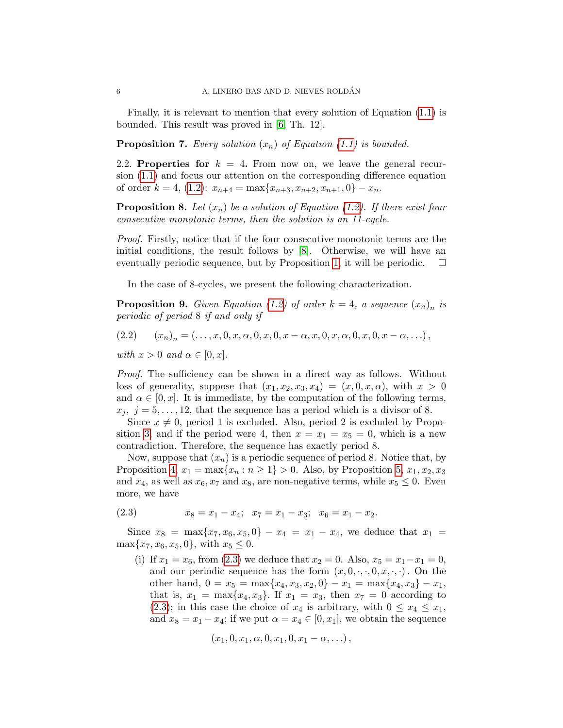Finally, it is relevant to mention that every solution of Equation (1.1) is bounded. This result was proved in [6, Th. 12].

**Proposition 7.** *Every solution $(x_n)$ of Equation (1.1) is bounded.*

2.2. **Properties for $k = 4$.** From now on, we leave the general recursion (1.1) and focus our attention on the corresponding difference equation of order $k = 4$, (1.2): $x_{n+4} = \max\{x_{n+3}, x_{n+2}, x_{n+1}, 0\} - x_n$.

**Proposition 8.** *Let $(x_n)$ be a solution of Equation (1.2). If there exist four consecutive monotonic terms, then the solution is an 11-cycle.*

*Proof.* Firstly, notice that if the four consecutive monotonic terms are the initial conditions, the result follows by [8]. Otherwise, we will have an eventually periodic sequence, but by Proposition 1, it will be periodic. $\square$

In the case of 8-cycles, we present the following characterization.

**Proposition 9.** *Given Equation (1.2) of order $k = 4$, a sequence $(x_n)_n$ is periodic of period 8 if and only if*

$$(x_n)_n = (\ldots, x, 0, x, \alpha, 0, x, 0, x - \alpha, x, 0, x, \alpha, 0, x, 0, x - \alpha, \ldots), \tag{2.2}$$

*with $x > 0$ and $\alpha \in [0, x]$.*

*Proof.* The sufficiency can be shown in a direct way as follows. Without loss of generality, suppose that $(x_1, x_2, x_3, x_4) = (x, 0, x, \alpha)$, with $x > 0$ and $\alpha \in [0, x]$. It is immediate, by the computation of the following terms, $x_j$, $j = 5, \ldots, 12$, that the sequence has a period which is a divisor of 8.

Since $x \neq 0$, period 1 is excluded. Also, period 2 is excluded by Proposition 3, and if the period were 4, then $x = x_1 = x_5 = 0$, which is a new contradiction. Therefore, the sequence has exactly period 8.

Now, suppose that $(x_n)$ is a periodic sequence of period 8. Notice that, by Proposition 4, $x_1 = \max\{x_n : n \geq 1\} > 0$. Also, by Proposition 5, $x_1, x_2, x_3$ and $x_4$, as well as $x_6, x_7$ and $x_8$, are non-negative terms, while $x_5 \leq 0$. Even more, we have

$$x_8 = x_1 - x_4; \quad x_7 = x_1 - x_3; \quad x_6 = x_1 - x_2. \tag{2.3}$$

Since $x_8 = \max\{x_7, x_6, x_5, 0\} - x_4 = x_1 - x_4$, we deduce that $x_1 = \max\{x_7, x_6, x_5, 0\}$, with $x_5 \leq 0$.

(i) If $x_1 = x_6$, from (2.3) we deduce that $x_2 = 0$. Also, $x_5 = x_1 - x_1 = 0$, and our periodic sequence has the form $(x, 0, \cdot, \cdot, 0, x, \cdot, \cdot)$. On the other hand, $0 = x_5 = \max\{x_4, x_3, x_2, 0\} - x_1 = \max\{x_4, x_3\} - x_1$, that is, $x_1 = \max\{x_4, x_3\}$. If $x_1 = x_3$, then $x_7 = 0$ according to (2.3); in this case the choice of $x_4$ is arbitrary, with $0 \leq x_4 \leq x_1$, and $x_8 = x_1 - x_4$; if we put $\alpha = x_4 \in [0, x_1]$, we obtain the sequence

$$(x_1, 0, x_1, \alpha, 0, x_1, 0, x_1 - \alpha, \ldots),$$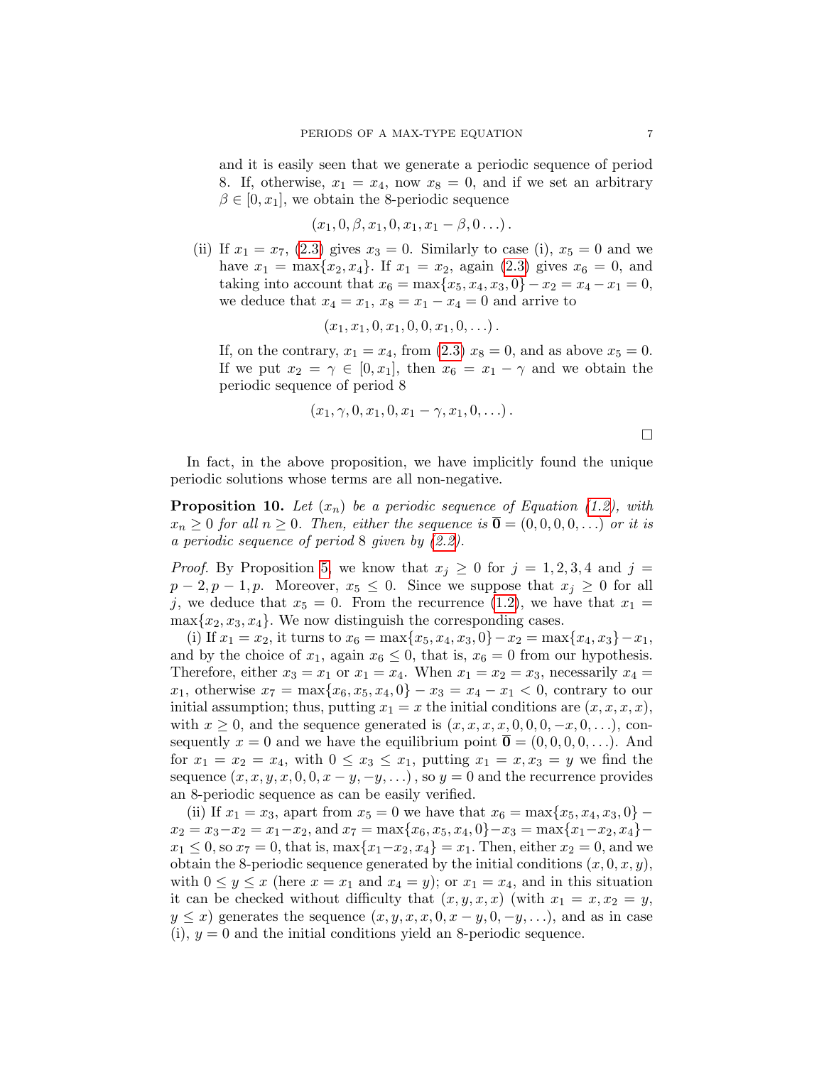and it is easily seen that we generate a periodic sequence of period 8. If, otherwise, $x_1 = x_4$, now $x_8 = 0$, and if we set an arbitrary $\beta \in [0, x_1]$, we obtain the 8-periodic sequence

$$(x_1, 0, \beta, x_1, 0, x_1, x_1 - \beta, 0 \ldots).$$

(ii) If $x_1 = x_7$, (2.3) gives $x_3 = 0$. Similarly to case (i), $x_5 = 0$ and we have $x_1 = \max\{x_2, x_4\}$. If $x_1 = x_2$, again (2.3) gives $x_6 = 0$, and taking into account that $x_6 = \max\{x_5, x_4, x_3, 0\} - x_2 = x_4 - x_1 = 0$, we deduce that $x_4 = x_1$, $x_8 = x_1 - x_4 = 0$ and arrive to

$$(x_1, x_1, 0, x_1, 0, 0, x_1, 0, \ldots).$$

If, on the contrary, $x_1 = x_4$, from (2.3) $x_8 = 0$, and as above $x_5 = 0$. If we put $x_2 = \gamma \in [0, x_1]$, then $x_6 = x_1 - \gamma$ and we obtain the periodic sequence of period 8

$$(x_1, \gamma, 0, x_1, 0, x_1 - \gamma, x_1, 0, \ldots).$$

□

In fact, in the above proposition, we have implicitly found the unique periodic solutions whose terms are all non-negative.

**Proposition 10.** *Let $(x_n)$ be a periodic sequence of Equation (1.2), with $x_n \geq 0$ for all $n \geq 0$. Then, either the sequence is $\overline{\mathbf{0}} = (0, 0, 0, 0, \ldots)$ or it is a periodic sequence of period 8 given by (2.2).*

*Proof.* By Proposition 5, we know that $x_j \geq 0$ for $j = 1, 2, 3, 4$ and $j = p-2, p-1, p$. Moreover, $x_5 \leq 0$. Since we suppose that $x_j \geq 0$ for all $j$, we deduce that $x_5 = 0$. From the recurrence (1.2), we have that $x_1 = \max\{x_2, x_3, x_4\}$. We now distinguish the corresponding cases.

(i) If $x_1 = x_2$, it turns to $x_6 = \max\{x_5, x_4, x_3, 0\} - x_2 = \max\{x_4, x_3\} - x_1$, and by the choice of $x_1$, again $x_6 \leq 0$, that is, $x_6 = 0$ from our hypothesis. Therefore, either $x_3 = x_1$ or $x_1 = x_4$. When $x_1 = x_2 = x_3$, necessarily $x_4 = x_1$, otherwise $x_7 = \max\{x_6, x_5, x_4, 0\} - x_3 = x_4 - x_1 < 0$, contrary to our initial assumption; thus, putting $x_1 = x$ the initial conditions are $(x, x, x, x)$, with $x \geq 0$, and the sequence generated is $(x, x, x, x, 0, 0, 0, -x, 0, \ldots)$, consequently $x = 0$ and we have the equilibrium point $\overline{\mathbf{0}} = (0, 0, 0, 0, \ldots)$. And for $x_1 = x_2 = x_4$, with $0 \leq x_3 \leq x_1$, putting $x_1 = x, x_3 = y$ we find the sequence $(x, x, y, x, 0, 0, x - y, -y, \ldots)$, so $y = 0$ and the recurrence provides an 8-periodic sequence as can be easily verified.

(ii) If $x_1 = x_3$, apart from $x_5 = 0$ we have that $x_6 = \max\{x_5, x_4, x_3, 0\} - x_2 = x_3 - x_2 = x_1 - x_2$, and $x_7 = \max\{x_6, x_5, x_4, 0\} - x_3 = \max\{x_1 - x_2, x_4\} - x_1 \leq 0$, so $x_7 = 0$, that is, $\max\{x_1 - x_2, x_4\} = x_1$. Then, either $x_2 = 0$, and we obtain the 8-periodic sequence generated by the initial conditions $(x, 0, x, y)$, with $0 \leq y \leq x$ (here $x = x_1$ and $x_4 = y$); or $x_1 = x_4$, and in this situation it can be checked without difficulty that $(x, y, x, x)$ (with $x_1 = x, x_2 = y$, $y \leq x$) generates the sequence $(x, y, x, x, 0, x - y, 0, -y, \ldots)$, and as in case (i), $y = 0$ and the initial conditions yield an 8-periodic sequence.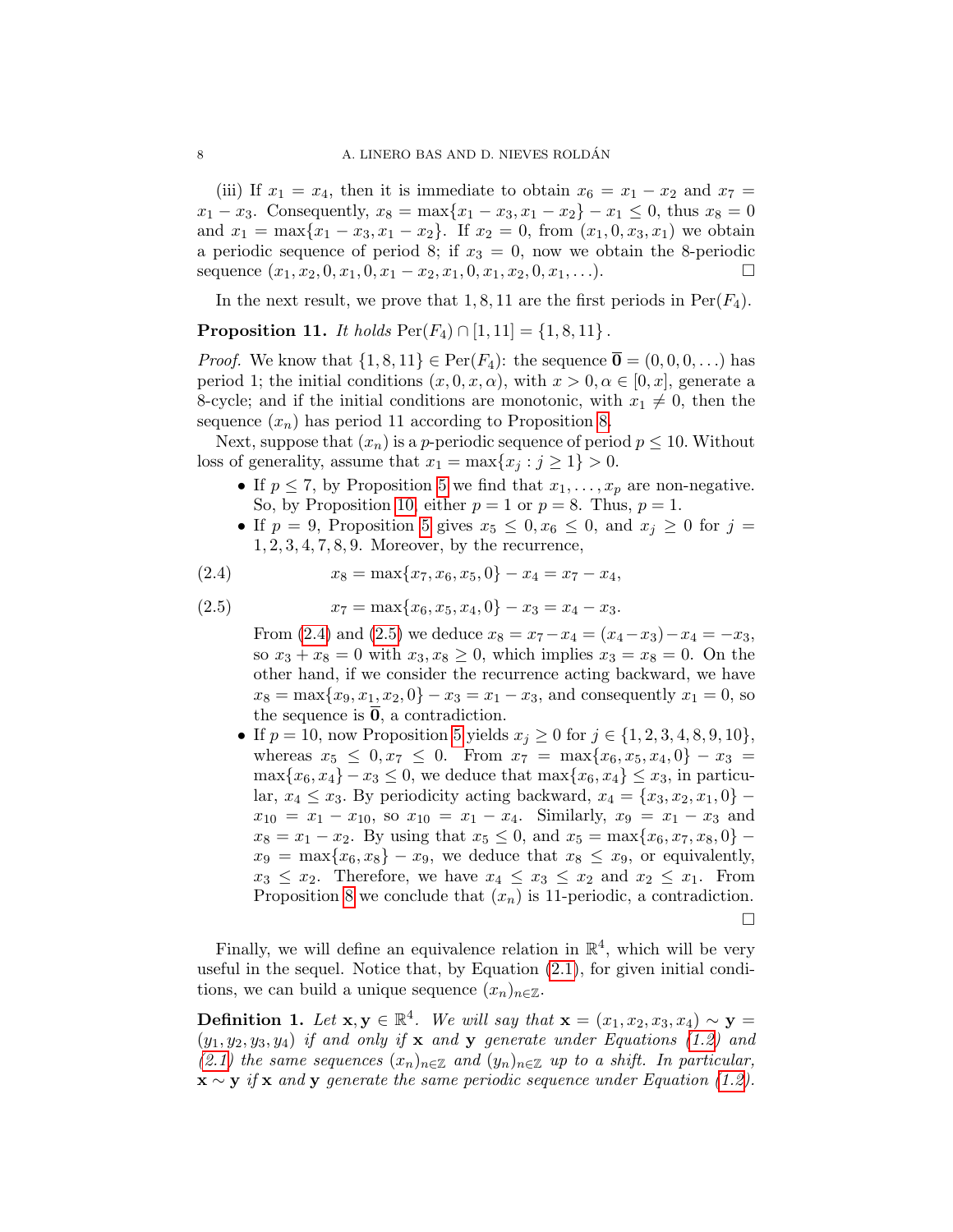(iii) If $x_1 = x_4$, then it is immediate to obtain $x_6 = x_1 - x_2$ and $x_7 = x_1 - x_3$. Consequently, $x_8 = \max\{x_1 - x_3, x_1 - x_2\} - x_1 \leq 0$, thus $x_8 = 0$ and $x_1 = \max\{x_1 - x_3, x_1 - x_2\}$. If $x_2 = 0$, from $(x_1, 0, x_3, x_1)$ we obtain a periodic sequence of period 8; if $x_3 = 0$, now we obtain the 8-periodic sequence $(x_1, x_2, 0, x_1, 0, x_1 - x_2, x_1, 0, x_1, x_2, 0, x_1, \ldots)$. □

In the next result, we prove that $1, 8, 11$ are the first periods in $\text{Per}(F_4)$.

**Proposition 11.** *It holds* $\text{Per}(F_4) \cap [1, 11] = \{1, 8, 11\}$.

*Proof.* We know that $\{1, 8, 11\} \in \text{Per}(F_4)$: the sequence $\overline{\mathbf{0}} = (0, 0, 0, \ldots)$ has period 1; the initial conditions $(x, 0, x, \alpha)$, with $x > 0, \alpha \in [0, x]$, generate a 8-cycle; and if the initial conditions are monotonic, with $x_1 \neq 0$, then the sequence $(x_n)$ has period 11 according to Proposition 8.

Next, suppose that $(x_n)$ is a $p$-periodic sequence of period $p \leq 10$. Without loss of generality, assume that $x_1 = \max\{x_j : j \geq 1\} > 0$.

- If $p \leq 7$, by Proposition 5 we find that $x_1, \ldots, x_p$ are non-negative. So, by Proposition 10, either $p = 1$ or $p = 8$. Thus, $p = 1$.
- If $p = 9$, Proposition 5 gives $x_5 \leq 0, x_6 \leq 0$, and $x_j \geq 0$ for $j = 1, 2, 3, 4, 7, 8, 9$. Moreover, by the recurrence,

$$x_8 = \max\{x_7, x_6, x_5, 0\} - x_4 = x_7 - x_4, \tag{2.4}$$

$$x_7 = \max\{x_6, x_5, x_4, 0\} - x_3 = x_4 - x_3. \tag{2.5}$$

  From (2.4) and (2.5) we deduce $x_8 = x_7 - x_4 = (x_4 - x_3) - x_4 = -x_3$, so $x_3 + x_8 = 0$ with $x_3, x_8 \geq 0$, which implies $x_3 = x_8 = 0$. On the other hand, if we consider the recurrence acting backward, we have $x_8 = \max\{x_9, x_1, x_2, 0\} - x_3 = x_1 - x_3$, and consequently $x_1 = 0$, so the sequence is $\overline{\mathbf{0}}$, a contradiction.
- If $p = 10$, now Proposition 5 yields $x_j \geq 0$ for $j \in \{1, 2, 3, 4, 8, 9, 10\}$, whereas $x_5 \leq 0, x_7 \leq 0$. From $x_7 = \max\{x_6, x_5, x_4, 0\} - x_3 = \max\{x_6, x_4\} - x_3 \leq 0$, we deduce that $\max\{x_6, x_4\} \leq x_3$, in particular, $x_4 \leq x_3$. By periodicity acting backward, $x_4 = \{x_3, x_2, x_1, 0\} - x_{10} = x_1 - x_{10}$, so $x_{10} = x_1 - x_4$. Similarly, $x_9 = x_1 - x_3$ and $x_8 = x_1 - x_2$. By using that $x_5 \leq 0$, and $x_5 = \max\{x_6, x_7, x_8, 0\} - x_9 = \max\{x_6, x_8\} - x_9$, we deduce that $x_8 \leq x_9$, or equivalently, $x_3 \leq x_2$. Therefore, we have $x_4 \leq x_3 \leq x_2$ and $x_2 \leq x_1$. From Proposition 8 we conclude that $(x_n)$ is 11-periodic, a contradiction.

□

Finally, we will define an equivalence relation in $\mathbb{R}^4$, which will be very useful in the sequel. Notice that, by Equation (2.1), for given initial conditions, we can build a unique sequence $(x_n)_{n \in \mathbb{Z}}$.

**Definition 1.** *Let* $\mathbf{x}, \mathbf{y} \in \mathbb{R}^4$. *We will say that* $\mathbf{x} = (x_1, x_2, x_3, x_4) \sim \mathbf{y} = (y_1, y_2, y_3, y_4)$ *if and only if* $\mathbf{x}$ *and* $\mathbf{y}$ *generate under Equations (1.2) and (2.1) the same sequences* $(x_n)_{n \in \mathbb{Z}}$ *and* $(y_n)_{n \in \mathbb{Z}}$ *up to a shift. In particular,* $\mathbf{x} \sim \mathbf{y}$ *if* $\mathbf{x}$ *and* $\mathbf{y}$ *generate the same periodic sequence under Equation (1.2).*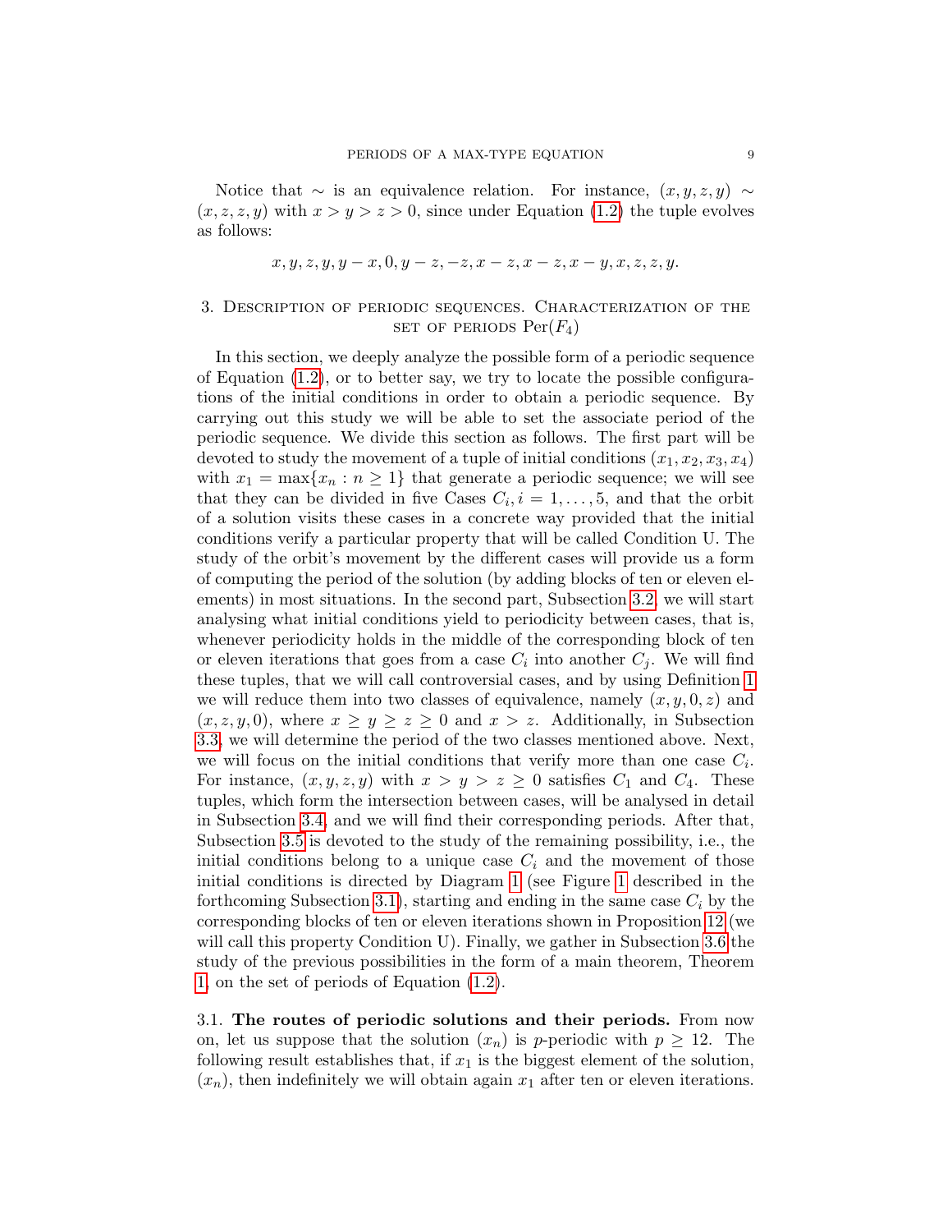Notice that $\sim$ is an equivalence relation. For instance, $(x, y, z, y) \sim (x, z, z, y)$ with $x > y > z > 0$, since under Equation (1.2) the tuple evolves as follows:

$$x, y, z, y, y-x, 0, y-z, -z, x-z, x-z, x-y, x, z, z, y.$$

## 3. Description of periodic sequences. Characterization of the set of periods $\mathrm{Per}(F_4)$

In this section, we deeply analyze the possible form of a periodic sequence of Equation (1.2), or to better say, we try to locate the possible configurations of the initial conditions in order to obtain a periodic sequence. By carrying out this study we will be able to set the associate period of the periodic sequence. We divide this section as follows. The first part will be devoted to study the movement of a tuple of initial conditions $(x_1, x_2, x_3, x_4)$ with $x_1 = \max\{x_n : n \geq 1\}$ that generate a periodic sequence; we will see that they can be divided in five Cases $C_i, i = 1, \ldots, 5$, and that the orbit of a solution visits these cases in a concrete way provided that the initial conditions verify a particular property that will be called Condition U. The study of the orbit's movement by the different cases will provide us a form of computing the period of the solution (by adding blocks of ten or eleven elements) in most situations. In the second part, Subsection 3.2, we will start analysing what initial conditions yield to periodicity between cases, that is, whenever periodicity holds in the middle of the corresponding block of ten or eleven iterations that goes from a case $C_i$ into another $C_j$. We will find these tuples, that we will call controversial cases, and by using Definition 1 we will reduce them into two classes of equivalence, namely $(x, y, 0, z)$ and $(x, z, y, 0)$, where $x \geq y \geq z \geq 0$ and $x > z$. Additionally, in Subsection 3.3, we will determine the period of the two classes mentioned above. Next, we will focus on the initial conditions that verify more than one case $C_i$. For instance, $(x, y, z, y)$ with $x > y > z \geq 0$ satisfies $C_1$ and $C_4$. These tuples, which form the intersection between cases, will be analysed in detail in Subsection 3.4, and we will find their corresponding periods. After that, Subsection 3.5 is devoted to the study of the remaining possibility, i.e., the initial conditions belong to a unique case $C_i$ and the movement of those initial conditions is directed by Diagram 1 (see Figure 1 described in the forthcoming Subsection 3.1), starting and ending in the same case $C_i$ by the corresponding blocks of ten or eleven iterations shown in Proposition 12 (we will call this property Condition U). Finally, we gather in Subsection 3.6 the study of the previous possibilities in the form of a main theorem, Theorem 1, on the set of periods of Equation (1.2).

### 3.1. The routes of periodic solutions and their periods.

From now on, let us suppose that the solution $(x_n)$ is $p$-periodic with $p \geq 12$. The following result establishes that, if $x_1$ is the biggest element of the solution, $(x_n)$, then indefinitely we will obtain again $x_1$ after ten or eleven iterations.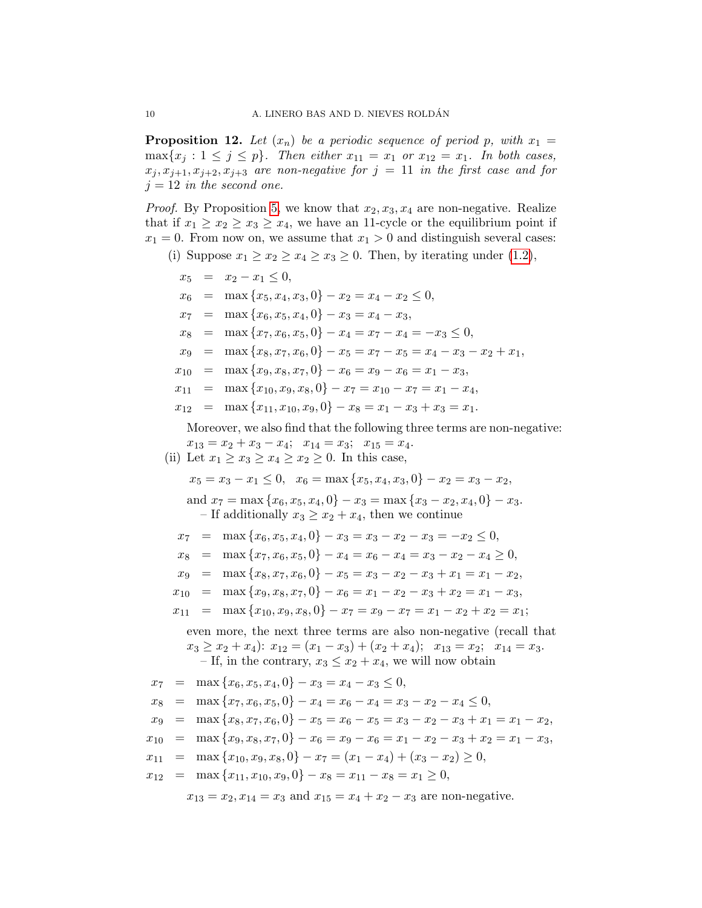**Proposition 12.** *Let $(x_n)$ be a periodic sequence of period $p$, with $x_1 = \max\{x_j : 1 \leq j \leq p\}$. Then either $x_{11} = x_1$ or $x_{12} = x_1$. In both cases, $x_j, x_{j+1}, x_{j+2}, x_{j+3}$ are non-negative for $j = 11$ in the first case and for $j = 12$ in the second one.*

*Proof.* By Proposition 5, we know that $x_2, x_3, x_4$ are non-negative. Realize that if $x_1 \geq x_2 \geq x_3 \geq x_4$, we have an 11-cycle or the equilibrium point if $x_1 = 0$. From now on, we assume that $x_1 > 0$ and distinguish several cases:

(i) Suppose $x_1 \geq x_2 \geq x_4 \geq x_3 \geq 0$. Then, by iterating under (1.2),

$$
\begin{aligned}
x_5 &= x_2 - x_1 \leq 0, \\
x_6 &= \max\{x_5, x_4, x_3, 0\} - x_2 = x_4 - x_2 \leq 0, \\
x_7 &= \max\{x_6, x_5, x_4, 0\} - x_3 = x_4 - x_3, \\
x_8 &= \max\{x_7, x_6, x_5, 0\} - x_4 = x_7 - x_4 = -x_3 \leq 0, \\
x_9 &= \max\{x_8, x_7, x_6, 0\} - x_5 = x_7 - x_5 = x_4 - x_3 - x_2 + x_1, \\
x_{10} &= \max\{x_9, x_8, x_7, 0\} - x_6 = x_9 - x_6 = x_1 - x_3, \\
x_{11} &= \max\{x_{10}, x_9, x_8, 0\} - x_7 = x_{10} - x_7 = x_1 - x_4, \\
x_{12} &= \max\{x_{11}, x_{10}, x_9, 0\} - x_8 = x_1 - x_3 + x_3 = x_1.
\end{aligned}
$$

Moreover, we also find that the following three terms are non-negative: $x_{13} = x_2 + x_3 - x_4$; $x_{14} = x_3$; $x_{15} = x_4$.

(ii) Let $x_1 \geq x_3 \geq x_4 \geq x_2 \geq 0$. In this case,

$$x_5 = x_3 - x_1 \leq 0, \quad x_6 = \max\{x_5, x_4, x_3, 0\} - x_2 = x_3 - x_2,$$

and $x_7 = \max\{x_6, x_5, x_4, 0\} - x_3 = \max\{x_3 - x_2, x_4, 0\} - x_3$.

– If additionally $x_3 \geq x_2 + x_4$, then we continue

$$
\begin{aligned}
x_7 &= \max\{x_6, x_5, x_4, 0\} - x_3 = x_3 - x_2 - x_3 = -x_2 \leq 0, \\
x_8 &= \max\{x_7, x_6, x_5, 0\} - x_4 = x_6 - x_4 = x_3 - x_2 - x_4 \geq 0, \\
x_9 &= \max\{x_8, x_7, x_6, 0\} - x_5 = x_3 - x_2 - x_3 + x_1 = x_1 - x_2, \\
x_{10} &= \max\{x_9, x_8, x_7, 0\} - x_6 = x_1 - x_2 - x_3 + x_2 = x_1 - x_3, \\
x_{11} &= \max\{x_{10}, x_9, x_8, 0\} - x_7 = x_9 - x_7 = x_1 - x_2 + x_2 = x_1;
\end{aligned}
$$

even more, the next three terms are also non-negative (recall that $x_3 \geq x_2 + x_4$): $x_{12} = (x_1 - x_3) + (x_2 + x_4)$; $x_{13} = x_2$; $x_{14} = x_3$.

– If, in the contrary, $x_3 \leq x_2 + x_4$, we will now obtain

$$
\begin{aligned}
x_7 &= \max\{x_6, x_5, x_4, 0\} - x_3 = x_4 - x_3 \leq 0, \\
x_8 &= \max\{x_7, x_6, x_5, 0\} - x_4 = x_6 - x_4 = x_3 - x_2 - x_4 \leq 0, \\
x_9 &= \max\{x_8, x_7, x_6, 0\} - x_5 = x_6 - x_5 = x_3 - x_2 - x_3 + x_1 = x_1 - x_2, \\
x_{10} &= \max\{x_9, x_8, x_7, 0\} - x_6 = x_9 - x_6 = x_1 - x_2 - x_3 + x_2 = x_1 - x_3, \\
x_{11} &= \max\{x_{10}, x_9, x_8, 0\} - x_7 = (x_1 - x_4) + (x_3 - x_2) \geq 0, \\
x_{12} &= \max\{x_{11}, x_{10}, x_9, 0\} - x_8 = x_{11} - x_8 = x_1 \geq 0,
\end{aligned}
$$

$x_{13} = x_2, x_{14} = x_3$ and $x_{15} = x_4 + x_2 - x_3$ are non-negative.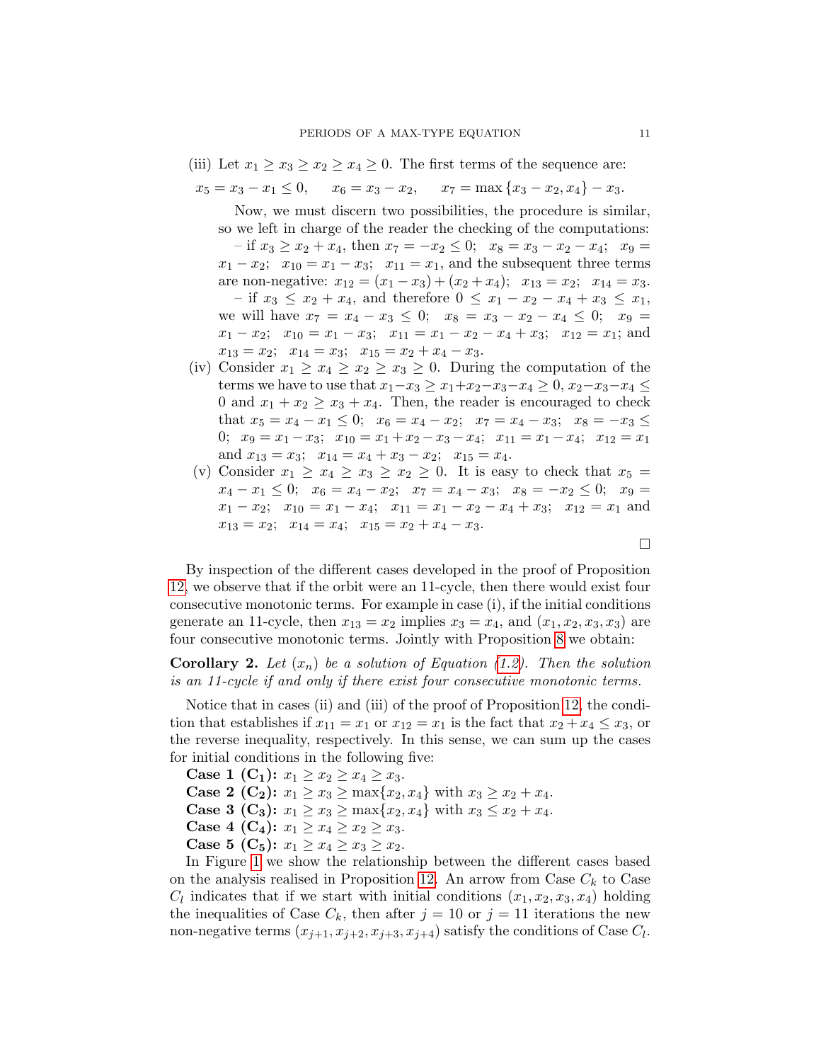(iii) Let $x_1 \geq x_3 \geq x_2 \geq x_4 \geq 0$. The first terms of the sequence are:

$$x_5 = x_3 - x_1 \leq 0, \quad x_6 = x_3 - x_2, \quad x_7 = \max\{x_3 - x_2, x_4\} - x_3.$$

Now, we must discern two possibilities, the procedure is similar, so we left in charge of the reader the checking of the computations:

– if $x_3 \geq x_2 + x_4$, then $x_7 = -x_2 \leq 0$; $x_8 = x_3 - x_2 - x_4$; $x_9 = x_1 - x_2$; $x_{10} = x_1 - x_3$; $x_{11} = x_1$, and the subsequent three terms are non-negative: $x_{12} = (x_1 - x_3) + (x_2 + x_4)$; $x_{13} = x_2$; $x_{14} = x_3$.

– if $x_3 \leq x_2 + x_4$, and therefore $0 \leq x_1 - x_2 - x_4 + x_3 \leq x_1$, we will have $x_7 = x_4 - x_3 \leq 0$; $x_8 = x_3 - x_2 - x_4 \leq 0$; $x_9 = x_1 - x_2$; $x_{10} = x_1 - x_3$; $x_{11} = x_1 - x_2 - x_4 + x_3$; $x_{12} = x_1$; and $x_{13} = x_2$; $x_{14} = x_3$; $x_{15} = x_2 + x_4 - x_3$.

(iv) Consider $x_1 \geq x_4 \geq x_2 \geq x_3 \geq 0$. During the computation of the terms we have to use that $x_1 - x_3 \geq x_1 + x_2 - x_3 - x_4 \geq 0$, $x_2 - x_3 - x_4 \leq 0$ and $x_1 + x_2 \geq x_3 + x_4$. Then, the reader is encouraged to check that $x_5 = x_4 - x_1 \leq 0$; $x_6 = x_4 - x_2$; $x_7 = x_4 - x_3$; $x_8 = -x_3 \leq 0$; $x_9 = x_1 - x_3$; $x_{10} = x_1 + x_2 - x_3 - x_4$; $x_{11} = x_1 - x_4$; $x_{12} = x_1$ and $x_{13} = x_3$; $x_{14} = x_4 + x_3 - x_2$; $x_{15} = x_4$.

(v) Consider $x_1 \geq x_4 \geq x_3 \geq x_2 \geq 0$. It is easy to check that $x_5 = x_4 - x_1 \leq 0$; $x_6 = x_4 - x_2$; $x_7 = x_4 - x_3$; $x_8 = -x_2 \leq 0$; $x_9 = x_1 - x_2$; $x_{10} = x_1 - x_4$; $x_{11} = x_1 - x_2 - x_4 + x_3$; $x_{12} = x_1$ and $x_{13} = x_2$; $x_{14} = x_4$; $x_{15} = x_2 + x_4 - x_3$.

□

By inspection of the different cases developed in the proof of Proposition 12, we observe that if the orbit were an 11-cycle, then there would exist four consecutive monotonic terms. For example in case (i), if the initial conditions generate an 11-cycle, then $x_{13} = x_2$ implies $x_3 = x_4$, and $(x_1, x_2, x_3, x_3)$ are four consecutive monotonic terms. Jointly with Proposition 8 we obtain:

**Corollary 2.** *Let $(x_n)$ be a solution of Equation (1.2). Then the solution is an 11-cycle if and only if there exist four consecutive monotonic terms.*

Notice that in cases (ii) and (iii) of the proof of Proposition 12, the condition that establishes if $x_{11} = x_1$ or $x_{12} = x_1$ is the fact that $x_2 + x_4 \leq x_3$, or the reverse inequality, respectively. In this sense, we can sum up the cases for initial conditions in the following five:

**Case 1 ($C_1$):** $x_1 \geq x_2 \geq x_4 \geq x_3$.

**Case 2 ($C_2$):** $x_1 \geq x_3 \geq \max\{x_2, x_4\}$ with $x_3 \geq x_2 + x_4$.

**Case 3 ($C_3$):** $x_1 \geq x_3 \geq \max\{x_2, x_4\}$ with $x_3 \leq x_2 + x_4$.

**Case 4 ($C_4$):** $x_1 \geq x_4 \geq x_2 \geq x_3$.

**Case 5 ($C_5$):** $x_1 \geq x_4 \geq x_3 \geq x_2$.

In Figure 1 we show the relationship between the different cases based on the analysis realised in Proposition 12. An arrow from Case $C_k$ to Case $C_l$ indicates that if we start with initial conditions $(x_1, x_2, x_3, x_4)$ holding the inequalities of Case $C_k$, then after $j = 10$ or $j = 11$ iterations the new non-negative terms $(x_{j+1}, x_{j+2}, x_{j+3}, x_{j+4})$ satisfy the conditions of Case $C_l$.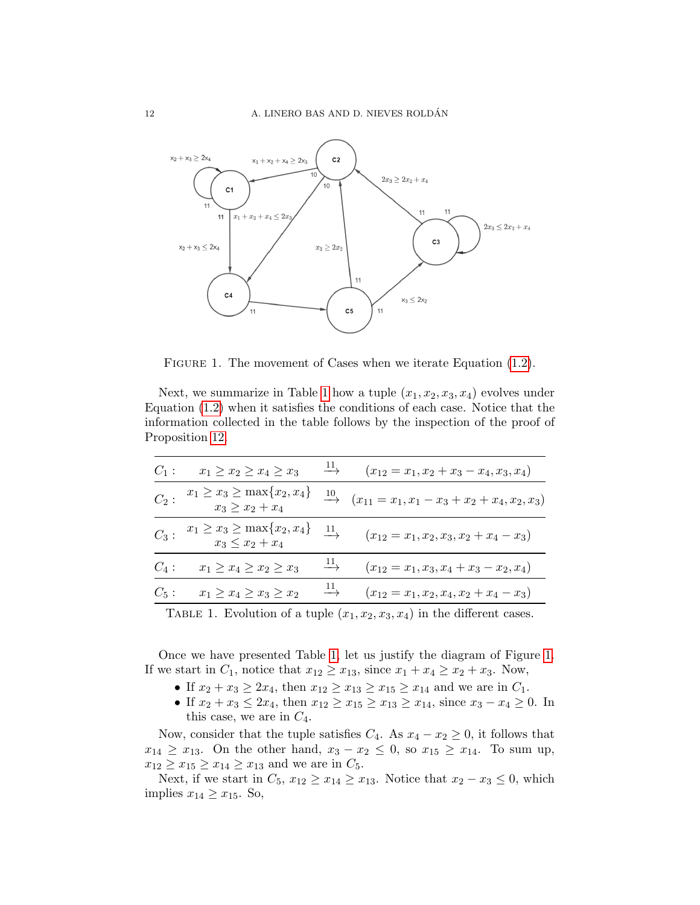Figure 1. The movement of Cases when we iterate Equation (1.2).

Next, we summarize in Table 1 how a tuple $(x_1, x_2, x_3, x_4)$ evolves under Equation (1.2) when it satisfies the conditions of each case. Notice that the information collected in the table follows by the inspection of the proof of Proposition 12.

| Case | Conditions | | Evolution |
|---|---|---|---|
| $C_1$ : | $x_1 \geq x_2 \geq x_4 \geq x_3$ | $\overset{11}{\longrightarrow}$ | $(x_{12} = x_1, x_2 + x_3 - x_4, x_3, x_4)$ |
| $C_2$ : | $x_1 \geq x_3 \geq \max\{x_2, x_4\}$ <br> $x_3 \geq x_2 + x_4$ | $\overset{10}{\longrightarrow}$ | $(x_{11} = x_1, x_1 - x_3 + x_2 + x_4, x_2, x_3)$ |
| $C_3$ : | $x_1 \geq x_3 \geq \max\{x_2, x_4\}$ <br> $x_3 \leq x_2 + x_4$ | $\overset{11}{\longrightarrow}$ | $(x_{12} = x_1, x_2, x_3, x_2 + x_4 - x_3)$ |
| $C_4$ : | $x_1 \geq x_4 \geq x_2 \geq x_3$ | $\overset{11}{\longrightarrow}$ | $(x_{12} = x_1, x_3, x_4 + x_3 - x_2, x_4)$ |
| $C_5$ : | $x_1 \geq x_4 \geq x_3 \geq x_2$ | $\overset{11}{\longrightarrow}$ | $(x_{12} = x_1, x_2, x_4, x_2 + x_4 - x_3)$ |

Table 1. Evolution of a tuple $(x_1, x_2, x_3, x_4)$ in the different cases.

Once we have presented Table 1, let us justify the diagram of Figure 1. If we start in $C_1$, notice that $x_{12} \geq x_{13}$, since $x_1 + x_4 \geq x_2 + x_3$. Now,

- If $x_2 + x_3 \geq 2x_4$, then $x_{12} \geq x_{13} \geq x_{15} \geq x_{14}$ and we are in $C_1$.
- If $x_2 + x_3 \leq 2x_4$, then $x_{12} \geq x_{15} \geq x_{13} \geq x_{14}$, since $x_3 - x_4 \geq 0$. In this case, we are in $C_4$.

Now, consider that the tuple satisfies $C_4$. As $x_4 - x_2 \geq 0$, it follows that $x_{14} \geq x_{13}$. On the other hand, $x_3 - x_2 \leq 0$, so $x_{15} \geq x_{14}$. To sum up, $x_{12} \geq x_{15} \geq x_{14} \geq x_{13}$ and we are in $C_5$.

Next, if we start in $C_5$, $x_{12} \geq x_{14} \geq x_{13}$. Notice that $x_2 - x_3 \leq 0$, which implies $x_{14} \geq x_{15}$. So,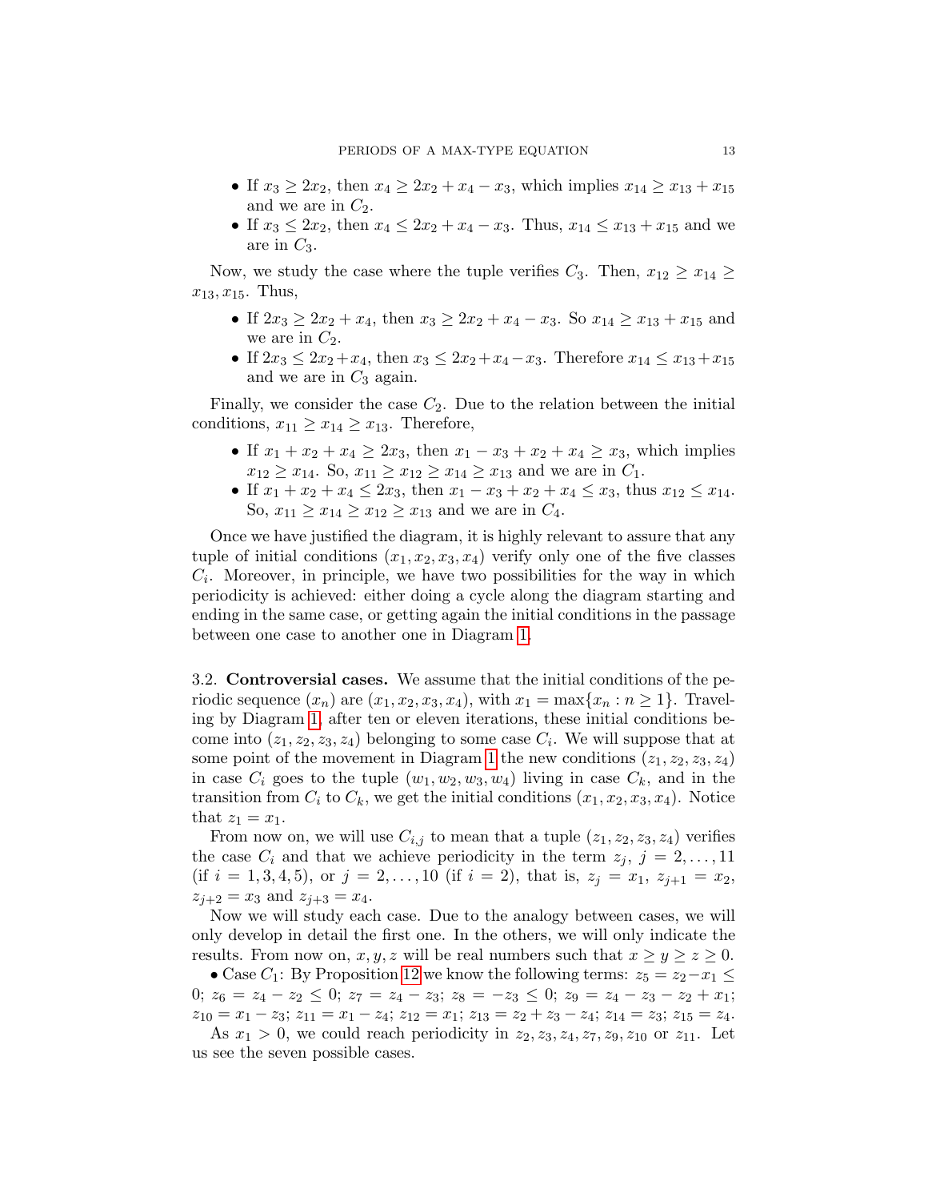- If $x_3 \geq 2x_2$, then $x_4 \geq 2x_2 + x_4 - x_3$, which implies $x_{14} \geq x_{13} + x_{15}$ and we are in $C_2$.
- If $x_3 \leq 2x_2$, then $x_4 \leq 2x_2 + x_4 - x_3$. Thus, $x_{14} \leq x_{13} + x_{15}$ and we are in $C_3$.

Now, we study the case where the tuple verifies $C_3$. Then, $x_{12} \geq x_{14} \geq x_{13}, x_{15}$. Thus,

- If $2x_3 \geq 2x_2 + x_4$, then $x_3 \geq 2x_2 + x_4 - x_3$. So $x_{14} \geq x_{13} + x_{15}$ and we are in $C_2$.
- If $2x_3 \leq 2x_2 + x_4$, then $x_3 \leq 2x_2 + x_4 - x_3$. Therefore $x_{14} \leq x_{13} + x_{15}$ and we are in $C_3$ again.

Finally, we consider the case $C_2$. Due to the relation between the initial conditions, $x_{11} \geq x_{14} \geq x_{13}$. Therefore,

- If $x_1 + x_2 + x_4 \geq 2x_3$, then $x_1 - x_3 + x_2 + x_4 \geq x_3$, which implies $x_{12} \geq x_{14}$. So, $x_{11} \geq x_{12} \geq x_{14} \geq x_{13}$ and we are in $C_1$.
- If $x_1 + x_2 + x_4 \leq 2x_3$, then $x_1 - x_3 + x_2 + x_4 \leq x_3$, thus $x_{12} \leq x_{14}$. So, $x_{11} \geq x_{14} \geq x_{12} \geq x_{13}$ and we are in $C_4$.

Once we have justified the diagram, it is highly relevant to assure that any tuple of initial conditions $(x_1, x_2, x_3, x_4)$ verify only one of the five classes $C_i$. Moreover, in principle, we have two possibilities for the way in which periodicity is achieved: either doing a cycle along the diagram starting and ending in the same case, or getting again the initial conditions in the passage between one case to another one in Diagram 1.

### 3.2. **Controversial cases.**

We assume that the initial conditions of the periodic sequence $(x_n)$ are $(x_1, x_2, x_3, x_4)$, with $x_1 = \max\{x_n : n \geq 1\}$. Traveling by Diagram 1, after ten or eleven iterations, these initial conditions become into $(z_1, z_2, z_3, z_4)$ belonging to some case $C_i$. We will suppose that at some point of the movement in Diagram 1 the new conditions $(z_1, z_2, z_3, z_4)$ in case $C_i$ goes to the tuple $(w_1, w_2, w_3, w_4)$ living in case $C_k$, and in the transition from $C_i$ to $C_k$, we get the initial conditions $(x_1, x_2, x_3, x_4)$. Notice that $z_1 = x_1$.

From now on, we will use $C_{i,j}$ to mean that a tuple $(z_1, z_2, z_3, z_4)$ verifies the case $C_i$ and that we achieve periodicity in the term $z_j$, $j = 2, \ldots, 11$ (if $i = 1, 3, 4, 5$), or $j = 2, \ldots, 10$ (if $i = 2$), that is, $z_j = x_1$, $z_{j+1} = x_2$, $z_{j+2} = x_3$ and $z_{j+3} = x_4$.

Now we will study each case. Due to the analogy between cases, we will only develop in detail the first one. In the others, we will only indicate the results. From now on, $x, y, z$ will be real numbers such that $x \geq y \geq z \geq 0$.

• Case $C_1$: By Proposition 12 we know the following terms: $z_5 = z_2 - x_1 \leq 0$; $z_6 = z_4 - z_2 \leq 0$; $z_7 = z_4 - z_3$; $z_8 = -z_3 \leq 0$; $z_9 = z_4 - z_3 - z_2 + x_1$; $z_{10} = x_1 - z_3$; $z_{11} = x_1 - z_4$; $z_{12} = x_1$; $z_{13} = z_2 + z_3 - z_4$; $z_{14} = z_3$; $z_{15} = z_4$.

As $x_1 > 0$, we could reach periodicity in $z_2, z_3, z_4, z_7, z_9, z_{10}$ or $z_{11}$. Let us see the seven possible cases.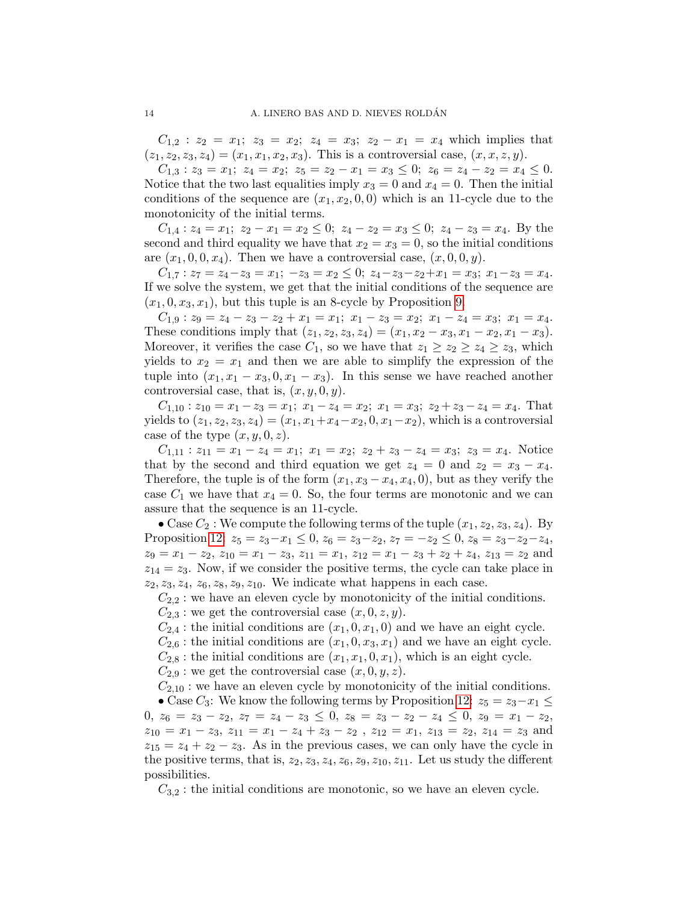$C_{1,2}$ : $z_2 = x_1$; $z_3 = x_2$; $z_4 = x_3$; $z_2 - x_1 = x_4$ which implies that $(z_1, z_2, z_3, z_4) = (x_1, x_1, x_2, x_3)$. This is a controversial case, $(x, x, z, y)$.

$C_{1,3}$ : $z_3 = x_1$; $z_4 = x_2$; $z_5 = z_2 - x_1 = x_3 \leq 0$; $z_6 = z_4 - z_2 = x_4 \leq 0$. Notice that the two last equalities imply $x_3 = 0$ and $x_4 = 0$. Then the initial conditions of the sequence are $(x_1, x_2, 0, 0)$ which is an 11-cycle due to the monotonicity of the initial terms.

$C_{1,4}$ : $z_4 = x_1$; $z_2 - x_1 = x_2 \leq 0$; $z_4 - z_2 = x_3 \leq 0$; $z_4 - z_3 = x_4$. By the second and third equality we have that $x_2 = x_3 = 0$, so the initial conditions are $(x_1, 0, 0, x_4)$. Then we have a controversial case, $(x, 0, 0, y)$.

$C_{1,7}$ : $z_7 = z_4 - z_3 = x_1$; $-z_3 = x_2 \leq 0$; $z_4 - z_3 - z_2 + x_1 = x_3$; $x_1 - z_3 = x_4$. If we solve the system, we get that the initial conditions of the sequence are $(x_1, 0, x_3, x_1)$, but this tuple is an 8-cycle by Proposition 9.

$C_{1,9}$ : $z_9 = z_4 - z_3 - z_2 + x_1 = x_1$; $x_1 - z_3 = x_2$; $x_1 - z_4 = x_3$; $x_1 = x_4$. These conditions imply that $(z_1, z_2, z_3, z_4) = (x_1, x_2 - x_3, x_1 - x_2, x_1 - x_3)$. Moreover, it verifies the case $C_1$, so we have that $z_1 \geq z_2 \geq z_4 \geq z_3$, which yields to $x_2 = x_1$ and then we are able to simplify the expression of the tuple into $(x_1, x_1 - x_3, 0, x_1 - x_3)$. In this sense we have reached another controversial case, that is, $(x, y, 0, y)$.

$C_{1,10}$ : $z_{10} = x_1 - z_3 = x_1$; $x_1 - z_4 = x_2$; $x_1 = x_3$; $z_2 + z_3 - z_4 = x_4$. That yields to $(z_1, z_2, z_3, z_4) = (x_1, x_1 + x_4 - x_2, 0, x_1 - x_2)$, which is a controversial case of the type $(x, y, 0, z)$.

$C_{1,11}$ : $z_{11} = x_1 - z_4 = x_1$; $x_1 = x_2$; $z_2 + z_3 - z_4 = x_3$; $z_3 = x_4$. Notice that by the second and third equation we get $z_4 = 0$ and $z_2 = x_3 - x_4$. Therefore, the tuple is of the form $(x_1, x_3 - x_4, x_4, 0)$, but as they verify the case $C_1$ we have that $x_4 = 0$. So, the four terms are monotonic and we can assure that the sequence is an 11-cycle.

• Case $C_2$ : We compute the following terms of the tuple $(x_1, z_2, z_3, z_4)$. By Proposition 12: $z_5 = z_3 - x_1 \leq 0$, $z_6 = z_3 - z_2$, $z_7 = -z_2 \leq 0$, $z_8 = z_3 - z_2 - z_4$, $z_9 = x_1 - z_2$, $z_{10} = x_1 - z_3$, $z_{11} = x_1$, $z_{12} = x_1 - z_3 + z_2 + z_4$, $z_{13} = z_2$ and $z_{14} = z_3$. Now, if we consider the positive terms, the cycle can take place in $z_2, z_3, z_4$, $z_6, z_8, z_9, z_{10}$. We indicate what happens in each case.

$C_{2,2}$ : we have an eleven cycle by monotonicity of the initial conditions.

$C_{2,3}$ : we get the controversial case $(x, 0, z, y)$.

$C_{2,4}$ : the initial conditions are $(x_1, 0, x_1, 0)$ and we have an eight cycle.

$C_{2,6}$ : the initial conditions are $(x_1, 0, x_3, x_1)$ and we have an eight cycle.

$C_{2,8}$ : the initial conditions are $(x_1, x_1, 0, x_1)$, which is an eight cycle.

$C_{2,9}$ : we get the controversial case $(x, 0, y, z)$.

$C_{2,10}$ : we have an eleven cycle by monotonicity of the initial conditions.

• Case $C_3$: We know the following terms by Proposition 12: $z_5 = z_3 - x_1 \leq 0$, $z_6 = z_3 - z_2$, $z_7 = z_4 - z_3 \leq 0$, $z_8 = z_3 - z_2 - z_4 \leq 0$, $z_9 = x_1 - z_2$, $z_{10} = x_1 - z_3$, $z_{11} = x_1 - z_4 + z_3 - z_2$ , $z_{12} = x_1$, $z_{13} = z_2$, $z_{14} = z_3$ and $z_{15} = z_4 + z_2 - z_3$. As in the previous cases, we can only have the cycle in the positive terms, that is, $z_2, z_3, z_4, z_6, z_9, z_{10}, z_{11}$. Let us study the different possibilities.

$C_{3,2}$ : the initial conditions are monotonic, so we have an eleven cycle.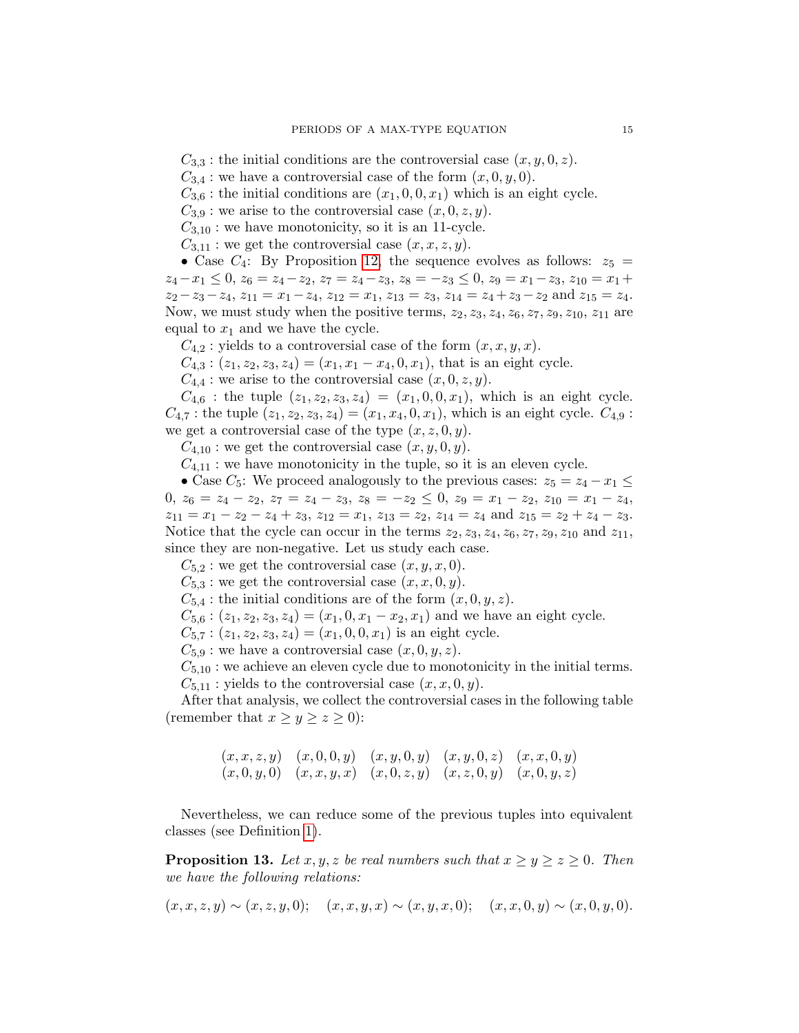$C_{3,3}$ : the initial conditions are the controversial case $(x, y, 0, z)$.

$C_{3,4}$ : we have a controversial case of the form $(x, 0, y, 0)$.

$C_{3,6}$ : the initial conditions are $(x_1, 0, 0, x_1)$ which is an eight cycle.

$C_{3,9}$ : we arise to the controversial case $(x, 0, z, y)$.

$C_{3,10}$ : we have monotonicity, so it is an 11-cycle.

$C_{3,11}$ : we get the controversial case $(x, x, z, y)$.

• Case $C_4$: By Proposition 12, the sequence evolves as follows: $z_5 = z_4 - x_1 \leq 0$, $z_6 = z_4 - z_2$, $z_7 = z_4 - z_3$, $z_8 = -z_3 \leq 0$, $z_9 = x_1 - z_3$, $z_{10} = x_1 + z_2 - z_3 - z_4$, $z_{11} = x_1 - z_4$, $z_{12} = x_1$, $z_{13} = z_3$, $z_{14} = z_4 + z_3 - z_2$ and $z_{15} = z_4$. Now, we must study when the positive terms, $z_2, z_3, z_4, z_6, z_7, z_9, z_{10}, z_{11}$ are equal to $x_1$ and we have the cycle.

$C_{4,2}$ : yields to a controversial case of the form $(x, x, y, x)$.

$C_{4,3}$ : $(z_1, z_2, z_3, z_4) = (x_1, x_1 - x_4, 0, x_1)$, that is an eight cycle.

$C_{4,4}$ : we arise to the controversial case $(x, 0, z, y)$.

$C_{4,6}$ : the tuple $(z_1, z_2, z_3, z_4) = (x_1, 0, 0, x_1)$, which is an eight cycle. $C_{4,7}$ : the tuple $(z_1, z_2, z_3, z_4) = (x_1, x_4, 0, x_1)$, which is an eight cycle. $C_{4,9}$ : we get a controversial case of the type $(x, z, 0, y)$.

$C_{4,10}$ : we get the controversial case $(x, y, 0, y)$.

$C_{4,11}$ : we have monotonicity in the tuple, so it is an eleven cycle.

• Case $C_5$: We proceed analogously to the previous cases: $z_5 = z_4 - x_1 \leq 0$, $z_6 = z_4 - z_2$, $z_7 = z_4 - z_3$, $z_8 = -z_2 \leq 0$, $z_9 = x_1 - z_2$, $z_{10} = x_1 - z_4$, $z_{11} = x_1 - z_2 - z_4 + z_3$, $z_{12} = x_1$, $z_{13} = z_2$, $z_{14} = z_4$ and $z_{15} = z_2 + z_4 - z_3$. Notice that the cycle can occur in the terms $z_2, z_3, z_4, z_6, z_7, z_9, z_{10}$ and $z_{11}$, since they are non-negative. Let us study each case.

$C_{5,2}$ : we get the controversial case $(x, y, x, 0)$.

$C_{5,3}$ : we get the controversial case $(x, x, 0, y)$.

$C_{5,4}$ : the initial conditions are of the form $(x, 0, y, z)$.

$C_{5,6}$ : $(z_1, z_2, z_3, z_4) = (x_1, 0, x_1 - x_2, x_1)$ and we have an eight cycle.

$C_{5,7}$ : $(z_1, z_2, z_3, z_4) = (x_1, 0, 0, x_1)$ is an eight cycle.

$C_{5,9}$ : we have a controversial case $(x, 0, y, z)$.

$C_{5,10}$ : we achieve an eleven cycle due to monotonicity in the initial terms.

$C_{5,11}$ : yields to the controversial case $(x, x, 0, y)$.

After that analysis, we collect the controversial cases in the following table (remember that $x \geq y \geq z \geq 0$):

| | | | | |
|---|---|---|---|---|
| $(x, x, z, y)$ | $(x, 0, 0, y)$ | $(x, y, 0, y)$ | $(x, y, 0, z)$ | $(x, x, 0, y)$ |
| $(x, 0, y, 0)$ | $(x, x, y, x)$ | $(x, 0, z, y)$ | $(x, z, 0, y)$ | $(x, 0, y, z)$ |

Nevertheless, we can reduce some of the previous tuples into equivalent classes (see Definition 1).

**Proposition 13.** *Let $x, y, z$ be real numbers such that $x \geq y \geq z \geq 0$. Then we have the following relations:*

$$(x, x, z, y) \sim (x, z, y, 0); \quad (x, x, y, x) \sim (x, y, x, 0); \quad (x, x, 0, y) \sim (x, 0, y, 0).$$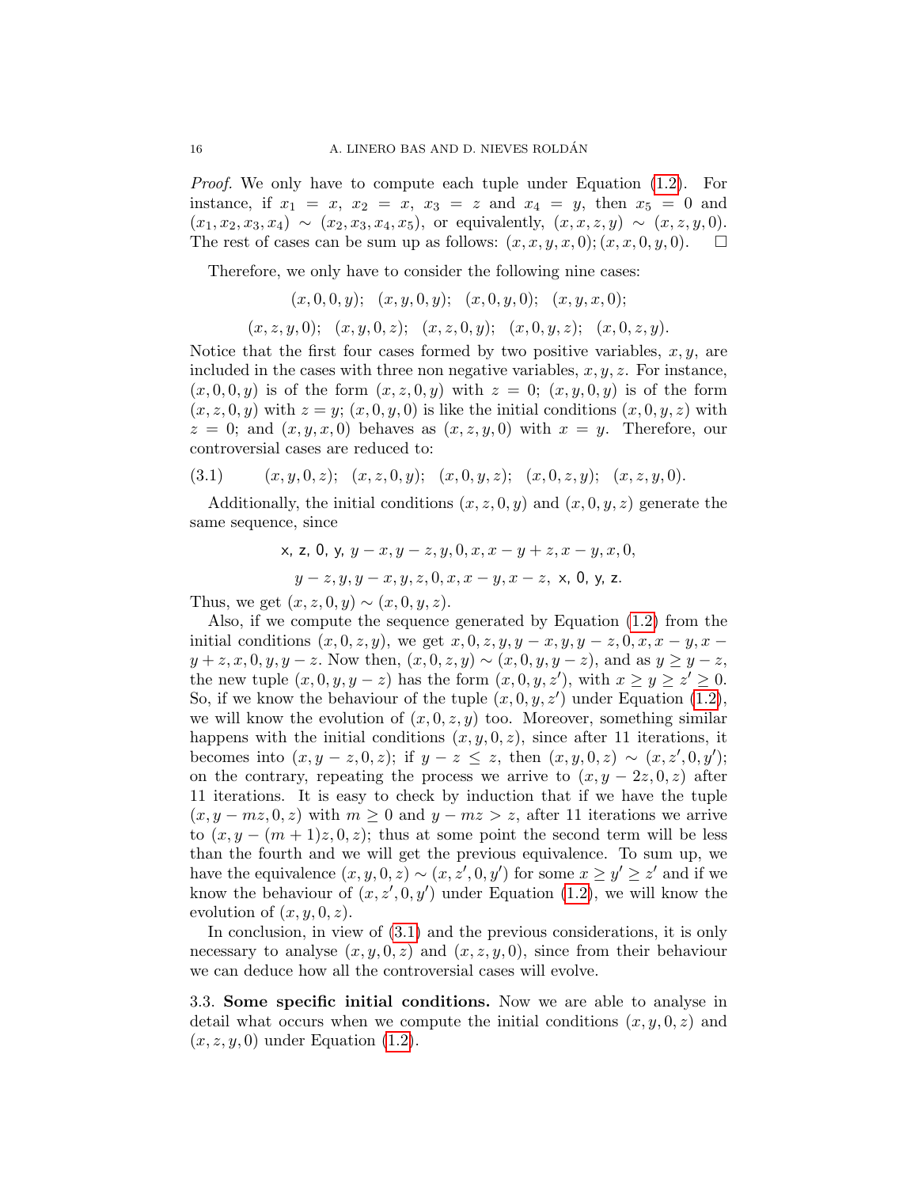*Proof.* We only have to compute each tuple under Equation (1.2). For instance, if $x_1 = x$, $x_2 = x$, $x_3 = z$ and $x_4 = y$, then $x_5 = 0$ and $(x_1, x_2, x_3, x_4) \sim (x_2, x_3, x_4, x_5)$, or equivalently, $(x, x, z, y) \sim (x, z, y, 0)$. The rest of cases can be sum up as follows: $(x, x, y, x, 0); (x, x, 0, y, 0)$. $\square$

Therefore, we only have to consider the following nine cases:

$$(x, 0, 0, y); \quad (x, y, 0, y); \quad (x, 0, y, 0); \quad (x, y, x, 0);$$

$$(x, z, y, 0); \quad (x, y, 0, z); \quad (x, z, 0, y); \quad (x, 0, y, z); \quad (x, 0, z, y).$$

Notice that the first four cases formed by two positive variables, $x, y$, are included in the cases with three non negative variables, $x, y, z$. For instance, $(x, 0, 0, y)$ is of the form $(x, z, 0, y)$ with $z = 0$; $(x, y, 0, y)$ is of the form $(x, z, 0, y)$ with $z = y$; $(x, 0, y, 0)$ is like the initial conditions $(x, 0, y, z)$ with $z = 0$; and $(x, y, x, 0)$ behaves as $(x, z, y, 0)$ with $x = y$. Therefore, our controversial cases are reduced to:

$$(3.1) \qquad (x, y, 0, z); \quad (x, z, 0, y); \quad (x, 0, y, z); \quad (x, 0, z, y); \quad (x, z, y, 0).$$

Additionally, the initial conditions $(x, z, 0, y)$ and $(x, 0, y, z)$ generate the same sequence, since

$$\text{x, z, 0, y, } y - x, y - z, y, 0, x, x - y + z, x - y, x, 0,$$

$$y - z, y, y - x, y, z, 0, x, x - y, x - z, \text{ x, 0, y, z.}$$

Thus, we get $(x, z, 0, y) \sim (x, 0, y, z)$.

Also, if we compute the sequence generated by Equation (1.2) from the initial conditions $(x, 0, z, y)$, we get $x, 0, z, y, y - x, y, y - z, 0, x, x - y, x - y + z, x, 0, y, y - z$. Now then, $(x, 0, z, y) \sim (x, 0, y, y - z)$, and as $y \geq y - z$, the new tuple $(x, 0, y, y - z)$ has the form $(x, 0, y, z')$, with $x \geq y \geq z' \geq 0$. So, if we know the behaviour of the tuple $(x, 0, y, z')$ under Equation (1.2), we will know the evolution of $(x, 0, z, y)$ too. Moreover, something similar happens with the initial conditions $(x, y, 0, z)$, since after 11 iterations, it becomes into $(x, y - z, 0, z)$; if $y - z \leq z$, then $(x, y, 0, z) \sim (x, z', 0, y')$; on the contrary, repeating the process we arrive to $(x, y - 2z, 0, z)$ after 11 iterations. It is easy to check by induction that if we have the tuple $(x, y - mz, 0, z)$ with $m \geq 0$ and $y - mz > z$, after 11 iterations we arrive to $(x, y - (m + 1)z, 0, z)$; thus at some point the second term will be less than the fourth and we will get the previous equivalence. To sum up, we have the equivalence $(x, y, 0, z) \sim (x, z', 0, y')$ for some $x \geq y' \geq z'$ and if we know the behaviour of $(x, z', 0, y')$ under Equation (1.2), we will know the evolution of $(x, y, 0, z)$.

In conclusion, in view of (3.1) and the previous considerations, it is only necessary to analyse $(x, y, 0, z)$ and $(x, z, y, 0)$, since from their behaviour we can deduce how all the controversial cases will evolve.

3.3. **Some specific initial conditions.** Now we are able to analyse in detail what occurs when we compute the initial conditions $(x, y, 0, z)$ and $(x, z, y, 0)$ under Equation (1.2).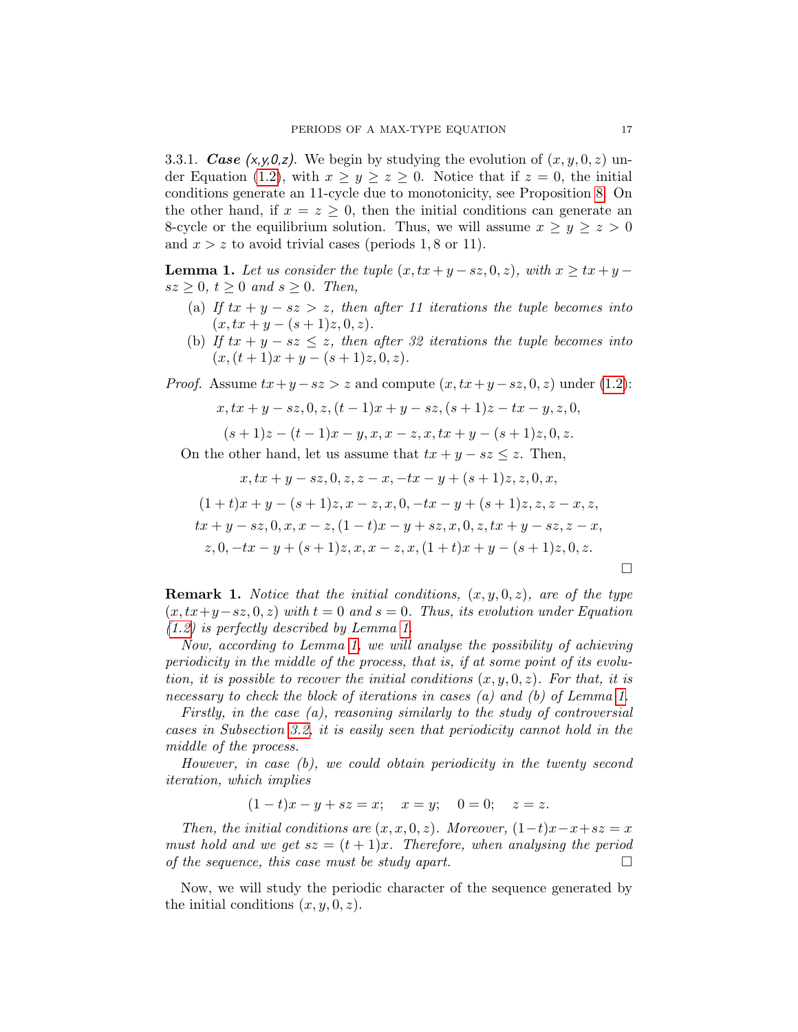3.3.1. ***Case (x,y,0,z)***. We begin by studying the evolution of $(x, y, 0, z)$ under Equation (1.2), with $x \geq y \geq z \geq 0$. Notice that if $z = 0$, the initial conditions generate an 11-cycle due to monotonicity, see Proposition 8. On the other hand, if $x = z \geq 0$, then the initial conditions can generate an 8-cycle or the equilibrium solution. Thus, we will assume $x \geq y \geq z > 0$ and $x > z$ to avoid trivial cases (periods $1, 8$ or $11$).

**Lemma 1.** *Let us consider the tuple $(x, tx + y - sz, 0, z)$, with $x \geq tx + y - sz \geq 0$, $t \geq 0$ and $s \geq 0$. Then,*

- (a) *If $tx + y - sz > z$, then after 11 iterations the tuple becomes into $(x, tx + y - (s + 1)z, 0, z)$.*
- (b) *If $tx + y - sz \leq z$, then after 32 iterations the tuple becomes into $(x, (t + 1)x + y - (s + 1)z, 0, z)$.*

*Proof.* Assume $tx + y - sz > z$ and compute $(x, tx + y - sz, 0, z)$ under (1.2):

$$x, tx + y - sz, 0, z, (t - 1)x + y - sz, (s + 1)z - tx - y, z, 0,$$

$$(s + 1)z - (t - 1)x - y, x, x - z, x, tx + y - (s + 1)z, 0, z.$$

On the other hand, let us assume that $tx + y - sz \leq z$. Then,

$$x, tx + y - sz, 0, z, z - x, -tx - y + (s + 1)z, z, 0, x,$$

$$(1 + t)x + y - (s + 1)z, x - z, x, 0, -tx - y + (s + 1)z, z, z - x, z,$$

$$tx + y - sz, 0, x, x - z, (1 - t)x - y + sz, x, 0, z, tx + y - sz, z - x,$$

$$z, 0, -tx - y + (s + 1)z, x, x - z, x, (1 + t)x + y - (s + 1)z, 0, z.$$

$\square$

**Remark 1.** *Notice that the initial conditions, $(x, y, 0, z)$, are of the type $(x, tx + y - sz, 0, z)$ with $t = 0$ and $s = 0$. Thus, its evolution under Equation (1.2) is perfectly described by Lemma 1.*

*Now, according to Lemma 1, we will analyse the possibility of achieving periodicity in the middle of the process, that is, if at some point of its evolution, it is possible to recover the initial conditions $(x, y, 0, z)$. For that, it is necessary to check the block of iterations in cases (a) and (b) of Lemma 1.*

*Firstly, in the case (a), reasoning similarly to the study of controversial cases in Subsection 3.2, it is easily seen that periodicity cannot hold in the middle of the process.*

*However, in case (b), we could obtain periodicity in the twenty second iteration, which implies*

$$(1 - t)x - y + sz = x; \quad x = y; \quad 0 = 0; \quad z = z.$$

*Then, the initial conditions are $(x, x, 0, z)$. Moreover, $(1 - t)x - x + sz = x$ must hold and we get $sz = (t + 1)x$. Therefore, when analysing the period of the sequence, this case must be study apart.* $\square$

Now, we will study the periodic character of the sequence generated by the initial conditions $(x, y, 0, z)$.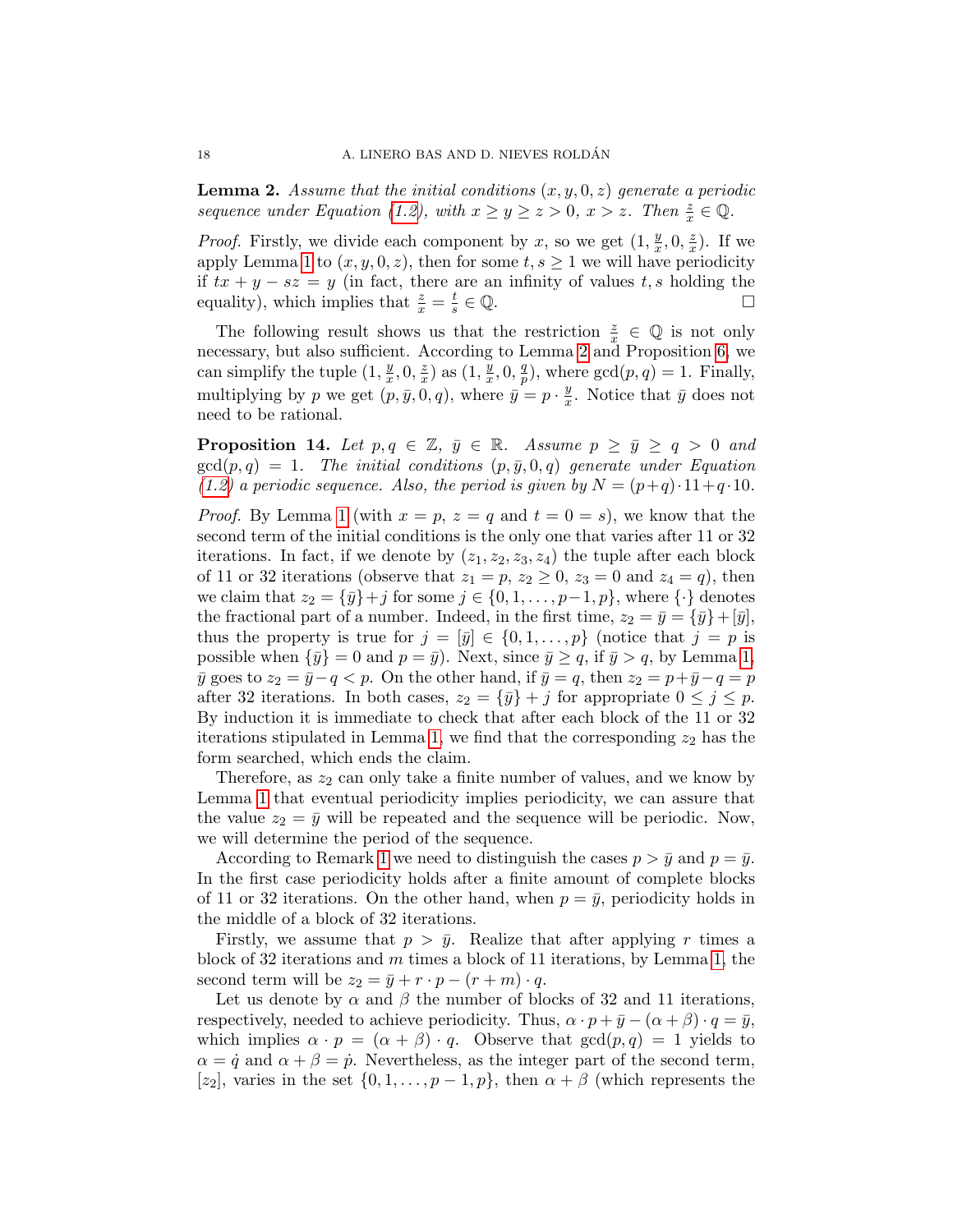**Lemma 2.** *Assume that the initial conditions $(x, y, 0, z)$ generate a periodic sequence under Equation (1.2), with $x \geq y \geq z > 0$, $x > z$. Then $\frac{z}{x} \in \mathbb{Q}$.*

*Proof.* Firstly, we divide each component by $x$, so we get $(1, \frac{y}{x}, 0, \frac{z}{x})$. If we apply Lemma 1 to $(x, y, 0, z)$, then for some $t, s \geq 1$ we will have periodicity if $tx + y - sz = y$ (in fact, there are an infinity of values $t, s$ holding the equality), which implies that $\frac{z}{x} = \frac{t}{s} \in \mathbb{Q}$. □

The following result shows us that the restriction $\frac{z}{x} \in \mathbb{Q}$ is not only necessary, but also sufficient. According to Lemma 2 and Proposition 6, we can simplify the tuple $(1, \frac{y}{x}, 0, \frac{z}{x})$ as $(1, \frac{y}{x}, 0, \frac{q}{p})$, where $\gcd(p, q) = 1$. Finally, multiplying by $p$ we get $(p, \bar{y}, 0, q)$, where $\bar{y} = p \cdot \frac{y}{x}$. Notice that $\bar{y}$ does not need to be rational.

**Proposition 14.** *Let $p, q \in \mathbb{Z}$, $\bar{y} \in \mathbb{R}$. Assume $p \geq \bar{y} \geq q > 0$ and $\gcd(p, q) = 1$. The initial conditions $(p, \bar{y}, 0, q)$ generate under Equation (1.2) a periodic sequence. Also, the period is given by $N = (p+q) \cdot 11 + q \cdot 10$.*

*Proof.* By Lemma 1 (with $x = p$, $z = q$ and $t = 0 = s$), we know that the second term of the initial conditions is the only one that varies after 11 or 32 iterations. In fact, if we denote by $(z_1, z_2, z_3, z_4)$ the tuple after each block of 11 or 32 iterations (observe that $z_1 = p$, $z_2 \geq 0$, $z_3 = 0$ and $z_4 = q$), then we claim that $z_2 = \{\bar{y}\} + j$ for some $j \in \{0, 1, \ldots, p-1, p\}$, where $\{\cdot\}$ denotes the fractional part of a number. Indeed, in the first time, $z_2 = \bar{y} = \{\bar{y}\} + [\bar{y}]$, thus the property is true for $j = [\bar{y}] \in \{0, 1, \ldots, p\}$ (notice that $j = p$ is possible when $\{\bar{y}\} = 0$ and $p = \bar{y}$). Next, since $\bar{y} \geq q$, if $\bar{y} > q$, by Lemma 1, $\bar{y}$ goes to $z_2 = \bar{y} - q < p$. On the other hand, if $\bar{y} = q$, then $z_2 = p + \bar{y} - q = p$ after 32 iterations. In both cases, $z_2 = \{\bar{y}\} + j$ for appropriate $0 \leq j \leq p$. By induction it is immediate to check that after each block of the 11 or 32 iterations stipulated in Lemma 1, we find that the corresponding $z_2$ has the form searched, which ends the claim.

Therefore, as $z_2$ can only take a finite number of values, and we know by Lemma 1 that eventual periodicity implies periodicity, we can assure that the value $z_2 = \bar{y}$ will be repeated and the sequence will be periodic. Now, we will determine the period of the sequence.

According to Remark 1 we need to distinguish the cases $p > \bar{y}$ and $p = \bar{y}$. In the first case periodicity holds after a finite amount of complete blocks of 11 or 32 iterations. On the other hand, when $p = \bar{y}$, periodicity holds in the middle of a block of 32 iterations.

Firstly, we assume that $p > \bar{y}$. Realize that after applying $r$ times a block of 32 iterations and $m$ times a block of 11 iterations, by Lemma 1, the second term will be $z_2 = \bar{y} + r \cdot p - (r + m) \cdot q$.

Let us denote by $\alpha$ and $\beta$ the number of blocks of 32 and 11 iterations, respectively, needed to achieve periodicity. Thus, $\alpha \cdot p + \bar{y} - (\alpha + \beta) \cdot q = \bar{y}$, which implies $\alpha \cdot p = (\alpha + \beta) \cdot q$. Observe that $\gcd(p, q) = 1$ yields to $\alpha = \dot{q}$ and $\alpha + \beta = \dot{p}$. Nevertheless, as the integer part of the second term, $[z_2]$, varies in the set $\{0, 1, \ldots, p-1, p\}$, then $\alpha + \beta$ (which represents the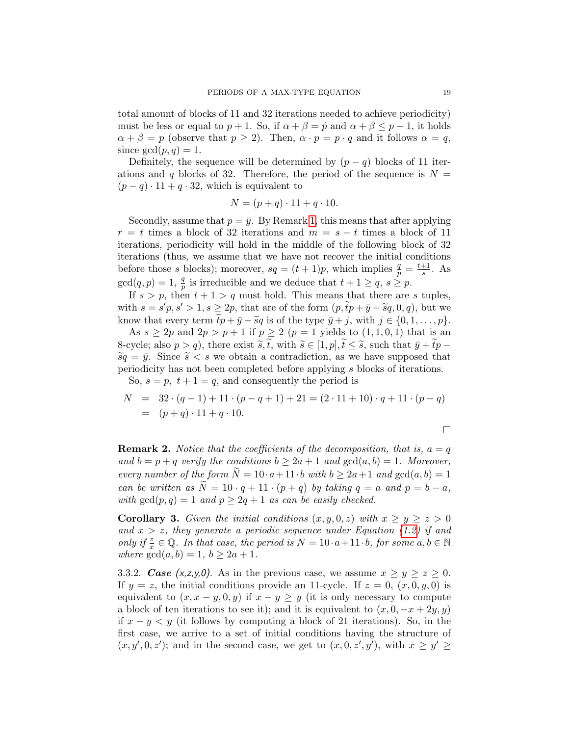total amount of blocks of 11 and 32 iterations needed to achieve periodicity) must be less or equal to $p+1$. So, if $\alpha+\beta=\dot{p}$ and $\alpha+\beta\leq p+1$, it holds $\alpha+\beta=p$ (observe that $p\geq 2$). Then, $\alpha\cdot p=p\cdot q$ and it follows $\alpha=q$, since $\gcd(p,q)=1$.

Definitely, the sequence will be determined by $(p-q)$ blocks of 11 iterations and $q$ blocks of 32. Therefore, the period of the sequence is $N=(p-q)\cdot 11+q\cdot 32$, which is equivalent to

$$N=(p+q)\cdot 11+q\cdot 10.$$

Secondly, assume that $p=\bar{y}$. By Remark 1, this means that after applying $r=t$ times a block of 32 iterations and $m=s-t$ times a block of 11 iterations, periodicity will hold in the middle of the following block of 32 iterations (thus, we assume that we have not recover the initial conditions before those $s$ blocks); moreover, $sq=(t+1)p$, which implies $\frac{q}{p}=\frac{t+1}{s}$. As $\gcd(q,p)=1$, $\frac{q}{p}$ is irreducible and we deduce that $t+1\geq q$, $s\geq p$.

If $s>p$, then $t+1>q$ must hold. This means that there are $s$ tuples, with $s=s'p, s'>1, s\geq 2p$, that are of the form $(p,\widetilde{t}p+\bar{y}-\widetilde{s}q,0,q)$, but we know that every term $\widetilde{t}p+\bar{y}-\widetilde{s}q$ is of the type $\bar{y}+j$, with $j\in\{0,1,\ldots,p\}$.

As $s\geq 2p$ and $2p>p+1$ if $p\geq 2$ ($p=1$ yields to $(1,1,0,1)$ that is an 8-cycle; also $p>q$), there exist $\widetilde{s},\widetilde{t}$, with $\widetilde{s}\in[1,p], \widetilde{t}\leq\widetilde{s}$, such that $\bar{y}+\widetilde{t}p-\widetilde{s}q=\bar{y}$. Since $\widetilde{s}<s$ we obtain a contradiction, as we have supposed that periodicity has not been completed before applying $s$ blocks of iterations.

So, $s=p$, $t+1=q$, and consequently the period is

$$\begin{aligned} N &= 32\cdot(q-1)+11\cdot(p-q+1)+21=(2\cdot 11+10)\cdot q+11\cdot(p-q)\\ &= (p+q)\cdot 11+q\cdot 10. \end{aligned}$$

$\square$

**Remark 2.** *Notice that the coefficients of the decomposition, that is, $a=q$ and $b=p+q$ verify the conditions $b\geq 2a+1$ and $\gcd(a,b)=1$. Moreover, every number of the form $\widetilde{N}=10\cdot a+11\cdot b$ with $b\geq 2a+1$ and $\gcd(a,b)=1$ can be written as $\widetilde{N}=10\cdot q+11\cdot(p+q)$ by taking $q=a$ and $p=b-a$, with $\gcd(p,q)=1$ and $p\geq 2q+1$ as can be easily checked.*

**Corollary 3.** *Given the initial conditions $(x,y,0,z)$ with $x\geq y\geq z>0$ and $x>z$, they generate a periodic sequence under Equation (1.2) if and only if $\frac{z}{x}\in\mathbb{Q}$. In that case, the period is $N=10\cdot a+11\cdot b$, for some $a,b\in\mathbb{N}$ where $\gcd(a,b)=1$, $b\geq 2a+1$.*

3.3.2. ***Case (x,z,y,0).*** As in the previous case, we assume $x\geq y\geq z\geq 0$. If $y=z$, the initial conditions provide an 11-cycle. If $z=0$, $(x,0,y,0)$ is equivalent to $(x,x-y,0,y)$ if $x-y\geq y$ (it is only necessary to compute a block of ten iterations to see it); and it is equivalent to $(x,0,-x+2y,y)$ if $x-y<y$ (it follows by computing a block of 21 iterations). So, in the first case, we arrive to a set of initial conditions having the structure of $(x,y',0,z')$; and in the second case, we get to $(x,0,z',y')$, with $x\geq y'\geq$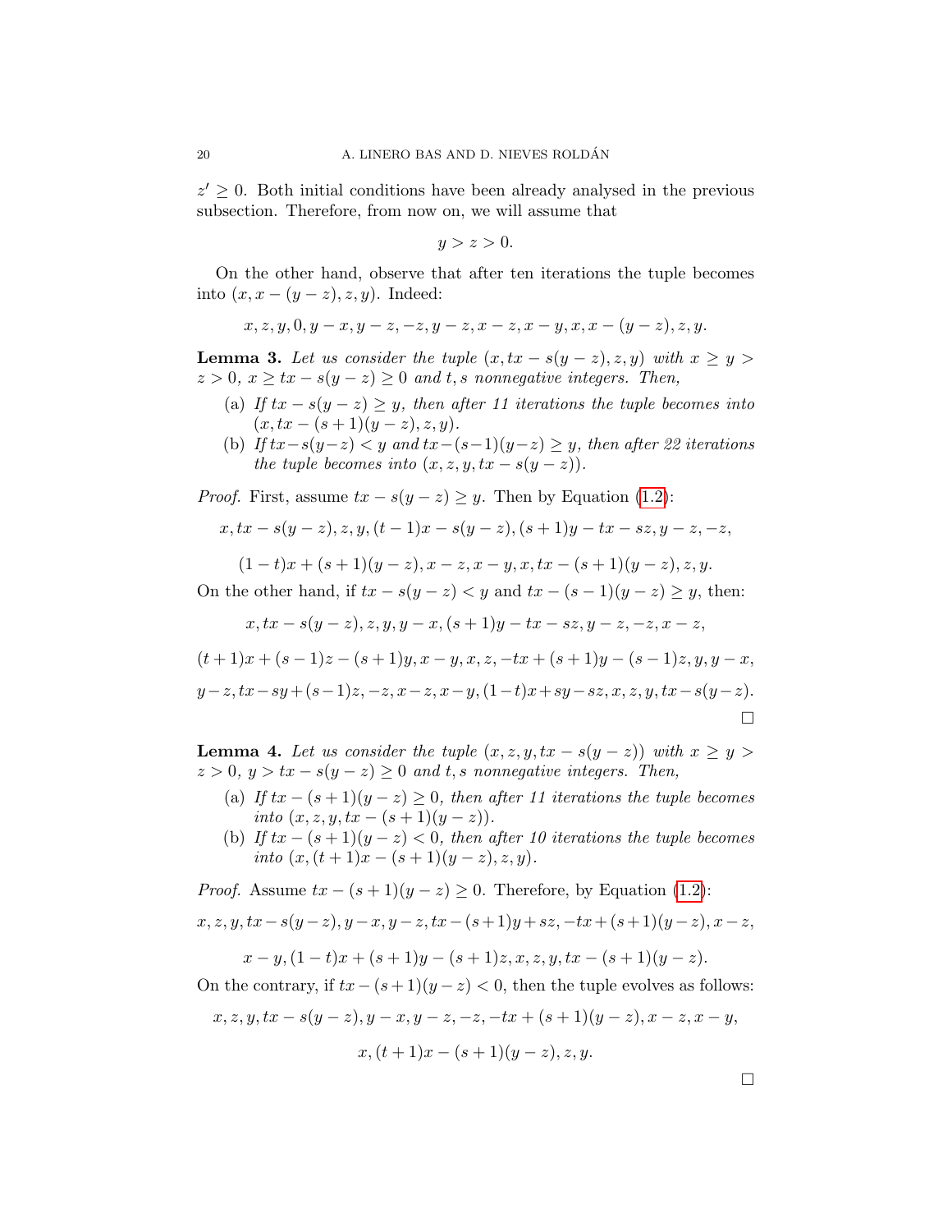$z' \geq 0$. Both initial conditions have been already analysed in the previous subsection. Therefore, from now on, we will assume that

$$y > z > 0.$$

On the other hand, observe that after ten iterations the tuple becomes into $(x, x-(y-z), z, y)$. Indeed:

$$x, z, y, 0, y-x, y-z, -z, y-z, x-z, x-y, x, x-(y-z), z, y.$$

**Lemma 3.** *Let us consider the tuple $(x, tx - s(y-z), z, y)$ with $x \geq y > z > 0$, $x \geq tx - s(y-z) \geq 0$ and $t, s$ nonnegative integers. Then,*

- (a) *If $tx - s(y-z) \geq y$, then after 11 iterations the tuple becomes into $(x, tx - (s+1)(y-z), z, y)$.*
- (b) *If $tx - s(y-z) < y$ and $tx - (s-1)(y-z) \geq y$, then after 22 iterations the tuple becomes into $(x, z, y, tx - s(y-z))$.*

*Proof.* First, assume $tx - s(y-z) \geq y$. Then by Equation (1.2):

$$x, tx - s(y-z), z, y, (t-1)x - s(y-z), (s+1)y - tx - sz, y-z, -z,$$

$$(1-t)x + (s+1)(y-z), x-z, x-y, x, tx - (s+1)(y-z), z, y.$$

On the other hand, if $tx - s(y-z) < y$ and $tx - (s-1)(y-z) \geq y$, then:

$$x, tx - s(y-z), z, y, y-x, (s+1)y - tx - sz, y-z, -z, x-z,$$

$$(t+1)x + (s-1)z - (s+1)y, x-y, x, z, -tx + (s+1)y - (s-1)z, y, y-x,$$

$$y-z, tx - sy + (s-1)z, -z, x-z, x-y, (1-t)x + sy - sz, x, z, y, tx - s(y-z).$$

$\square$

**Lemma 4.** *Let us consider the tuple $(x, z, y, tx - s(y-z))$ with $x \geq y > z > 0$, $y > tx - s(y-z) \geq 0$ and $t, s$ nonnegative integers. Then,*

- (a) *If $tx - (s+1)(y-z) \geq 0$, then after 11 iterations the tuple becomes into $(x, z, y, tx - (s+1)(y-z))$.*
- (b) *If $tx - (s+1)(y-z) < 0$, then after 10 iterations the tuple becomes into $(x, (t+1)x - (s+1)(y-z), z, y)$.*

*Proof.* Assume $tx - (s+1)(y-z) \geq 0$. Therefore, by Equation (1.2):

$$x, z, y, tx - s(y-z), y-x, y-z, tx - (s+1)y + sz, -tx + (s+1)(y-z), x-z,$$

$$x-y, (1-t)x + (s+1)y - (s+1)z, x, z, y, tx - (s+1)(y-z).$$

On the contrary, if $tx - (s+1)(y-z) < 0$, then the tuple evolves as follows:

$$x, z, y, tx - s(y-z), y-x, y-z, -z, -tx + (s+1)(y-z), x-z, x-y,$$

$$x, (t+1)x - (s+1)(y-z), z, y.$$

$\square$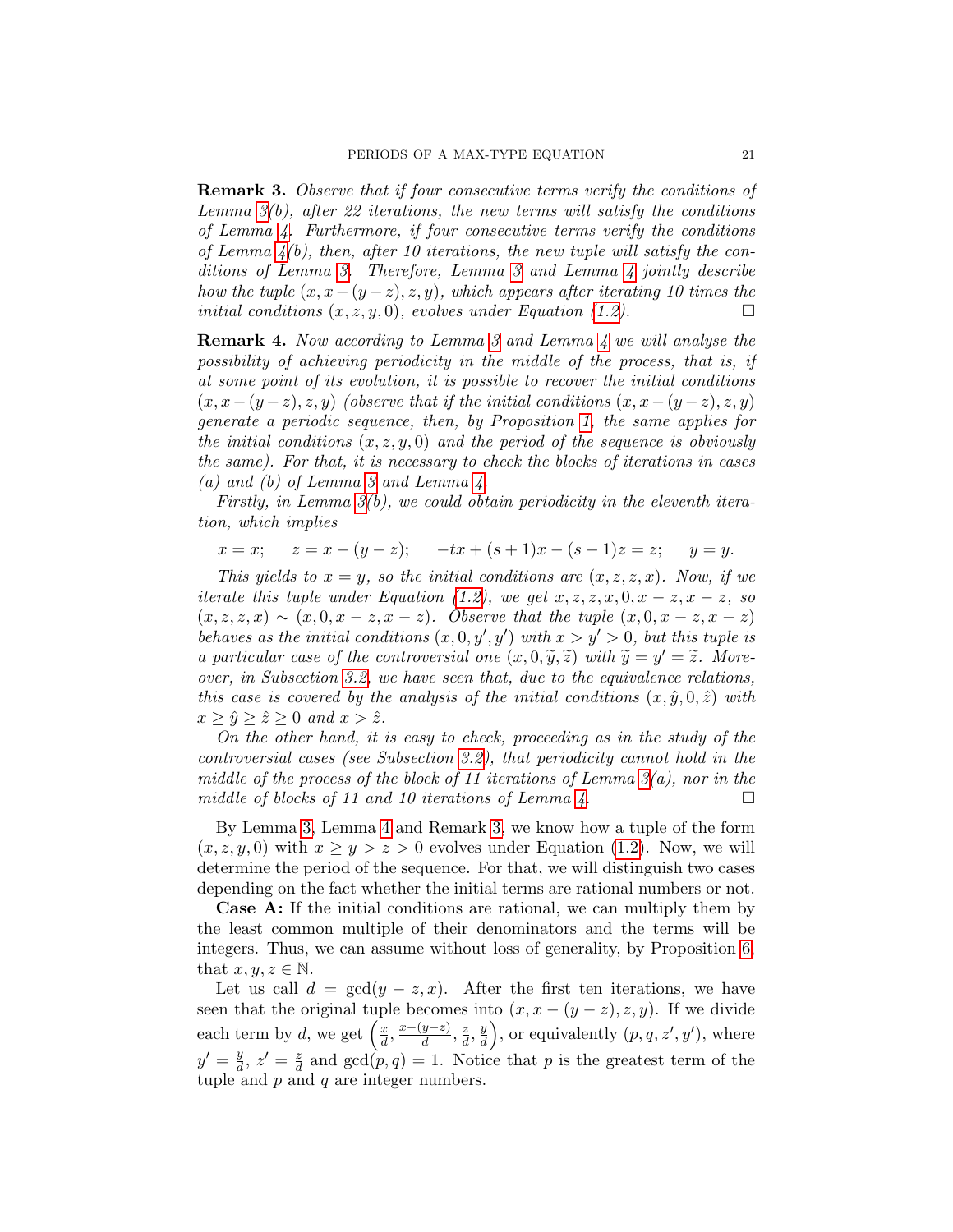**Remark 3.** *Observe that if four consecutive terms verify the conditions of Lemma 3(b), after 22 iterations, the new terms will satisfy the conditions of Lemma 4. Furthermore, if four consecutive terms verify the conditions of Lemma 4(b), then, after 10 iterations, the new tuple will satisfy the conditions of Lemma 3. Therefore, Lemma 3 and Lemma 4 jointly describe how the tuple $(x, x-(y-z), z, y)$, which appears after iterating 10 times the initial conditions $(x, z, y, 0)$, evolves under Equation (1.2).* □

**Remark 4.** *Now according to Lemma 3 and Lemma 4 we will analyse the possibility of achieving periodicity in the middle of the process, that is, if at some point of its evolution, it is possible to recover the initial conditions $(x, x-(y-z), z, y)$ (observe that if the initial conditions $(x, x-(y-z), z, y)$ generate a periodic sequence, then, by Proposition 1, the same applies for the initial conditions $(x, z, y, 0)$ and the period of the sequence is obviously the same). For that, it is necessary to check the blocks of iterations in cases (a) and (b) of Lemma 3 and Lemma 4.*

*Firstly, in Lemma 3(b), we could obtain periodicity in the eleventh iteration, which implies*

$$x = x; \quad z = x-(y-z); \quad -tx+(s+1)x-(s-1)z = z; \quad y = y.$$

*This yields to $x = y$, so the initial conditions are $(x, z, z, x)$. Now, if we iterate this tuple under Equation (1.2), we get $x, z, z, x, 0, x-z, x-z$, so $(x, z, z, x) \sim (x, 0, x-z, x-z)$. Observe that the tuple $(x, 0, x-z, x-z)$ behaves as the initial conditions $(x, 0, y', y')$ with $x > y' > 0$, but this tuple is a particular case of the controversial one $(x, 0, \widetilde{y}, \widetilde{z})$ with $\widetilde{y} = y' = \widetilde{z}$. Moreover, in Subsection 3.2, we have seen that, due to the equivalence relations, this case is covered by the analysis of the initial conditions $(x, \hat{y}, 0, \hat{z})$ with $x \geq \hat{y} \geq \hat{z} \geq 0$ and $x > \hat{z}$.*

*On the other hand, it is easy to check, proceeding as in the study of the controversial cases (see Subsection 3.2), that periodicity cannot hold in the middle of the process of the block of 11 iterations of Lemma 3(a), nor in the middle of blocks of 11 and 10 iterations of Lemma 4.* □

By Lemma 3, Lemma 4 and Remark 3, we know how a tuple of the form $(x, z, y, 0)$ with $x \geq y > z > 0$ evolves under Equation (1.2). Now, we will determine the period of the sequence. For that, we will distinguish two cases depending on the fact whether the initial terms are rational numbers or not.

**Case A:** If the initial conditions are rational, we can multiply them by the least common multiple of their denominators and the terms will be integers. Thus, we can assume without loss of generality, by Proposition 6, that $x, y, z \in \mathbb{N}$.

Let us call $d = \gcd(y-z, x)$. After the first ten iterations, we have seen that the original tuple becomes into $(x, x-(y-z), z, y)$. If we divide each term by $d$, we get $\left(\frac{x}{d}, \frac{x-(y-z)}{d}, \frac{z}{d}, \frac{y}{d}\right)$, or equivalently $(p, q, z', y')$, where $y' = \frac{y}{d}$, $z' = \frac{z}{d}$ and $\gcd(p, q) = 1$. Notice that $p$ is the greatest term of the tuple and $p$ and $q$ are integer numbers.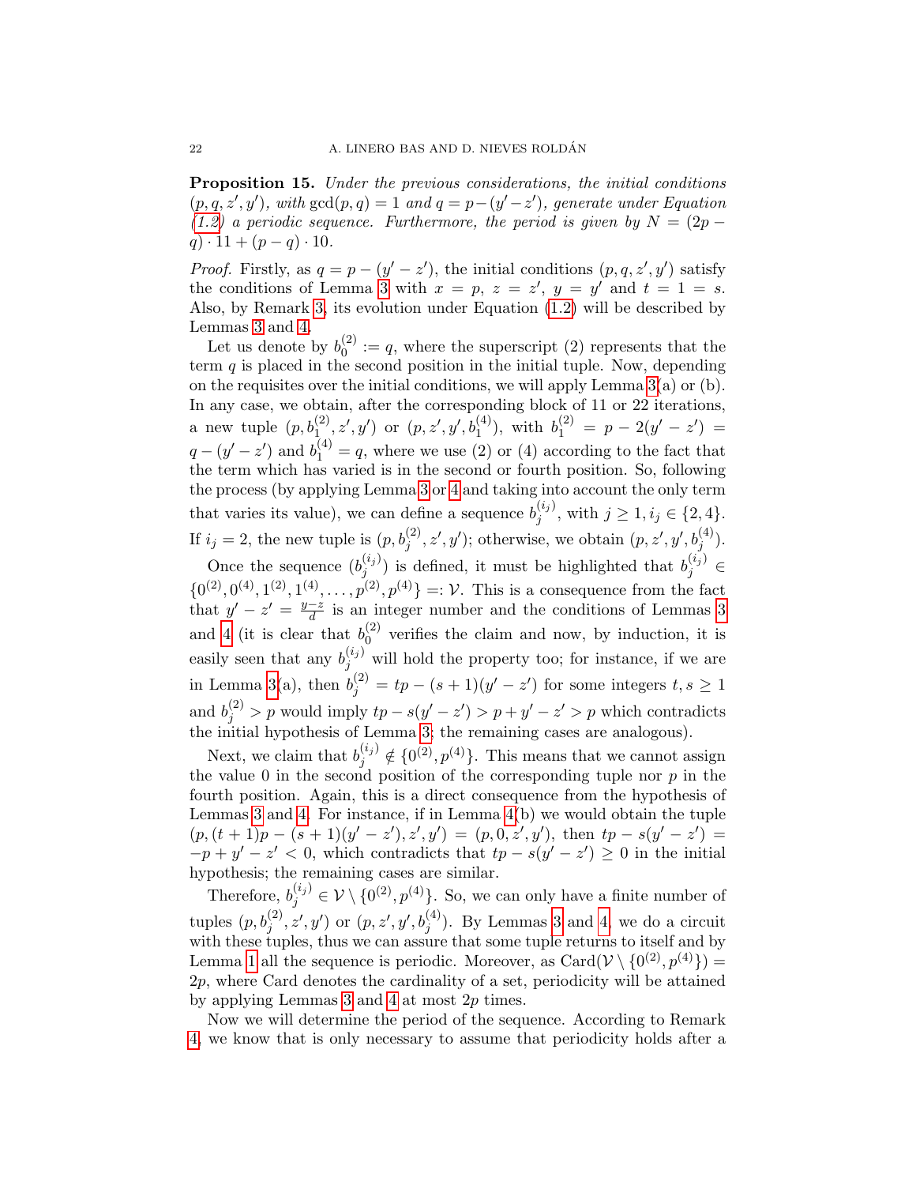**Proposition 15.** *Under the previous considerations, the initial conditions $(p, q, z', y')$, with $\gcd(p, q) = 1$ and $q = p - (y' - z')$, generate under Equation (1.2) a periodic sequence. Furthermore, the period is given by $N = (2p - q) \cdot 11 + (p - q) \cdot 10$.*

*Proof.* Firstly, as $q = p - (y' - z')$, the initial conditions $(p, q, z', y')$ satisfy the conditions of Lemma 3 with $x = p$, $z = z'$, $y = y'$ and $t = 1 = s$. Also, by Remark 3, its evolution under Equation (1.2) will be described by Lemmas 3 and 4.

Let us denote by $b_0^{(2)} := q$, where the superscript (2) represents that the term $q$ is placed in the second position in the initial tuple. Now, depending on the requisites over the initial conditions, we will apply Lemma 3(a) or (b). In any case, we obtain, after the corresponding block of 11 or 22 iterations, a new tuple $(p, b_1^{(2)}, z', y')$ or $(p, z', y', b_1^{(4)})$, with $b_1^{(2)} = p - 2(y' - z') = q - (y' - z')$ and $b_1^{(4)} = q$, where we use (2) or (4) according to the fact that the term which has varied is in the second or fourth position. So, following the process (by applying Lemma 3 or 4 and taking into account the only term that varies its value), we can define a sequence $b_j^{(i_j)}$, with $j \geq 1, i_j \in \{2, 4\}$. If $i_j = 2$, the new tuple is $(p, b_j^{(2)}, z', y')$; otherwise, we obtain $(p, z', y', b_j^{(4)})$.

Once the sequence $(b_j^{(i_j)})$ is defined, it must be highlighted that $b_j^{(i_j)} \in \{0^{(2)}, 0^{(4)}, 1^{(2)}, 1^{(4)}, \ldots, p^{(2)}, p^{(4)}\} =: \mathcal{V}$. This is a consequence from the fact that $y' - z' = \frac{y-z}{d}$ is an integer number and the conditions of Lemmas 3 and 4 (it is clear that $b_0^{(2)}$ verifies the claim and now, by induction, it is easily seen that any $b_j^{(i_j)}$ will hold the property too; for instance, if we are in Lemma 3(a), then $b_j^{(2)} = tp - (s + 1)(y' - z')$ for some integers $t, s \geq 1$ and $b_j^{(2)} > p$ would imply $tp - s(y' - z') > p + y' - z' > p$ which contradicts the initial hypothesis of Lemma 3; the remaining cases are analogous).

Next, we claim that $b_j^{(i_j)} \notin \{0^{(2)}, p^{(4)}\}$. This means that we cannot assign the value 0 in the second position of the corresponding tuple nor $p$ in the fourth position. Again, this is a direct consequence from the hypothesis of Lemmas 3 and 4. For instance, if in Lemma 4(b) we would obtain the tuple $(p, (t + 1)p - (s + 1)(y' - z'), z', y') = (p, 0, z', y')$, then $tp - s(y' - z') = -p + y' - z' < 0$, which contradicts that $tp - s(y' - z') \geq 0$ in the initial hypothesis; the remaining cases are similar.

Therefore, $b_j^{(i_j)} \in \mathcal{V} \setminus \{0^{(2)}, p^{(4)}\}$. So, we can only have a finite number of tuples $(p, b_j^{(2)}, z', y')$ or $(p, z', y', b_j^{(4)})$. By Lemmas 3 and 4, we do a circuit with these tuples, thus we can assure that some tuple returns to itself and by Lemma 1 all the sequence is periodic. Moreover, as $\mathrm{Card}(\mathcal{V} \setminus \{0^{(2)}, p^{(4)}\}) = 2p$, where Card denotes the cardinality of a set, periodicity will be attained by applying Lemmas 3 and 4 at most $2p$ times.

Now we will determine the period of the sequence. According to Remark 4, we know that is only necessary to assume that periodicity holds after a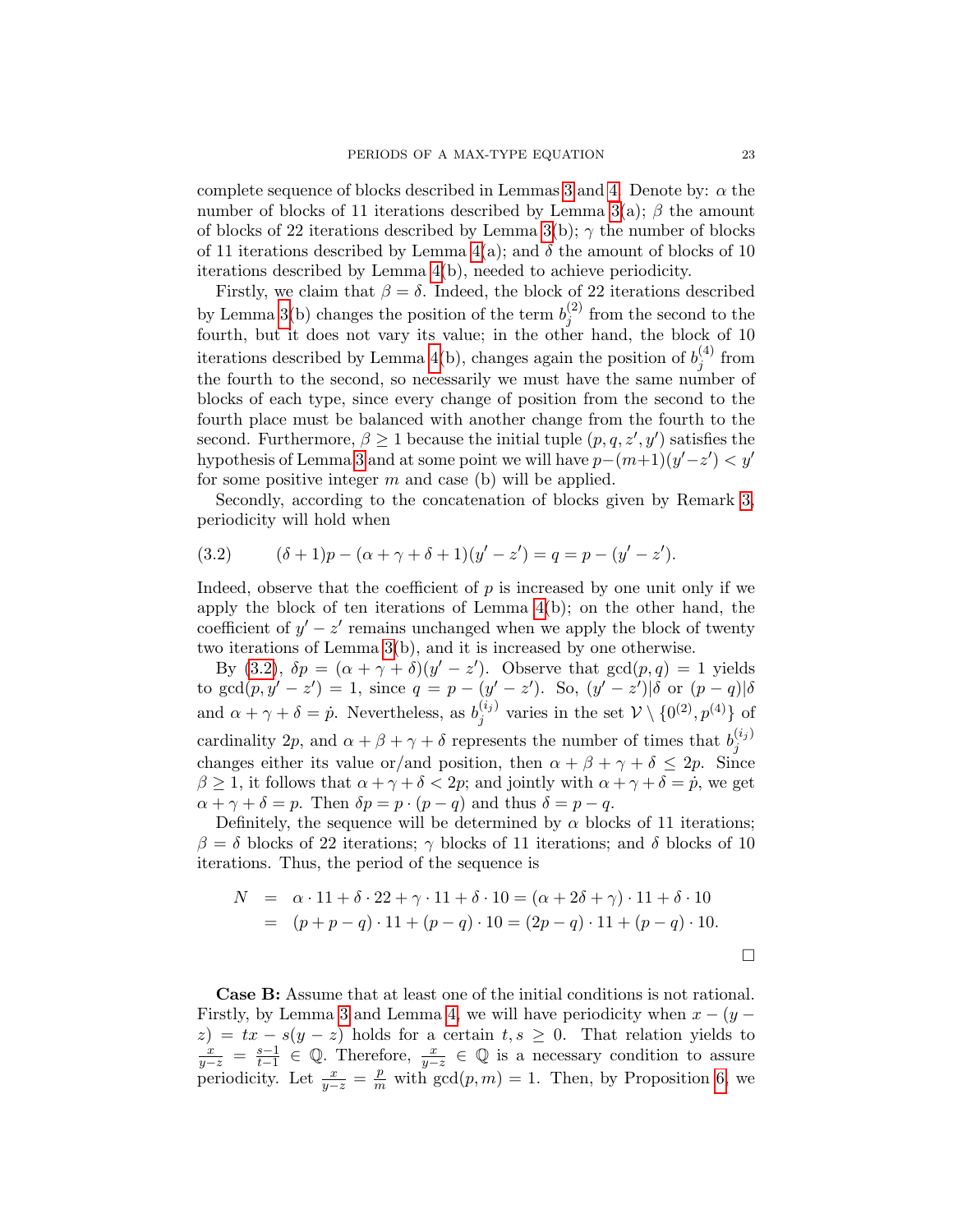complete sequence of blocks described in Lemmas 3 and 4. Denote by: $\alpha$ the number of blocks of 11 iterations described by Lemma 3(a); $\beta$ the amount of blocks of 22 iterations described by Lemma 3(b); $\gamma$ the number of blocks of 11 iterations described by Lemma 4(a); and $\delta$ the amount of blocks of 10 iterations described by Lemma 4(b), needed to achieve periodicity.

Firstly, we claim that $\beta = \delta$. Indeed, the block of 22 iterations described by Lemma 3(b) changes the position of the term $b_j^{(2)}$ from the second to the fourth, but it does not vary its value; in the other hand, the block of 10 iterations described by Lemma 4(b), changes again the position of $b_j^{(4)}$ from the fourth to the second, so necessarily we must have the same number of blocks of each type, since every change of position from the second to the fourth place must be balanced with another change from the fourth to the second. Furthermore, $\beta \geq 1$ because the initial tuple $(p, q, z', y')$ satisfies the hypothesis of Lemma 3 and at some point we will have $p-(m+1)(y'-z') < y'$ for some positive integer $m$ and case (b) will be applied.

Secondly, according to the concatenation of blocks given by Remark 3, periodicity will hold when

$$(\delta + 1)p - (\alpha + \gamma + \delta + 1)(y' - z') = q = p - (y' - z'). \tag{3.2}$$

Indeed, observe that the coefficient of $p$ is increased by one unit only if we apply the block of ten iterations of Lemma 4(b); on the other hand, the coefficient of $y' - z'$ remains unchanged when we apply the block of twenty two iterations of Lemma 3(b), and it is increased by one otherwise.

By (3.2), $\delta p = (\alpha + \gamma + \delta)(y' - z')$. Observe that $\gcd(p, q) = 1$ yields to $\gcd(p, y' - z') = 1$, since $q = p - (y' - z')$. So, $(y' - z')|\delta$ or $(p - q)|\delta$ and $\alpha + \gamma + \delta = \dot{p}$. Nevertheless, as $b_j^{(i_j)}$ varies in the set $\mathcal{V} \setminus \{0^{(2)}, p^{(4)}\}$ of cardinality $2p$, and $\alpha + \beta + \gamma + \delta$ represents the number of times that $b_j^{(i_j)}$ changes either its value or/and position, then $\alpha + \beta + \gamma + \delta \leq 2p$. Since $\beta \geq 1$, it follows that $\alpha + \gamma + \delta < 2p$; and jointly with $\alpha + \gamma + \delta = \dot{p}$, we get $\alpha + \gamma + \delta = p$. Then $\delta p = p \cdot (p - q)$ and thus $\delta = p - q$.

Definitely, the sequence will be determined by $\alpha$ blocks of 11 iterations; $\beta = \delta$ blocks of 22 iterations; $\gamma$ blocks of 11 iterations; and $\delta$ blocks of 10 iterations. Thus, the period of the sequence is

$$\begin{aligned} N &= \alpha \cdot 11 + \delta \cdot 22 + \gamma \cdot 11 + \delta \cdot 10 = (\alpha + 2\delta + \gamma) \cdot 11 + \delta \cdot 10 \\ &= (p + p - q) \cdot 11 + (p - q) \cdot 10 = (2p - q) \cdot 11 + (p - q) \cdot 10. \end{aligned}$$

□

**Case B:** Assume that at least one of the initial conditions is not rational. Firstly, by Lemma 3 and Lemma 4, we will have periodicity when $x - (y - z) = tx - s(y - z)$ holds for a certain $t, s \geq 0$. That relation yields to $\frac{x}{y-z} = \frac{s-1}{t-1} \in \mathbb{Q}$. Therefore, $\frac{x}{y-z} \in \mathbb{Q}$ is a necessary condition to assure periodicity. Let $\frac{x}{y-z} = \frac{p}{m}$ with $\gcd(p, m) = 1$. Then, by Proposition 6, we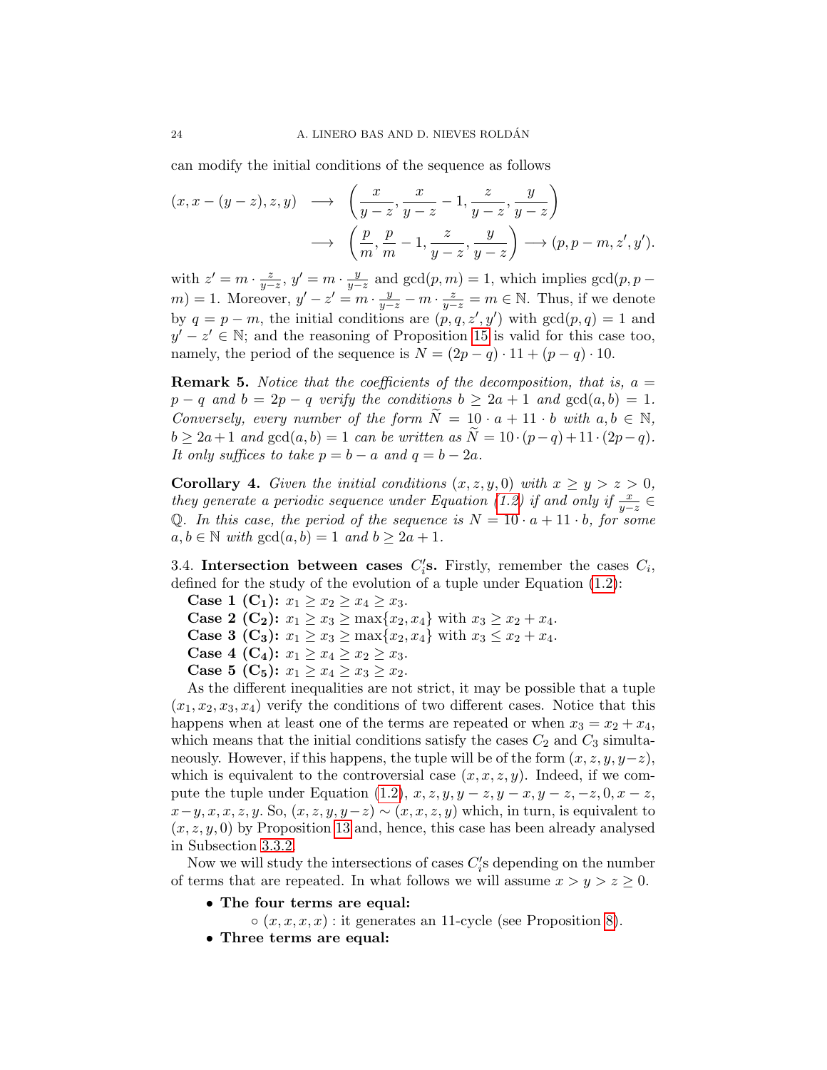can modify the initial conditions of the sequence as follows

$$
\begin{aligned}
(x, x-(y-z), z, y) \quad &\longrightarrow \quad \left(\frac{x}{y-z}, \frac{x}{y-z}-1, \frac{z}{y-z}, \frac{y}{y-z}\right) \\
&\longrightarrow \quad \left(\frac{p}{m}, \frac{p}{m}-1, \frac{z}{y-z}, \frac{y}{y-z}\right) \longrightarrow (p, p-m, z', y').
\end{aligned}
$$

with $z' = m \cdot \frac{z}{y-z}$, $y' = m \cdot \frac{y}{y-z}$ and $\gcd(p, m) = 1$, which implies $\gcd(p, p-m) = 1$. Moreover, $y' - z' = m \cdot \frac{y}{y-z} - m \cdot \frac{z}{y-z} = m \in \mathbb{N}$. Thus, if we denote by $q = p - m$, the initial conditions are $(p, q, z', y')$ with $\gcd(p, q) = 1$ and $y' - z' \in \mathbb{N}$; and the reasoning of Proposition 15 is valid for this case too, namely, the period of the sequence is $N = (2p - q) \cdot 11 + (p - q) \cdot 10$.

**Remark 5.** *Notice that the coefficients of the decomposition, that is, $a = p - q$ and $b = 2p - q$ verify the conditions $b \geq 2a + 1$ and $\gcd(a, b) = 1$. Conversely, every number of the form $\widetilde{N} = 10 \cdot a + 11 \cdot b$ with $a, b \in \mathbb{N}$, $b \geq 2a + 1$ and $\gcd(a, b) = 1$ can be written as $\widetilde{N} = 10 \cdot (p - q) + 11 \cdot (2p - q)$. It only suffices to take $p = b - a$ and $q = b - 2a$.*

**Corollary 4.** *Given the initial conditions $(x, z, y, 0)$ with $x \geq y > z > 0$, they generate a periodic sequence under Equation (1.2) if and only if $\frac{x}{y-z} \in \mathbb{Q}$. In this case, the period of the sequence is $N = 10 \cdot a + 11 \cdot b$, for some $a, b \in \mathbb{N}$ with $\gcd(a, b) = 1$ and $b \geq 2a + 1$.*

3.4. **Intersection between cases $C_i'$s.** Firstly, remember the cases $C_i$, defined for the study of the evolution of a tuple under Equation (1.2):

**Case 1 ($\mathbf{C_1}$):** $x_1 \geq x_2 \geq x_4 \geq x_3$.
**Case 2 ($\mathbf{C_2}$):** $x_1 \geq x_3 \geq \max\{x_2, x_4\}$ with $x_3 \geq x_2 + x_4$.
**Case 3 ($\mathbf{C_3}$):** $x_1 \geq x_3 \geq \max\{x_2, x_4\}$ with $x_3 \leq x_2 + x_4$.
**Case 4 ($\mathbf{C_4}$):** $x_1 \geq x_4 \geq x_2 \geq x_3$.
**Case 5 ($\mathbf{C_5}$):** $x_1 \geq x_4 \geq x_3 \geq x_2$.

As the different inequalities are not strict, it may be possible that a tuple $(x_1, x_2, x_3, x_4)$ verify the conditions of two different cases. Notice that this happens when at least one of the terms are repeated or when $x_3 = x_2 + x_4$, which means that the initial conditions satisfy the cases $C_2$ and $C_3$ simultaneously. However, if this happens, the tuple will be of the form $(x, z, y, y - z)$, which is equivalent to the controversial case $(x, x, z, y)$. Indeed, if we compute the tuple under Equation (1.2), $x, z, y, y-z, y-x, y-z, -z, 0, x-z, x-y, x, x, z, y$. So, $(x, z, y, y-z) \sim (x, x, z, y)$ which, in turn, is equivalent to $(x, z, y, 0)$ by Proposition 13 and, hence, this case has been already analysed in Subsection 3.3.2.

Now we will study the intersections of cases $C_i'$s depending on the number of terms that are repeated. In what follows we will assume $x > y > z \geq 0$.

- **The four terms are equal:**
  - $(x, x, x, x)$ : it generates an 11-cycle (see Proposition 8).
- **Three terms are equal:**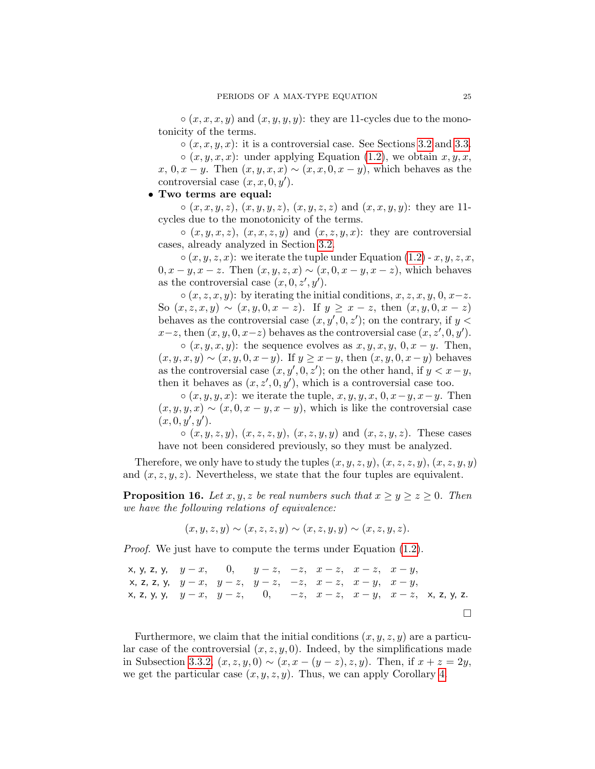∘ $(x, x, x, y)$ and $(x, y, y, y)$: they are 11-cycles due to the monotonicity of the terms.

∘ $(x, x, y, x)$: it is a controversial case. See Sections 3.2 and 3.3.

∘ $(x, y, x, x)$: under applying Equation (1.2), we obtain $x, y, x, x, 0, x-y$. Then $(x, y, x, x) \sim (x, x, 0, x-y)$, which behaves as the controversial case $(x, x, 0, y')$.

- **Two terms are equal:**

∘ $(x, x, y, z)$, $(x, y, y, z)$, $(x, y, z, z)$ and $(x, x, y, y)$: they are 11-cycles due to the monotonicity of the terms.

∘ $(x, y, x, z)$, $(x, x, z, y)$ and $(x, z, y, x)$: they are controversial cases, already analyzed in Section 3.2.

∘ $(x, y, z, x)$: we iterate the tuple under Equation (1.2) - $x, y, z, x, 0, x-y, x-z$. Then $(x, y, z, x) \sim (x, 0, x-y, x-z)$, which behaves as the controversial case $(x, 0, z', y')$.

∘ $(x, z, x, y)$: by iterating the initial conditions, $x, z, x, y, 0, x-z$. So $(x, z, x, y) \sim (x, y, 0, x-z)$. If $y \geq x-z$, then $(x, y, 0, x-z)$ behaves as the controversial case $(x, y', 0, z')$; on the contrary, if $y < x-z$, then $(x, y, 0, x-z)$ behaves as the controversial case $(x, z', 0, y')$.

∘ $(x, y, x, y)$: the sequence evolves as $x, y, x, y, 0, x-y$. Then, $(x, y, x, y) \sim (x, y, 0, x-y)$. If $y \geq x-y$, then $(x, y, 0, x-y)$ behaves as the controversial case $(x, y', 0, z')$; on the other hand, if $y < x-y$, then it behaves as $(x, z', 0, y')$, which is a controversial case too.

∘ $(x, y, y, x)$: we iterate the tuple, $x, y, y, x, 0, x-y, x-y$. Then $(x, y, y, x) \sim (x, 0, x-y, x-y)$, which is like the controversial case $(x, 0, y', y')$.

∘ $(x, y, z, y)$, $(x, z, z, y)$, $(x, z, y, y)$ and $(x, z, y, z)$. These cases have not been considered previously, so they must be analyzed.

Therefore, we only have to study the tuples $(x, y, z, y)$, $(x, z, z, y)$, $(x, z, y, y)$ and $(x, z, y, z)$. Nevertheless, we state that the four tuples are equivalent.

**Proposition 16.** *Let $x, y, z$ be real numbers such that $x \geq y \geq z \geq 0$. Then we have the following relations of equivalence:*

$$(x, y, z, y) \sim (x, z, z, y) \sim (x, z, y, y) \sim (x, z, y, z).$$

*Proof.* We just have to compute the terms under Equation (1.2).

x, y, z, y, $\quad y-x, \quad 0, \quad y-z, \quad -z, \quad x-z, \quad x-z, \quad x-y,$
x, z, z, y, $\quad y-x, \quad y-z, \quad y-z, \quad -z, \quad x-z, \quad x-y, \quad x-y,$
x, z, y, y, $\quad y-x, \quad y-z, \quad 0, \quad -z, \quad x-z, \quad x-y, \quad x-z,$ x, z, y, z.

□

Furthermore, we claim that the initial conditions $(x, y, z, y)$ are a particular case of the controversial $(x, z, y, 0)$. Indeed, by the simplifications made in Subsection 3.3.2, $(x, z, y, 0) \sim (x, x-(y-z), z, y)$. Then, if $x+z = 2y$, we get the particular case $(x, y, z, y)$. Thus, we can apply Corollary 4.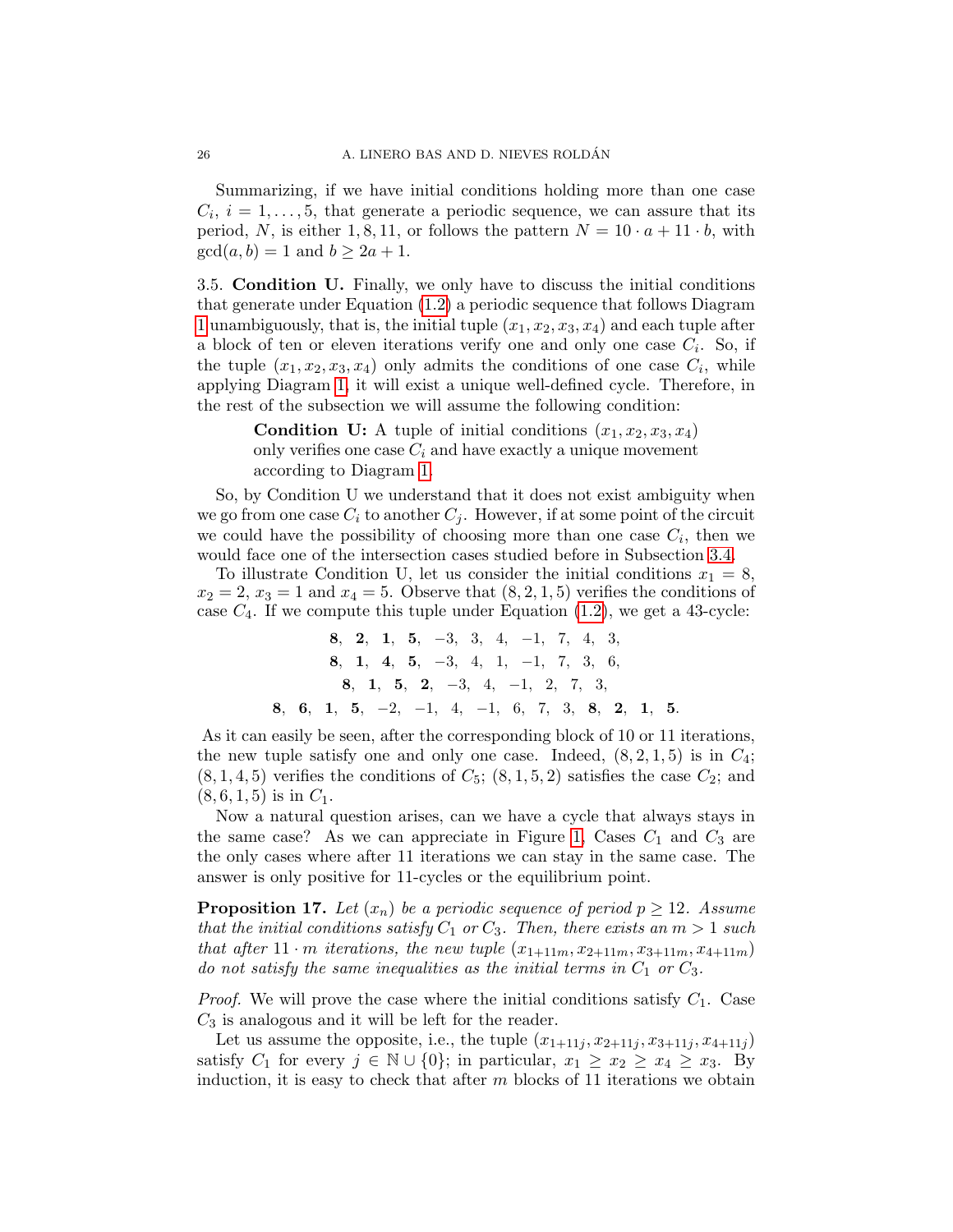Summarizing, if we have initial conditions holding more than one case $C_i$, $i = 1, \ldots, 5$, that generate a periodic sequence, we can assure that its period, $N$, is either $1, 8, 11$, or follows the pattern $N = 10 \cdot a + 11 \cdot b$, with $\gcd(a, b) = 1$ and $b \geq 2a + 1$.

### 3.5. Condition U.

Finally, we only have to discuss the initial conditions that generate under Equation (1.2) a periodic sequence that follows Diagram 1 unambiguously, that is, the initial tuple $(x_1, x_2, x_3, x_4)$ and each tuple after a block of ten or eleven iterations verify one and only one case $C_i$. So, if the tuple $(x_1, x_2, x_3, x_4)$ only admits the conditions of one case $C_i$, while applying Diagram 1, it will exist a unique well-defined cycle. Therefore, in the rest of the subsection we will assume the following condition:

> **Condition U:** A tuple of initial conditions $(x_1, x_2, x_3, x_4)$ only verifies one case $C_i$ and have exactly a unique movement according to Diagram 1.

So, by Condition U we understand that it does not exist ambiguity when we go from one case $C_i$ to another $C_j$. However, if at some point of the circuit we could have the possibility of choosing more than one case $C_i$, then we would face one of the intersection cases studied before in Subsection 3.4.

To illustrate Condition U, let us consider the initial conditions $x_1 = 8$, $x_2 = 2$, $x_3 = 1$ and $x_4 = 5$. Observe that $(8, 2, 1, 5)$ verifies the conditions of case $C_4$. If we compute this tuple under Equation (1.2), we get a 43-cycle:

$$\mathbf{8},\ \mathbf{2},\ \mathbf{1},\ \mathbf{5},\ -3,\ 3,\ 4,\ -1,\ 7,\ 4,\ 3,$$
$$\mathbf{8},\ \mathbf{1},\ \mathbf{4},\ \mathbf{5},\ -3,\ 4,\ 1,\ -1,\ 7,\ 3,\ 6,$$
$$\mathbf{8},\ \mathbf{1},\ \mathbf{5},\ \mathbf{2},\ -3,\ 4,\ -1,\ 2,\ 7,\ 3,$$
$$\mathbf{8},\ \mathbf{6},\ \mathbf{1},\ \mathbf{5},\ -2,\ -1,\ 4,\ -1,\ 6,\ 7,\ 3,\ \mathbf{8},\ \mathbf{2},\ \mathbf{1},\ \mathbf{5}.$$

As it can easily be seen, after the corresponding block of 10 or 11 iterations, the new tuple satisfy one and only one case. Indeed, $(8, 2, 1, 5)$ is in $C_4$; $(8, 1, 4, 5)$ verifies the conditions of $C_5$; $(8, 1, 5, 2)$ satisfies the case $C_2$; and $(8, 6, 1, 5)$ is in $C_1$.

Now a natural question arises, can we have a cycle that always stays in the same case? As we can appreciate in Figure 1, Cases $C_1$ and $C_3$ are the only cases where after 11 iterations we can stay in the same case. The answer is only positive for 11-cycles or the equilibrium point.

**Proposition 17.** *Let $(x_n)$ be a periodic sequence of period $p \geq 12$. Assume that the initial conditions satisfy $C_1$ or $C_3$. Then, there exists an $m > 1$ such that after $11 \cdot m$ iterations, the new tuple $(x_{1+11m}, x_{2+11m}, x_{3+11m}, x_{4+11m})$ do not satisfy the same inequalities as the initial terms in $C_1$ or $C_3$.*

*Proof.* We will prove the case where the initial conditions satisfy $C_1$. Case $C_3$ is analogous and it will be left for the reader.

Let us assume the opposite, i.e., the tuple $(x_{1+11j}, x_{2+11j}, x_{3+11j}, x_{4+11j})$ satisfy $C_1$ for every $j \in \mathbb{N} \cup \{0\}$; in particular, $x_1 \geq x_2 \geq x_4 \geq x_3$. By induction, it is easy to check that after $m$ blocks of 11 iterations we obtain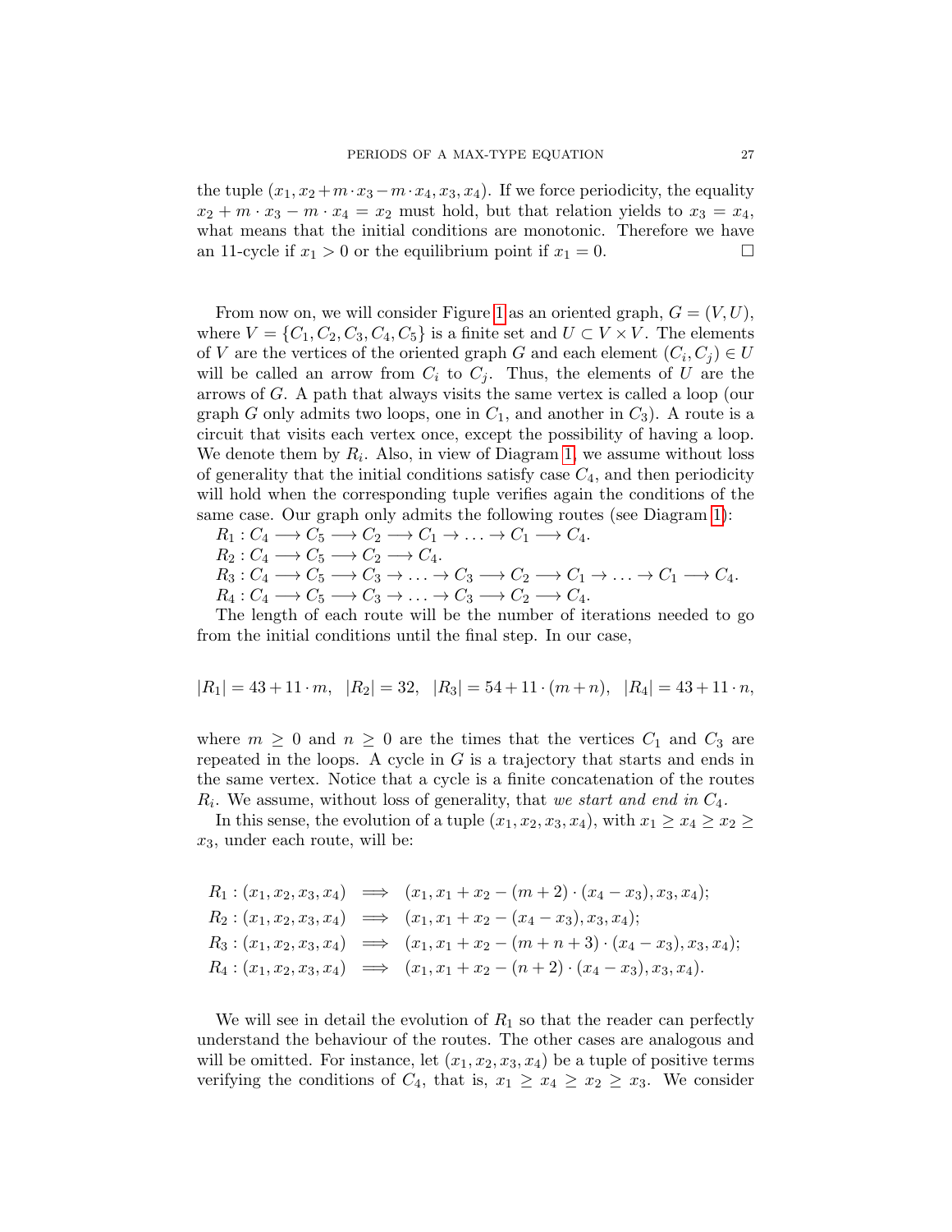the tuple $(x_1, x_2 + m \cdot x_3 - m \cdot x_4, x_3, x_4)$. If we force periodicity, the equality $x_2 + m \cdot x_3 - m \cdot x_4 = x_2$ must hold, but that relation yields to $x_3 = x_4$, what means that the initial conditions are monotonic. Therefore we have an 11-cycle if $x_1 > 0$ or the equilibrium point if $x_1 = 0$. □

From now on, we will consider Figure 1 as an oriented graph, $G = (V, U)$, where $V = \{C_1, C_2, C_3, C_4, C_5\}$ is a finite set and $U \subset V \times V$. The elements of $V$ are the vertices of the oriented graph $G$ and each element $(C_i, C_j) \in U$ will be called an arrow from $C_i$ to $C_j$. Thus, the elements of $U$ are the arrows of $G$. A path that always visits the same vertex is called a loop (our graph $G$ only admits two loops, one in $C_1$, and another in $C_3$). A route is a circuit that visits each vertex once, except the possibility of having a loop. We denote them by $R_i$. Also, in view of Diagram 1, we assume without loss of generality that the initial conditions satisfy case $C_4$, and then periodicity will hold when the corresponding tuple verifies again the conditions of the same case. Our graph only admits the following routes (see Diagram 1):

$R_1 : C_4 \longrightarrow C_5 \longrightarrow C_2 \longrightarrow C_1 \rightarrow \ldots \rightarrow C_1 \longrightarrow C_4$.
$R_2 : C_4 \longrightarrow C_5 \longrightarrow C_2 \longrightarrow C_4$.
$R_3 : C_4 \longrightarrow C_5 \longrightarrow C_3 \rightarrow \ldots \rightarrow C_3 \longrightarrow C_2 \longrightarrow C_1 \rightarrow \ldots \rightarrow C_1 \longrightarrow C_4$.
$R_4 : C_4 \longrightarrow C_5 \longrightarrow C_3 \rightarrow \ldots \rightarrow C_3 \longrightarrow C_2 \longrightarrow C_4$.

The length of each route will be the number of iterations needed to go from the initial conditions until the final step. In our case,

$$|R_1| = 43 + 11 \cdot m, \quad |R_2| = 32, \quad |R_3| = 54 + 11 \cdot (m + n), \quad |R_4| = 43 + 11 \cdot n,$$

where $m \geq 0$ and $n \geq 0$ are the times that the vertices $C_1$ and $C_3$ are repeated in the loops. A cycle in $G$ is a trajectory that starts and ends in the same vertex. Notice that a cycle is a finite concatenation of the routes $R_i$. We assume, without loss of generality, that *we start and end in* $C_4$.

In this sense, the evolution of a tuple $(x_1, x_2, x_3, x_4)$, with $x_1 \geq x_4 \geq x_2 \geq x_3$, under each route, will be:

$$\begin{aligned}
R_1 : (x_1, x_2, x_3, x_4) &\implies (x_1, x_1 + x_2 - (m+2) \cdot (x_4 - x_3), x_3, x_4); \\
R_2 : (x_1, x_2, x_3, x_4) &\implies (x_1, x_1 + x_2 - (x_4 - x_3), x_3, x_4); \\
R_3 : (x_1, x_2, x_3, x_4) &\implies (x_1, x_1 + x_2 - (m+n+3) \cdot (x_4 - x_3), x_3, x_4); \\
R_4 : (x_1, x_2, x_3, x_4) &\implies (x_1, x_1 + x_2 - (n+2) \cdot (x_4 - x_3), x_3, x_4).
\end{aligned}$$

We will see in detail the evolution of $R_1$ so that the reader can perfectly understand the behaviour of the routes. The other cases are analogous and will be omitted. For instance, let $(x_1, x_2, x_3, x_4)$ be a tuple of positive terms verifying the conditions of $C_4$, that is, $x_1 \geq x_4 \geq x_2 \geq x_3$. We consider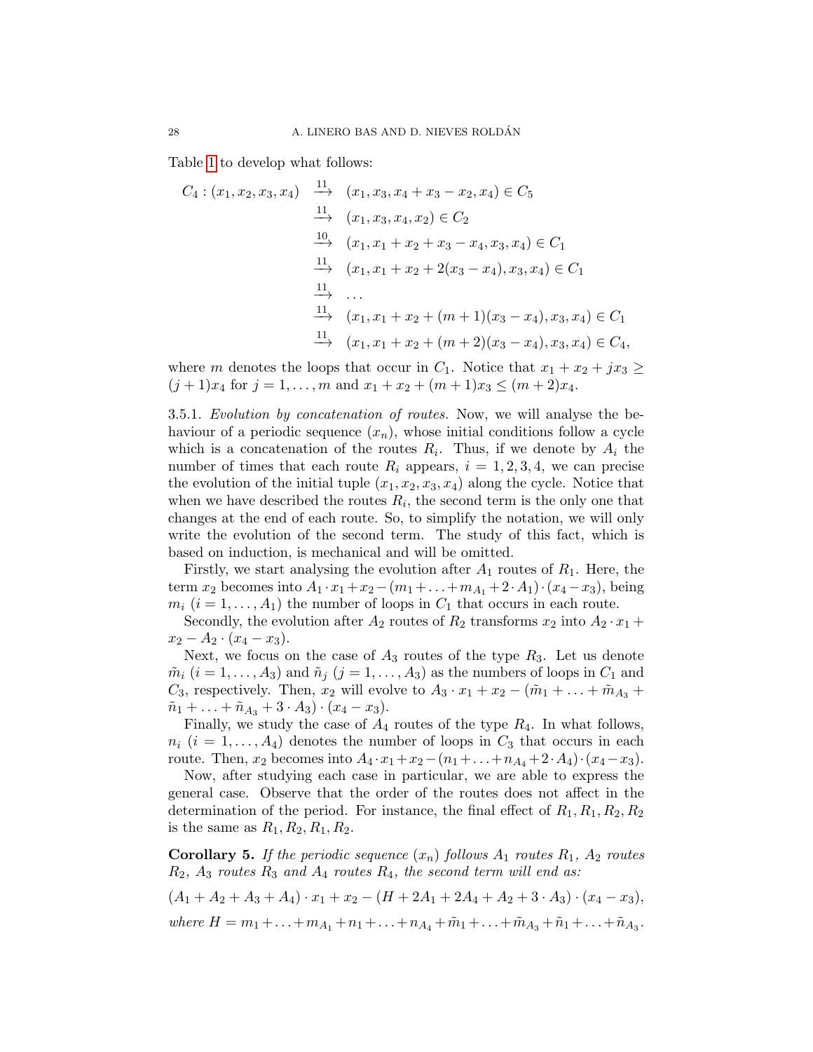Table 1 to develop what follows:

$$
\begin{aligned}
C_4 : (x_1, x_2, x_3, x_4) &\xrightarrow{11} (x_1, x_3, x_4 + x_3 - x_2, x_4) \in C_5 \\
&\xrightarrow{11} (x_1, x_3, x_4, x_2) \in C_2 \\
&\xrightarrow{10} (x_1, x_1 + x_2 + x_3 - x_4, x_3, x_4) \in C_1 \\
&\xrightarrow{11} (x_1, x_1 + x_2 + 2(x_3 - x_4), x_3, x_4) \in C_1 \\
&\xrightarrow{11} \ldots \\
&\xrightarrow{11} (x_1, x_1 + x_2 + (m+1)(x_3 - x_4), x_3, x_4) \in C_1 \\
&\xrightarrow{11} (x_1, x_1 + x_2 + (m+2)(x_3 - x_4), x_3, x_4) \in C_4,
\end{aligned}
$$

where $m$ denotes the loops that occur in $C_1$. Notice that $x_1 + x_2 + jx_3 \geq (j+1)x_4$ for $j = 1, \ldots, m$ and $x_1 + x_2 + (m+1)x_3 \leq (m+2)x_4$.

3.5.1. *Evolution by concatenation of routes.* Now, we will analyse the behaviour of a periodic sequence $(x_n)$, whose initial conditions follow a cycle which is a concatenation of the routes $R_i$. Thus, if we denote by $A_i$ the number of times that each route $R_i$ appears, $i = 1, 2, 3, 4$, we can precise the evolution of the initial tuple $(x_1, x_2, x_3, x_4)$ along the cycle. Notice that when we have described the routes $R_i$, the second term is the only one that changes at the end of each route. So, to simplify the notation, we will only write the evolution of the second term. The study of this fact, which is based on induction, is mechanical and will be omitted.

Firstly, we start analysing the evolution after $A_1$ routes of $R_1$. Here, the term $x_2$ becomes into $A_1 \cdot x_1 + x_2 - (m_1 + \ldots + m_{A_1} + 2 \cdot A_1) \cdot (x_4 - x_3)$, being $m_i$ ($i = 1, \ldots, A_1$) the number of loops in $C_1$ that occurs in each route.

Secondly, the evolution after $A_2$ routes of $R_2$ transforms $x_2$ into $A_2 \cdot x_1 + x_2 - A_2 \cdot (x_4 - x_3)$.

Next, we focus on the case of $A_3$ routes of the type $R_3$. Let us denote $\tilde{m}_i$ ($i = 1, \ldots, A_3$) and $\tilde{n}_j$ ($j = 1, \ldots, A_3$) as the numbers of loops in $C_1$ and $C_3$, respectively. Then, $x_2$ will evolve to $A_3 \cdot x_1 + x_2 - (\tilde{m}_1 + \ldots + \tilde{m}_{A_3} + \tilde{n}_1 + \ldots + \tilde{n}_{A_3} + 3 \cdot A_3) \cdot (x_4 - x_3)$.

Finally, we study the case of $A_4$ routes of the type $R_4$. In what follows, $n_i$ ($i = 1, \ldots, A_4$) denotes the number of loops in $C_3$ that occurs in each route. Then, $x_2$ becomes into $A_4 \cdot x_1 + x_2 - (n_1 + \ldots + n_{A_4} + 2 \cdot A_4) \cdot (x_4 - x_3)$.

Now, after studying each case in particular, we are able to express the general case. Observe that the order of the routes does not affect in the determination of the period. For instance, the final effect of $R_1, R_1, R_2, R_2$ is the same as $R_1, R_2, R_1, R_2$.

**Corollary 5.** *If the periodic sequence $(x_n)$ follows $A_1$ routes $R_1$, $A_2$ routes $R_2$, $A_3$ routes $R_3$ and $A_4$ routes $R_4$, the second term will end as:*

$$(A_1 + A_2 + A_3 + A_4) \cdot x_1 + x_2 - (H + 2A_1 + 2A_4 + A_2 + 3 \cdot A_3) \cdot (x_4 - x_3),$$

*where* $H = m_1 + \ldots + m_{A_1} + n_1 + \ldots + n_{A_4} + \tilde{m}_1 + \ldots + \tilde{m}_{A_3} + \tilde{n}_1 + \ldots + \tilde{n}_{A_3}$.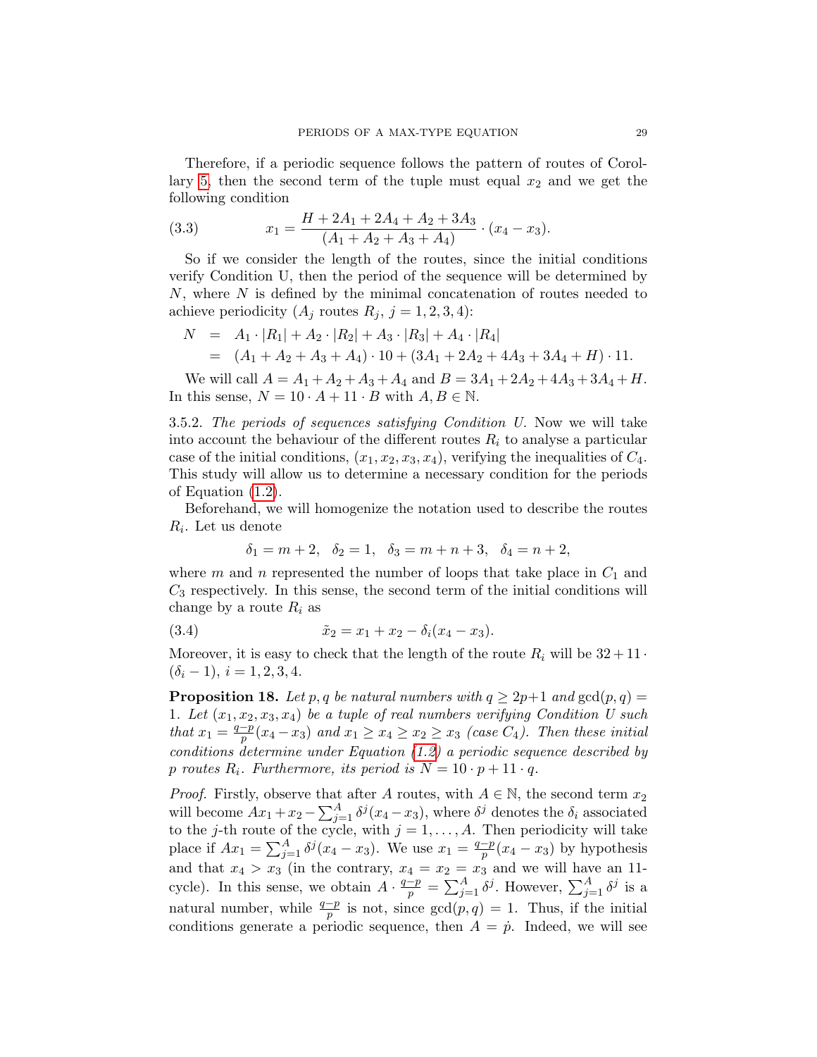Therefore, if a periodic sequence follows the pattern of routes of Corollary 5, then the second term of the tuple must equal $x_2$ and we get the following condition

$$x_1 = \frac{H + 2A_1 + 2A_4 + A_2 + 3A_3}{(A_1 + A_2 + A_3 + A_4)} \cdot (x_4 - x_3). \tag{3.3}$$

So if we consider the length of the routes, since the initial conditions verify Condition U, then the period of the sequence will be determined by $N$, where $N$ is defined by the minimal concatenation of routes needed to achieve periodicity ($A_j$ routes $R_j$, $j = 1, 2, 3, 4$):

$$\begin{aligned} N &= A_1 \cdot |R_1| + A_2 \cdot |R_2| + A_3 \cdot |R_3| + A_4 \cdot |R_4| \\ &= (A_1 + A_2 + A_3 + A_4) \cdot 10 + (3A_1 + 2A_2 + 4A_3 + 3A_4 + H) \cdot 11. \end{aligned}$$

We will call $A = A_1 + A_2 + A_3 + A_4$ and $B = 3A_1 + 2A_2 + 4A_3 + 3A_4 + H$. In this sense, $N = 10 \cdot A + 11 \cdot B$ with $A, B \in \mathbb{N}$.

3.5.2. *The periods of sequences satisfying Condition U.* Now we will take into account the behaviour of the different routes $R_i$ to analyse a particular case of the initial conditions, $(x_1, x_2, x_3, x_4)$, verifying the inequalities of $C_4$. This study will allow us to determine a necessary condition for the periods of Equation (1.2).

Beforehand, we will homogenize the notation used to describe the routes $R_i$. Let us denote

$$\delta_1 = m + 2, \quad \delta_2 = 1, \quad \delta_3 = m + n + 3, \quad \delta_4 = n + 2,$$

where $m$ and $n$ represented the number of loops that take place in $C_1$ and $C_3$ respectively. In this sense, the second term of the initial conditions will change by a route $R_i$ as

$$\tilde{x}_2 = x_1 + x_2 - \delta_i (x_4 - x_3). \tag{3.4}$$

Moreover, it is easy to check that the length of the route $R_i$ will be $32 + 11 \cdot (\delta_i - 1)$, $i = 1, 2, 3, 4$.

**Proposition 18.** *Let $p, q$ be natural numbers with $q \geq 2p+1$ and $\gcd(p, q) = 1$. Let $(x_1, x_2, x_3, x_4)$ be a tuple of real numbers verifying Condition U such that $x_1 = \frac{q-p}{p}(x_4 - x_3)$ and $x_1 \geq x_4 \geq x_2 \geq x_3$ (case $C_4$). Then these initial conditions determine under Equation (1.2) a periodic sequence described by $p$ routes $R_i$. Furthermore, its period is $N = 10 \cdot p + 11 \cdot q$.*

*Proof.* Firstly, observe that after $A$ routes, with $A \in \mathbb{N}$, the second term $x_2$ will become $Ax_1 + x_2 - \sum_{j=1}^{A} \delta^j (x_4 - x_3)$, where $\delta^j$ denotes the $\delta_i$ associated to the $j$-th route of the cycle, with $j = 1, \ldots, A$. Then periodicity will take place if $Ax_1 = \sum_{j=1}^{A} \delta^j (x_4 - x_3)$. We use $x_1 = \frac{q-p}{p}(x_4 - x_3)$ by hypothesis and that $x_4 > x_3$ (in the contrary, $x_4 = x_2 = x_3$ and we will have an 11-cycle). In this sense, we obtain $A \cdot \frac{q-p}{p} = \sum_{j=1}^{A} \delta^j$. However, $\sum_{j=1}^{A} \delta^j$ is a natural number, while $\frac{q-p}{p}$ is not, since $\gcd(p, q) = 1$. Thus, if the initial conditions generate a periodic sequence, then $A = \dot{p}$. Indeed, we will see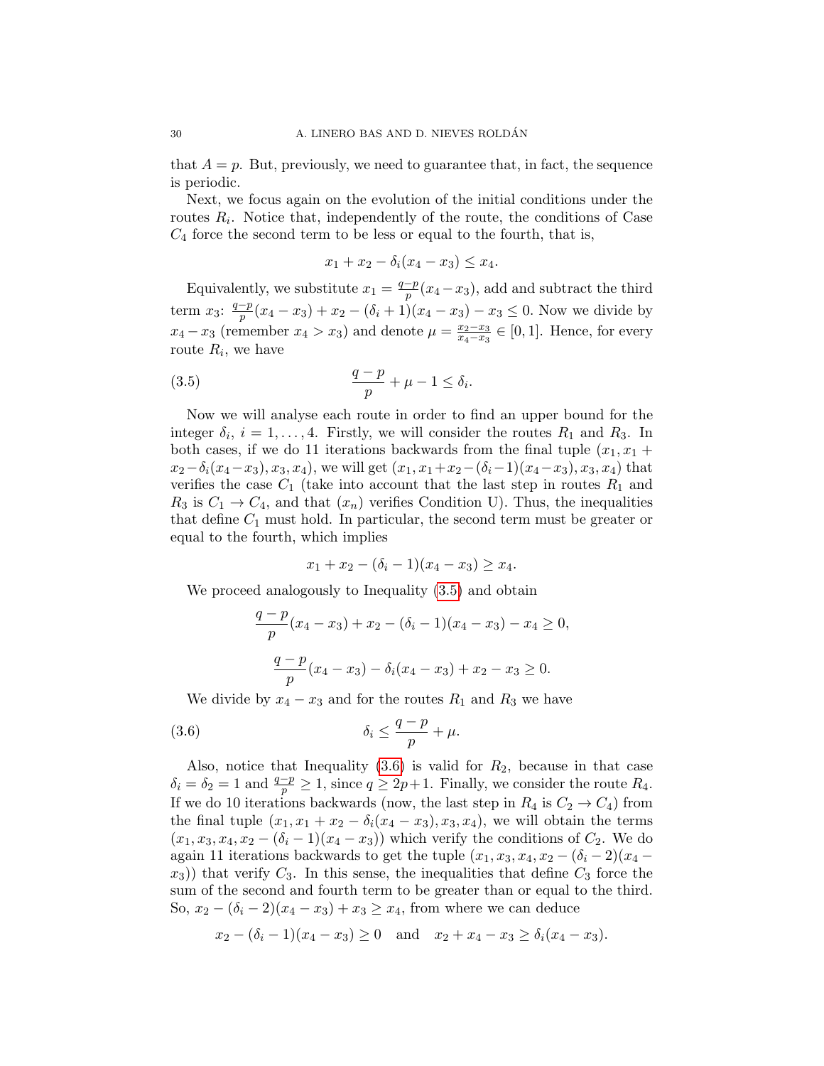that $A = p$. But, previously, we need to guarantee that, in fact, the sequence is periodic.

Next, we focus again on the evolution of the initial conditions under the routes $R_i$. Notice that, independently of the route, the conditions of Case $C_4$ force the second term to be less or equal to the fourth, that is,

$$x_1 + x_2 - \delta_i(x_4 - x_3) \leq x_4.$$

Equivalently, we substitute $x_1 = \frac{q-p}{p}(x_4 - x_3)$, add and subtract the third term $x_3$: $\frac{q-p}{p}(x_4 - x_3) + x_2 - (\delta_i + 1)(x_4 - x_3) - x_3 \leq 0$. Now we divide by $x_4 - x_3$ (remember $x_4 > x_3$) and denote $\mu = \frac{x_2 - x_3}{x_4 - x_3} \in [0, 1]$. Hence, for every route $R_i$, we have

$$\frac{q-p}{p} + \mu - 1 \leq \delta_i. \tag{3.5}$$

Now we will analyse each route in order to find an upper bound for the integer $\delta_i$, $i = 1, \ldots, 4$. Firstly, we will consider the routes $R_1$ and $R_3$. In both cases, if we do 11 iterations backwards from the final tuple $(x_1, x_1 + x_2 - \delta_i(x_4 - x_3), x_3, x_4)$, we will get $(x_1, x_1 + x_2 - (\delta_i - 1)(x_4 - x_3), x_3, x_4)$ that verifies the case $C_1$ (take into account that the last step in routes $R_1$ and $R_3$ is $C_1 \to C_4$, and that $(x_n)$ verifies Condition U). Thus, the inequalities that define $C_1$ must hold. In particular, the second term must be greater or equal to the fourth, which implies

$$x_1 + x_2 - (\delta_i - 1)(x_4 - x_3) \geq x_4.$$

We proceed analogously to Inequality (3.5) and obtain

$$\frac{q-p}{p}(x_4 - x_3) + x_2 - (\delta_i - 1)(x_4 - x_3) - x_4 \geq 0,$$

$$\frac{q-p}{p}(x_4 - x_3) - \delta_i(x_4 - x_3) + x_2 - x_3 \geq 0.$$

We divide by $x_4 - x_3$ and for the routes $R_1$ and $R_3$ we have

$$\delta_i \leq \frac{q-p}{p} + \mu. \tag{3.6}$$

Also, notice that Inequality (3.6) is valid for $R_2$, because in that case $\delta_i = \delta_2 = 1$ and $\frac{q-p}{p} \geq 1$, since $q \geq 2p+1$. Finally, we consider the route $R_4$. If we do 10 iterations backwards (now, the last step in $R_4$ is $C_2 \to C_4$) from the final tuple $(x_1, x_1 + x_2 - \delta_i(x_4 - x_3), x_3, x_4)$, we will obtain the terms $(x_1, x_3, x_4, x_2 - (\delta_i - 1)(x_4 - x_3))$ which verify the conditions of $C_2$. We do again 11 iterations backwards to get the tuple $(x_1, x_3, x_4, x_2 - (\delta_i - 2)(x_4 - x_3))$ that verify $C_3$. In this sense, the inequalities that define $C_3$ force the sum of the second and fourth term to be greater than or equal to the third. So, $x_2 - (\delta_i - 2)(x_4 - x_3) + x_3 \geq x_4$, from where we can deduce

$$x_2 - (\delta_i - 1)(x_4 - x_3) \geq 0 \quad \text{and} \quad x_2 + x_4 - x_3 \geq \delta_i(x_4 - x_3).$$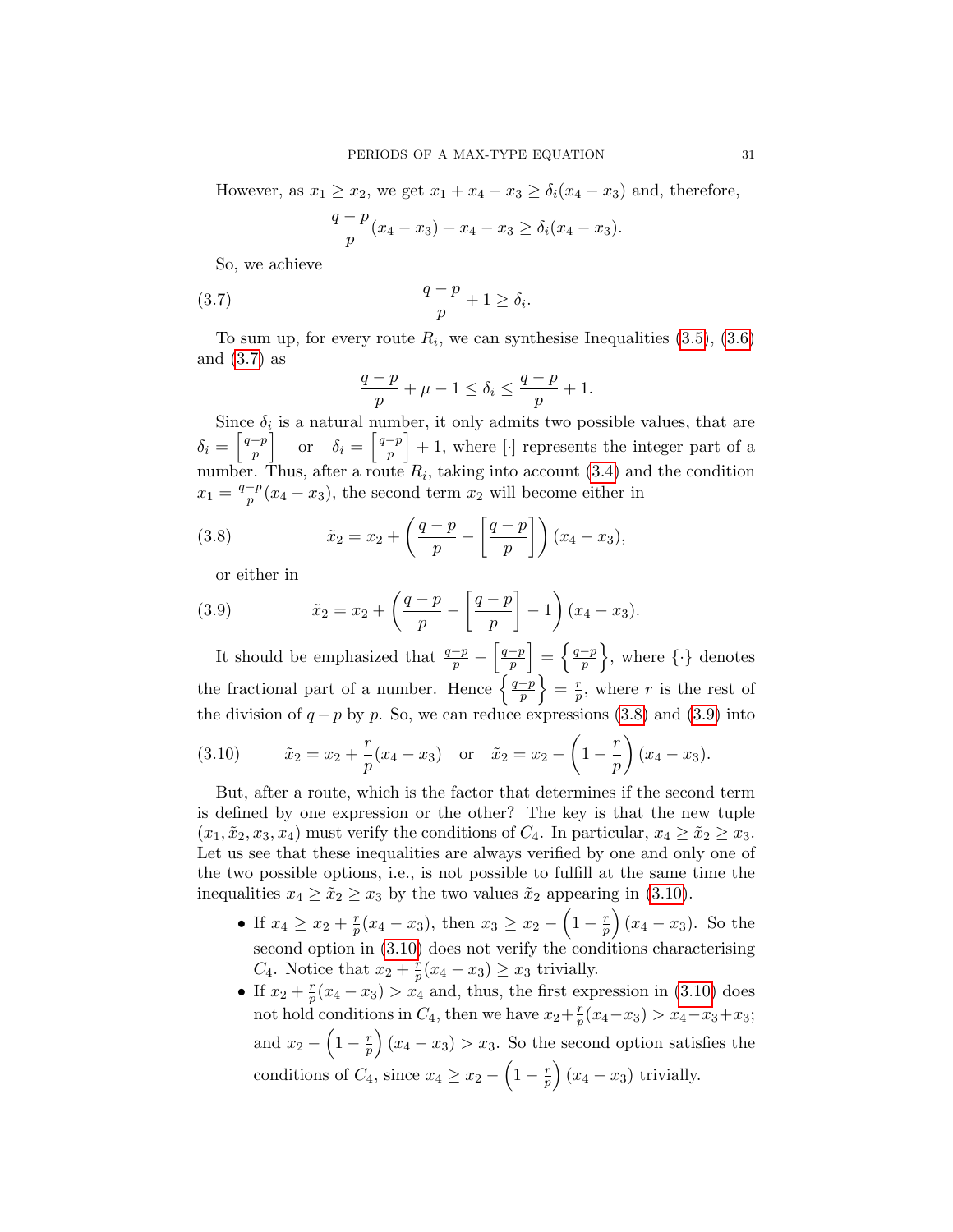However, as $x_1 \geq x_2$, we get $x_1 + x_4 - x_3 \geq \delta_i(x_4 - x_3)$ and, therefore,

$$\frac{q-p}{p}(x_4 - x_3) + x_4 - x_3 \geq \delta_i(x_4 - x_3).$$

So, we achieve

$$\frac{q-p}{p} + 1 \geq \delta_i. \tag{3.7}$$

To sum up, for every route $R_i$, we can synthesise Inequalities (3.5), (3.6) and (3.7) as

$$\frac{q-p}{p} + \mu - 1 \leq \delta_i \leq \frac{q-p}{p} + 1.$$

Since $\delta_i$ is a natural number, it only admits two possible values, that are $\delta_i = \left[\frac{q-p}{p}\right]$ or $\delta_i = \left[\frac{q-p}{p}\right] + 1$, where $[\cdot]$ represents the integer part of a number. Thus, after a route $R_i$, taking into account (3.4) and the condition $x_1 = \frac{q-p}{p}(x_4 - x_3)$, the second term $x_2$ will become either in

$$\tilde{x}_2 = x_2 + \left(\frac{q-p}{p} - \left[\frac{q-p}{p}\right]\right)(x_4 - x_3), \tag{3.8}$$

or either in

$$\tilde{x}_2 = x_2 + \left(\frac{q-p}{p} - \left[\frac{q-p}{p}\right] - 1\right)(x_4 - x_3). \tag{3.9}$$

It should be emphasized that $\frac{q-p}{p} - \left[\frac{q-p}{p}\right] = \left\{\frac{q-p}{p}\right\}$, where $\{\cdot\}$ denotes the fractional part of a number. Hence $\left\{\frac{q-p}{p}\right\} = \frac{r}{p}$, where $r$ is the rest of the division of $q - p$ by $p$. So, we can reduce expressions (3.8) and (3.9) into

$$\tilde{x}_2 = x_2 + \frac{r}{p}(x_4 - x_3) \quad \text{or} \quad \tilde{x}_2 = x_2 - \left(1 - \frac{r}{p}\right)(x_4 - x_3). \tag{3.10}$$

But, after a route, which is the factor that determines if the second term is defined by one expression or the other? The key is that the new tuple $(x_1, \tilde{x}_2, x_3, x_4)$ must verify the conditions of $C_4$. In particular, $x_4 \geq \tilde{x}_2 \geq x_3$. Let us see that these inequalities are always verified by one and only one of the two possible options, i.e., is not possible to fulfill at the same time the inequalities $x_4 \geq \tilde{x}_2 \geq x_3$ by the two values $\tilde{x}_2$ appearing in (3.10).

- If $x_4 \geq x_2 + \frac{r}{p}(x_4 - x_3)$, then $x_3 \geq x_2 - \left(1 - \frac{r}{p}\right)(x_4 - x_3)$. So the second option in (3.10) does not verify the conditions characterising $C_4$. Notice that $x_2 + \frac{r}{p}(x_4 - x_3) \geq x_3$ trivially.
- If $x_2 + \frac{r}{p}(x_4 - x_3) > x_4$ and, thus, the first expression in (3.10) does not hold conditions in $C_4$, then we have $x_2 + \frac{r}{p}(x_4 - x_3) > x_4 - x_3 + x_3$; and $x_2 - \left(1 - \frac{r}{p}\right)(x_4 - x_3) > x_3$. So the second option satisfies the conditions of $C_4$, since $x_4 \geq x_2 - \left(1 - \frac{r}{p}\right)(x_4 - x_3)$ trivially.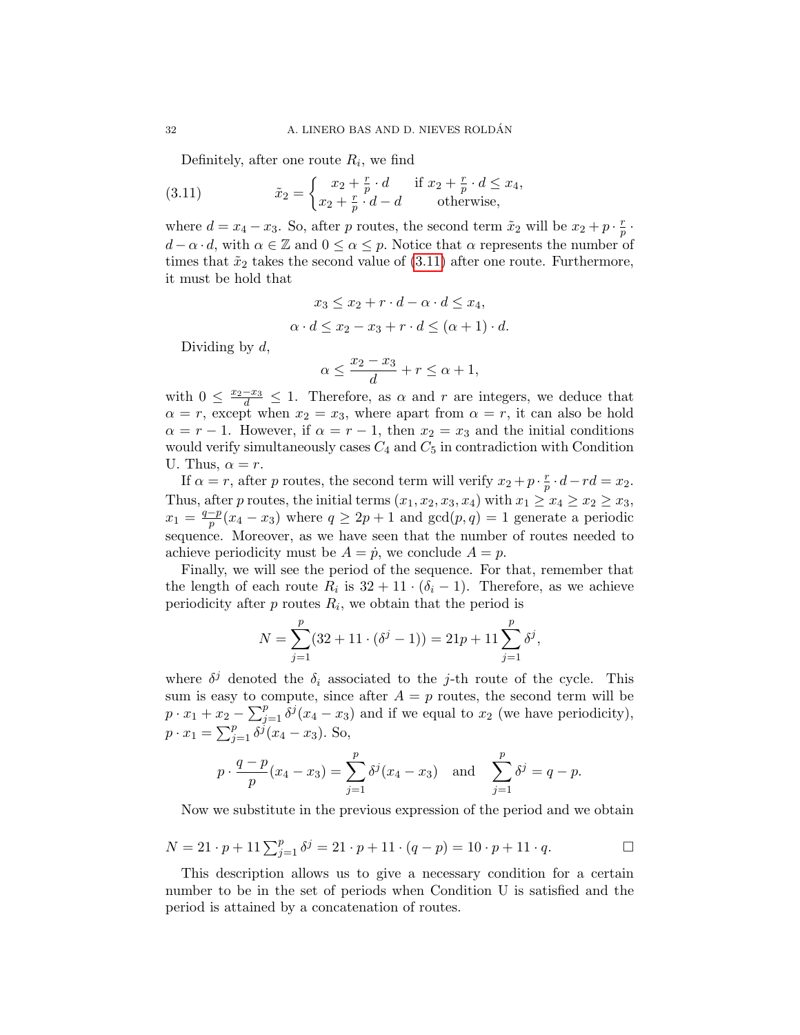Definitely, after one route $R_i$, we find

$$\tilde{x}_2 = \begin{cases} x_2 + \frac{r}{p} \cdot d & \text{if } x_2 + \frac{r}{p} \cdot d \leq x_4, \\ x_2 + \frac{r}{p} \cdot d - d & \text{otherwise,} \end{cases} \tag{3.11}$$

where $d = x_4 - x_3$. So, after $p$ routes, the second term $\tilde{x}_2$ will be $x_2 + p \cdot \frac{r}{p} \cdot d - \alpha \cdot d$, with $\alpha \in \mathbb{Z}$ and $0 \leq \alpha \leq p$. Notice that $\alpha$ represents the number of times that $\tilde{x}_2$ takes the second value of (3.11) after one route. Furthermore, it must be hold that

$$x_3 \leq x_2 + r \cdot d - \alpha \cdot d \leq x_4,$$

$$\alpha \cdot d \leq x_2 - x_3 + r \cdot d \leq (\alpha + 1) \cdot d.$$

Dividing by $d$,

$$\alpha \leq \frac{x_2 - x_3}{d} + r \leq \alpha + 1,$$

with $0 \leq \frac{x_2 - x_3}{d} \leq 1$. Therefore, as $\alpha$ and $r$ are integers, we deduce that $\alpha = r$, except when $x_2 = x_3$, where apart from $\alpha = r$, it can also be hold $\alpha = r - 1$. However, if $\alpha = r - 1$, then $x_2 = x_3$ and the initial conditions would verify simultaneously cases $C_4$ and $C_5$ in contradiction with Condition U. Thus, $\alpha = r$.

If $\alpha = r$, after $p$ routes, the second term will verify $x_2 + p \cdot \frac{r}{p} \cdot d - rd = x_2$. Thus, after $p$ routes, the initial terms $(x_1, x_2, x_3, x_4)$ with $x_1 \geq x_4 \geq x_2 \geq x_3$, $x_1 = \frac{q-p}{p}(x_4 - x_3)$ where $q \geq 2p + 1$ and $\gcd(p, q) = 1$ generate a periodic sequence. Moreover, as we have seen that the number of routes needed to achieve periodicity must be $A = \dot{p}$, we conclude $A = p$.

Finally, we will see the period of the sequence. For that, remember that the length of each route $R_i$ is $32 + 11 \cdot (\delta_i - 1)$. Therefore, as we achieve periodicity after $p$ routes $R_i$, we obtain that the period is

$$N = \sum_{j=1}^{p} (32 + 11 \cdot (\delta^j - 1)) = 21p + 11 \sum_{j=1}^{p} \delta^j,$$

where $\delta^j$ denoted the $\delta_i$ associated to the $j$-th route of the cycle. This sum is easy to compute, since after $A = p$ routes, the second term will be $p \cdot x_1 + x_2 - \sum_{j=1}^{p} \delta^j (x_4 - x_3)$ and if we equal to $x_2$ (we have periodicity), $p \cdot x_1 = \sum_{j=1}^{p} \delta^j (x_4 - x_3)$. So,

$$p \cdot \frac{q-p}{p}(x_4 - x_3) = \sum_{j=1}^{p} \delta^j (x_4 - x_3) \quad \text{and} \quad \sum_{j=1}^{p} \delta^j = q - p.$$

Now we substitute in the previous expression of the period and we obtain

$$N = 21 \cdot p + 11 \sum_{j=1}^{p} \delta^j = 21 \cdot p + 11 \cdot (q - p) = 10 \cdot p + 11 \cdot q. \qquad \square$$

This description allows us to give a necessary condition for a certain number to be in the set of periods when Condition U is satisfied and the period is attained by a concatenation of routes.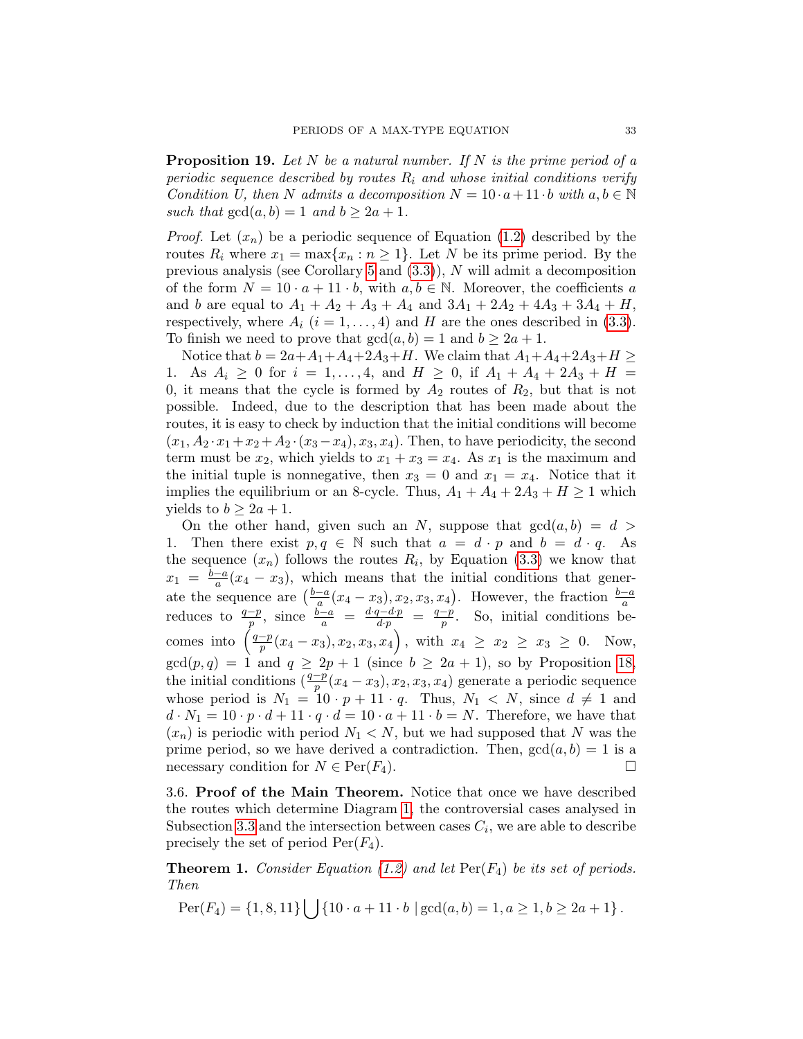**Proposition 19.** *Let $N$ be a natural number. If $N$ is the prime period of a periodic sequence described by routes $R_i$ and whose initial conditions verify Condition U, then $N$ admits a decomposition $N = 10 \cdot a + 11 \cdot b$ with $a, b \in \mathbb{N}$ such that $\gcd(a, b) = 1$ and $b \geq 2a + 1$.*

*Proof.* Let $(x_n)$ be a periodic sequence of Equation (1.2) described by the routes $R_i$ where $x_1 = \max\{x_n : n \geq 1\}$. Let $N$ be its prime period. By the previous analysis (see Corollary 5 and (3.3)), $N$ will admit a decomposition of the form $N = 10 \cdot a + 11 \cdot b$, with $a, b \in \mathbb{N}$. Moreover, the coefficients $a$ and $b$ are equal to $A_1 + A_2 + A_3 + A_4$ and $3A_1 + 2A_2 + 4A_3 + 3A_4 + H$, respectively, where $A_i$ ($i = 1, \ldots, 4$) and $H$ are the ones described in (3.3). To finish we need to prove that $\gcd(a, b) = 1$ and $b \geq 2a + 1$.

Notice that $b = 2a + A_1 + A_4 + 2A_3 + H$. We claim that $A_1 + A_4 + 2A_3 + H \geq 1$. As $A_i \geq 0$ for $i = 1, \ldots, 4$, and $H \geq 0$, if $A_1 + A_4 + 2A_3 + H = 0$, it means that the cycle is formed by $A_2$ routes of $R_2$, but that is not possible. Indeed, due to the description that has been made about the routes, it is easy to check by induction that the initial conditions will become $(x_1, A_2 \cdot x_1 + x_2 + A_2 \cdot (x_3 - x_4), x_3, x_4)$. Then, to have periodicity, the second term must be $x_2$, which yields to $x_1 + x_3 = x_4$. As $x_1$ is the maximum and the initial tuple is nonnegative, then $x_3 = 0$ and $x_1 = x_4$. Notice that it implies the equilibrium or an 8-cycle. Thus, $A_1 + A_4 + 2A_3 + H \geq 1$ which yields to $b \geq 2a + 1$.

On the other hand, given such an $N$, suppose that $\gcd(a, b) = d > 1$. Then there exist $p, q \in \mathbb{N}$ such that $a = d \cdot p$ and $b = d \cdot q$. As the sequence $(x_n)$ follows the routes $R_i$, by Equation (3.3) we know that $x_1 = \frac{b-a}{a}(x_4 - x_3)$, which means that the initial conditions that generate the sequence are $\left(\frac{b-a}{a}(x_4 - x_3), x_2, x_3, x_4\right)$. However, the fraction $\frac{b-a}{a}$ reduces to $\frac{q-p}{p}$, since $\frac{b-a}{a} = \frac{d \cdot q - d \cdot p}{d \cdot p} = \frac{q-p}{p}$. So, initial conditions becomes into $\left(\frac{q-p}{p}(x_4 - x_3), x_2, x_3, x_4\right)$, with $x_4 \geq x_2 \geq x_3 \geq 0$. Now, $\gcd(p, q) = 1$ and $q \geq 2p + 1$ (since $b \geq 2a + 1$), so by Proposition 18, the initial conditions $(\frac{q-p}{p}(x_4 - x_3), x_2, x_3, x_4)$ generate a periodic sequence whose period is $N_1 = 10 \cdot p + 11 \cdot q$. Thus, $N_1 < N$, since $d \neq 1$ and $d \cdot N_1 = 10 \cdot p \cdot d + 11 \cdot q \cdot d = 10 \cdot a + 11 \cdot b = N$. Therefore, we have that $(x_n)$ is periodic with period $N_1 < N$, but we had supposed that $N$ was the prime period, so we have derived a contradiction. Then, $\gcd(a, b) = 1$ is a necessary condition for $N \in \mathrm{Per}(F_4)$. $\square$

3.6. **Proof of the Main Theorem.** Notice that once we have described the routes which determine Diagram 1, the controversial cases analysed in Subsection 3.3 and the intersection between cases $C_i$, we are able to describe precisely the set of period $\mathrm{Per}(F_4)$.

**Theorem 1.** *Consider Equation (1.2) and let $\mathrm{Per}(F_4)$ be its set of periods. Then*

$$\mathrm{Per}(F_4) = \{1, 8, 11\} \bigcup \{10 \cdot a + 11 \cdot b \mid \gcd(a, b) = 1, a \geq 1, b \geq 2a + 1\}.$$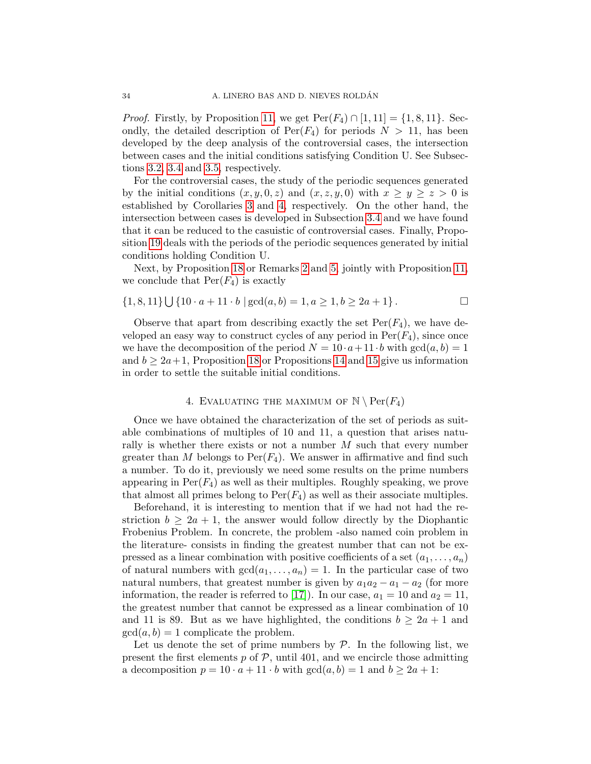*Proof.* Firstly, by Proposition 11, we get $\mathrm{Per}(F_4) \cap [1, 11] = \{1, 8, 11\}$. Secondly, the detailed description of $\mathrm{Per}(F_4)$ for periods $N > 11$, has been developed by the deep analysis of the controversial cases, the intersection between cases and the initial conditions satisfying Condition U. See Subsections 3.2, 3.4 and 3.5, respectively.

For the controversial cases, the study of the periodic sequences generated by the initial conditions $(x, y, 0, z)$ and $(x, z, y, 0)$ with $x \geq y \geq z > 0$ is established by Corollaries 3 and 4, respectively. On the other hand, the intersection between cases is developed in Subsection 3.4 and we have found that it can be reduced to the casuistic of controversial cases. Finally, Proposition 19 deals with the periods of the periodic sequences generated by initial conditions holding Condition U.

Next, by Proposition 18 or Remarks 2 and 5, jointly with Proposition 11, we conclude that $\mathrm{Per}(F_4)$ is exactly

$$\{1, 8, 11\} \bigcup \{10 \cdot a + 11 \cdot b \mid \gcd(a, b) = 1, a \geq 1, b \geq 2a + 1\}. \qquad \square$$

Observe that apart from describing exactly the set $\mathrm{Per}(F_4)$, we have developed an easy way to construct cycles of any period in $\mathrm{Per}(F_4)$, since once we have the decomposition of the period $N = 10 \cdot a + 11 \cdot b$ with $\gcd(a, b) = 1$ and $b \geq 2a + 1$, Proposition 18 or Propositions 14 and 15 give us information in order to settle the suitable initial conditions.

## 4. Evaluating the maximum of $\mathbb{N} \setminus \mathrm{Per}(F_4)$

Once we have obtained the characterization of the set of periods as suitable combinations of multiples of 10 and 11, a question that arises naturally is whether there exists or not a number $M$ such that every number greater than $M$ belongs to $\mathrm{Per}(F_4)$. We answer in affirmative and find such a number. To do it, previously we need some results on the prime numbers appearing in $\mathrm{Per}(F_4)$ as well as their multiples. Roughly speaking, we prove that almost all primes belong to $\mathrm{Per}(F_4)$ as well as their associate multiples.

Beforehand, it is interesting to mention that if we had not had the restriction $b \geq 2a + 1$, the answer would follow directly by the Diophantic Frobenius Problem. In concrete, the problem -also named coin problem in the literature- consists in finding the greatest number that can not be expressed as a linear combination with positive coefficients of a set $(a_1, \ldots, a_n)$ of natural numbers with $\gcd(a_1, \ldots, a_n) = 1$. In the particular case of two natural numbers, that greatest number is given by $a_1 a_2 - a_1 - a_2$ (for more information, the reader is referred to [17]). In our case, $a_1 = 10$ and $a_2 = 11$, the greatest number that cannot be expressed as a linear combination of 10 and 11 is 89. But as we have highlighted, the conditions $b \geq 2a + 1$ and $\gcd(a, b) = 1$ complicate the problem.

Let us denote the set of prime numbers by $\mathcal{P}$. In the following list, we present the first elements $p$ of $\mathcal{P}$, until 401, and we encircle those admitting a decomposition $p = 10 \cdot a + 11 \cdot b$ with $\gcd(a, b) = 1$ and $b \geq 2a + 1$: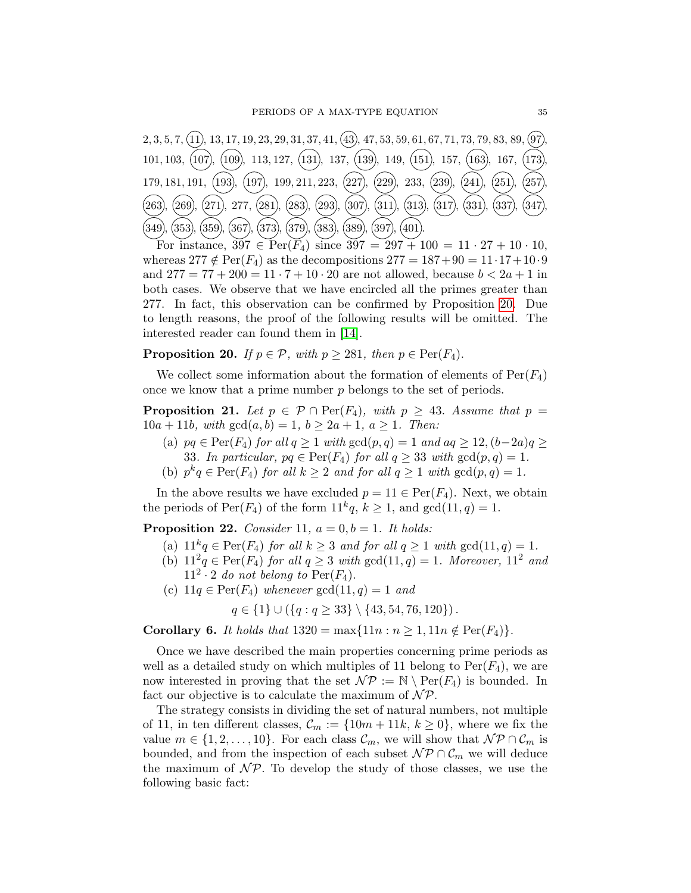2, 3, 5, 7, $\textcircled{11}$, 13, 17, 19, 23, 29, 31, 37, 41, $\textcircled{43}$, 47, 53, 59, 61, 67, 71, 73, 79, 83, 89, $\textcircled{97}$, 101, 103, $\textcircled{107}$, $\textcircled{109}$, 113, 127, $\textcircled{131}$, 137, $\textcircled{139}$, 149, $\textcircled{151}$, 157, $\textcircled{163}$, 167, $\textcircled{173}$, 179, 181, 191, $\textcircled{193}$, $\textcircled{197}$, 199, 211, 223, $\textcircled{227}$, $\textcircled{229}$, 233, $\textcircled{239}$, $\textcircled{241}$, $\textcircled{251}$, $\textcircled{257}$, $\textcircled{263}$, $\textcircled{269}$, $\textcircled{271}$, 277, $\textcircled{281}$, $\textcircled{283}$, $\textcircled{293}$, $\textcircled{307}$, $\textcircled{311}$, $\textcircled{313}$, $\textcircled{317}$, $\textcircled{331}$, $\textcircled{337}$, $\textcircled{347}$, $\textcircled{349}$, $\textcircled{353}$, $\textcircled{359}$, $\textcircled{367}$, $\textcircled{373}$, $\textcircled{379}$, $\textcircled{383}$, $\textcircled{389}$, $\textcircled{397}$, $\textcircled{401}$.

For instance, $397 \in \mathrm{Per}(F_4)$ since $397 = 297 + 100 = 11 \cdot 27 + 10 \cdot 10$, whereas $277 \notin \mathrm{Per}(F_4)$ as the decompositions $277 = 187 + 90 = 11 \cdot 17 + 10 \cdot 9$ and $277 = 77 + 200 = 11 \cdot 7 + 10 \cdot 20$ are not allowed, because $b < 2a + 1$ in both cases. We observe that we have encircled all the primes greater than 277. In fact, this observation can be confirmed by Proposition 20. Due to length reasons, the proof of the following results will be omitted. The interested reader can found them in [14].

**Proposition 20.** *If $p \in \mathcal{P}$, with $p \geq 281$, then $p \in \mathrm{Per}(F_4)$.*

We collect some information about the formation of elements of $\mathrm{Per}(F_4)$ once we know that a prime number $p$ belongs to the set of periods.

**Proposition 21.** *Let $p \in \mathcal{P} \cap \mathrm{Per}(F_4)$, with $p \geq 43$. Assume that $p = 10a + 11b$, with $\gcd(a, b) = 1$, $b \geq 2a + 1$, $a \geq 1$. Then:*

- (a) *$pq \in \mathrm{Per}(F_4)$ for all $q \geq 1$ with $\gcd(p, q) = 1$ and $aq \geq 12$, $(b - 2a)q \geq 33$. In particular, $pq \in \mathrm{Per}(F_4)$ for all $q \geq 33$ with $\gcd(p, q) = 1$.*
- (b) *$p^k q \in \mathrm{Per}(F_4)$ for all $k \geq 2$ and for all $q \geq 1$ with $\gcd(p, q) = 1$.*

In the above results we have excluded $p = 11 \in \mathrm{Per}(F_4)$. Next, we obtain the periods of $\mathrm{Per}(F_4)$ of the form $11^k q$, $k \geq 1$, and $\gcd(11, q) = 1$.

**Proposition 22.** *Consider 11, $a = 0, b = 1$. It holds:*

- (a) *$11^k q \in \mathrm{Per}(F_4)$ for all $k \geq 3$ and for all $q \geq 1$ with $\gcd(11, q) = 1$.*
- (b) *$11^2 q \in \mathrm{Per}(F_4)$ for all $q \geq 3$ with $\gcd(11, q) = 1$. Moreover, $11^2$ and $11^2 \cdot 2$ do not belong to $\mathrm{Per}(F_4)$.*
- (c) *$11q \in \mathrm{Per}(F_4)$ whenever $\gcd(11, q) = 1$ and*

$$q \in \{1\} \cup (\{q : q \geq 33\} \setminus \{43, 54, 76, 120\}).$$

**Corollary 6.** *It holds that $1320 = \max\{11n : n \geq 1, 11n \notin \mathrm{Per}(F_4)\}$.*

Once we have described the main properties concerning prime periods as well as a detailed study on which multiples of 11 belong to $\mathrm{Per}(F_4)$, we are now interested in proving that the set $\mathcal{NP} := \mathbb{N} \setminus \mathrm{Per}(F_4)$ is bounded. In fact our objective is to calculate the maximum of $\mathcal{NP}$.

The strategy consists in dividing the set of natural numbers, not multiple of 11, in ten different classes, $\mathcal{C}_m := \{10m + 11k, k \geq 0\}$, where we fix the value $m \in \{1, 2, \ldots, 10\}$. For each class $\mathcal{C}_m$, we will show that $\mathcal{NP} \cap \mathcal{C}_m$ is bounded, and from the inspection of each subset $\mathcal{NP} \cap \mathcal{C}_m$ we will deduce the maximum of $\mathcal{NP}$. To develop the study of those classes, we use the following basic fact: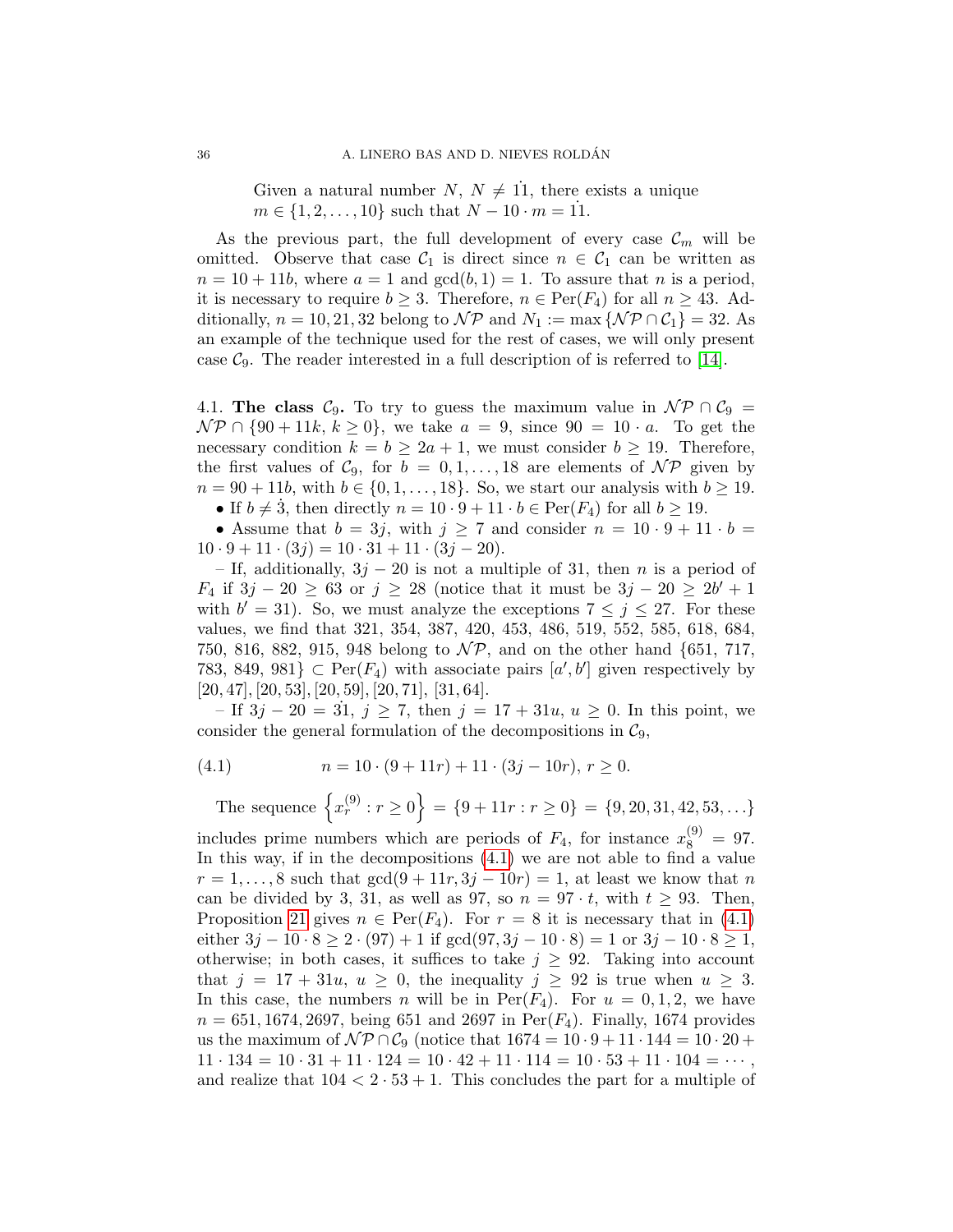> Given a natural number $N$, $N \neq \dot{11}$, there exists a unique $m \in \{1, 2, \ldots, 10\}$ such that $N - 10 \cdot m = \dot{11}$.

As the previous part, the full development of every case $\mathcal{C}_m$ will be omitted. Observe that case $\mathcal{C}_1$ is direct since $n \in \mathcal{C}_1$ can be written as $n = 10 + 11b$, where $a = 1$ and $\gcd(b, 1) = 1$. To assure that $n$ is a period, it is necessary to require $b \geq 3$. Therefore, $n \in \mathrm{Per}(F_4)$ for all $n \geq 43$. Additionally, $n = 10, 21, 32$ belong to $\mathcal{NP}$ and $N_1 := \max\{\mathcal{NP} \cap \mathcal{C}_1\} = 32$. As an example of the technique used for the rest of cases, we will only present case $\mathcal{C}_9$. The reader interested in a full description of is referred to [14].

4.1. **The class $\mathcal{C}_9$.** To try to guess the maximum value in $\mathcal{NP} \cap \mathcal{C}_9 = \mathcal{NP} \cap \{90 + 11k, k \geq 0\}$, we take $a = 9$, since $90 = 10 \cdot a$. To get the necessary condition $k = b \geq 2a + 1$, we must consider $b \geq 19$. Therefore, the first values of $\mathcal{C}_9$, for $b = 0, 1, \ldots, 18$ are elements of $\mathcal{NP}$ given by $n = 90 + 11b$, with $b \in \{0, 1, \ldots, 18\}$. So, we start our analysis with $b \geq 19$.

- If $b \neq \dot{3}$, then directly $n = 10 \cdot 9 + 11 \cdot b \in \mathrm{Per}(F_4)$ for all $b \geq 19$.
- Assume that $b = 3j$, with $j \geq 7$ and consider $n = 10 \cdot 9 + 11 \cdot b = 10 \cdot 9 + 11 \cdot (3j) = 10 \cdot 31 + 11 \cdot (3j - 20)$.

  – If, additionally, $3j - 20$ is not a multiple of 31, then $n$ is a period of $F_4$ if $3j - 20 \geq 63$ or $j \geq 28$ (notice that it must be $3j - 20 \geq 2b' + 1$ with $b' = 31$). So, we must analyze the exceptions $7 \leq j \leq 27$. For these values, we find that 321, 354, 387, 420, 453, 486, 519, 552, 585, 618, 684, 750, 816, 882, 915, 948 belong to $\mathcal{NP}$, and on the other hand $\{651, 717, 783, 849, 981\} \subset \mathrm{Per}(F_4)$ with associate pairs $[a', b']$ given respectively by $[20, 47], [20, 53], [20, 59], [20, 71], [31, 64]$.

  – If $3j - 20 = \dot{31}$, $j \geq 7$, then $j = 17 + 31u$, $u \geq 0$. In this point, we consider the general formulation of the decompositions in $\mathcal{C}_9$,

$$n = 10 \cdot (9 + 11r) + 11 \cdot (3j - 10r),\ r \geq 0. \tag{4.1}$$

The sequence $\left\{x_r^{(9)} : r \geq 0\right\} = \{9 + 11r : r \geq 0\} = \{9, 20, 31, 42, 53, \ldots\}$ includes prime numbers which are periods of $F_4$, for instance $x_8^{(9)} = 97$. In this way, if in the decompositions (4.1) we are not able to find a value $r = 1, \ldots, 8$ such that $\gcd(9 + 11r, 3j - 10r) = 1$, at least we know that $n$ can be divided by 3, 31, as well as 97, so $n = 97 \cdot t$, with $t \geq 93$. Then, Proposition 21 gives $n \in \mathrm{Per}(F_4)$. For $r = 8$ it is necessary that in (4.1) either $3j - 10 \cdot 8 \geq 2 \cdot (97) + 1$ if $\gcd(97, 3j - 10 \cdot 8) = 1$ or $3j - 10 \cdot 8 \geq 1$, otherwise; in both cases, it suffices to take $j \geq 92$. Taking into account that $j = 17 + 31u$, $u \geq 0$, the inequality $j \geq 92$ is true when $u \geq 3$. In this case, the numbers $n$ will be in $\mathrm{Per}(F_4)$. For $u = 0, 1, 2$, we have $n = 651, 1674, 2697$, being 651 and 2697 in $\mathrm{Per}(F_4)$. Finally, 1674 provides us the maximum of $\mathcal{NP} \cap \mathcal{C}_9$ (notice that $1674 = 10 \cdot 9 + 11 \cdot 144 = 10 \cdot 20 + 11 \cdot 134 = 10 \cdot 31 + 11 \cdot 124 = 10 \cdot 42 + 11 \cdot 114 = 10 \cdot 53 + 11 \cdot 104 = \cdots$, and realize that $104 < 2 \cdot 53 + 1$. This concludes the part for a multiple of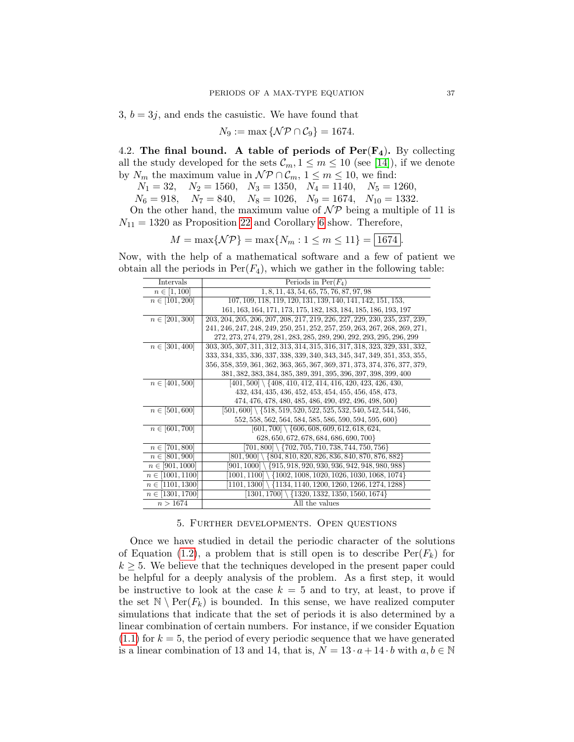3, $b = 3j$, and ends the casuistic. We have found that

$$N_9 := \max\{\mathcal{NP} \cap \mathcal{C}_9\} = 1674.$$

4.2. **The final bound. A table of periods of $\mathbf{Per(F_4)}$.** By collecting all the study developed for the sets $\mathcal{C}_m, 1 \leq m \leq 10$ (see [14]), if we denote by $N_m$ the maximum value in $\mathcal{NP} \cap \mathcal{C}_m$, $1 \leq m \leq 10$, we find:

$N_1 = 32, \quad N_2 = 1560, \quad N_3 = 1350, \quad N_4 = 1140, \quad N_5 = 1260,$
$N_6 = 918, \quad N_7 = 840, \quad N_8 = 1026, \quad N_9 = 1674, \quad N_{10} = 1332.$

On the other hand, the maximum value of $\mathcal{NP}$ being a multiple of 11 is $N_{11} = 1320$ as Proposition 22 and Corollary 6 show. Therefore,

$$M = \max\{\mathcal{NP}\} = \max\{N_m : 1 \leq m \leq 11\} = \boxed{1674}.$$

Now, with the help of a mathematical software and a few of patient we obtain all the periods in $\text{Per}(F_4)$, which we gather in the following table:

| Intervals | Periods in $\text{Per}(F_4)$ |
|---|---|
| $n \in [1, 100]$ | $1, 8, 11, 43, 54, 65, 75, 76, 87, 97, 98$ |
| $n \in [101, 200]$ | $107, 109, 118, 119, 120, 131, 139, 140, 141, 142, 151, 153, 161, 163, 164, 171, 173, 175, 182, 183, 184, 185, 186, 193, 197$ |
| $n \in [201, 300]$ | $203, 204, 205, 206, 207, 208, 217, 219, 226, 227, 229, 230, 235, 237, 239, 241, 246, 247, 248, 249, 250, 251, 252, 257, 259, 263, 267, 268, 269, 271, 272, 273, 274, 279, 281, 283, 285, 289, 290, 292, 293, 295, 296, 299$ |
| $n \in [301, 400]$ | $303, 305, 307, 311, 312, 313, 314, 315, 316, 317, 318, 323, 329, 331, 332, 333, 334, 335, 336, 337, 338, 339, 340, 343, 345, 347, 349, 351, 353, 355, 356, 358, 359, 361, 362, 363, 365, 367, 369, 371, 373, 374, 376, 377, 379, 381, 382, 383, 384, 385, 389, 391, 395, 396, 397, 398, 399, 400$ |
| $n \in [401, 500]$ | $[401, 500] \setminus \{408, 410, 412, 414, 416, 420, 423, 426, 430, 432, 434, 435, 436, 452, 453, 454, 455, 456, 458, 473, 474, 476, 478, 480, 485, 486, 490, 492, 496, 498, 500\}$ |
| $n \in [501, 600]$ | $[501, 600] \setminus \{518, 519, 520, 522, 525, 532, 540, 542, 544, 546, 552, 558, 562, 564, 584, 585, 586, 590, 594, 595, 600\}$ |
| $n \in [601, 700]$ | $[601, 700] \setminus \{606, 608, 609, 612, 618, 624, 628, 650, 672, 678, 684, 686, 690, 700\}$ |
| $n \in [701, 800]$ | $[701, 800] \setminus \{702, 705, 710, 738, 744, 750, 756\}$ |
| $n \in [801, 900]$ | $[801, 900] \setminus \{804, 810, 820, 826, 836, 840, 870, 876, 882\}$ |
| $n \in [901, 1000]$ | $[901, 1000] \setminus \{915, 918, 920, 930, 936, 942, 948, 980, 988\}$ |
| $n \in [1001, 1100]$ | $[1001, 1100] \setminus \{1002, 1008, 1020, 1026, 1030, 1068, 1074\}$ |
| $n \in [1101, 1300]$ | $[1101, 1300] \setminus \{1134, 1140, 1200, 1260, 1266, 1274, 1288\}$ |
| $n \in [1301, 1700]$ | $[1301, 1700] \setminus \{1320, 1332, 1350, 1560, 1674\}$ |
| $n > 1674$ | All the values |

## 5. Further developments. Open questions

Once we have studied in detail the periodic character of the solutions of Equation (1.2), a problem that is still open is to describe $\text{Per}(F_k)$ for $k \geq 5$. We believe that the techniques developed in the present paper could be helpful for a deeply analysis of the problem. As a first step, it would be instructive to look at the case $k = 5$ and to try, at least, to prove if the set $\mathbb{N} \setminus \text{Per}(F_k)$ is bounded. In this sense, we have realized computer simulations that indicate that the set of periods it is also determined by a linear combination of certain numbers. For instance, if we consider Equation (1.1) for $k = 5$, the period of every periodic sequence that we have generated is a linear combination of 13 and 14, that is, $N = 13 \cdot a + 14 \cdot b$ with $a, b \in \mathbb{N}$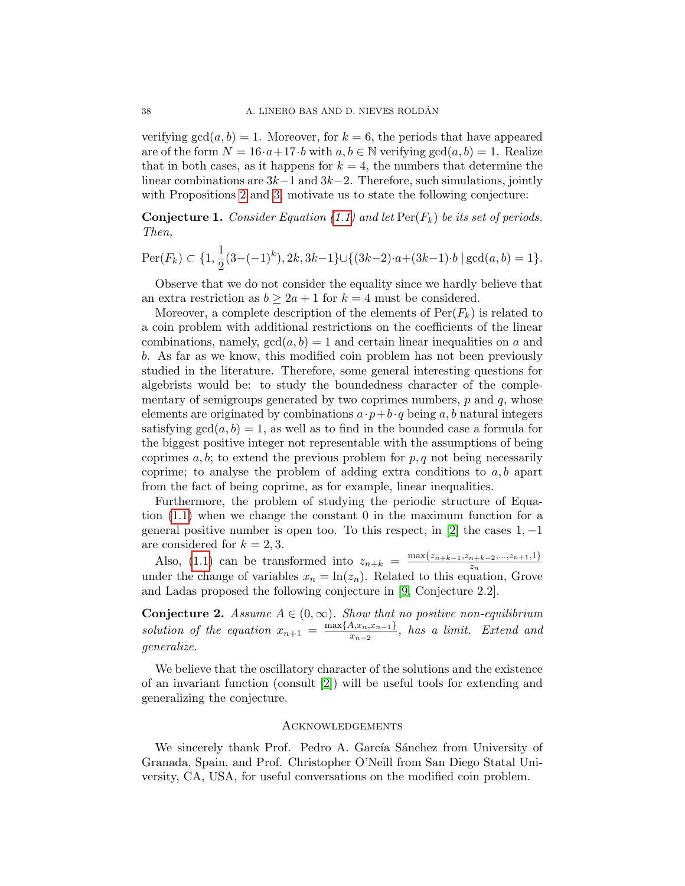verifying $\gcd(a,b)=1$. Moreover, for $k=6$, the periods that have appeared are of the form $N = 16\cdot a + 17\cdot b$ with $a,b\in\mathbb{N}$ verifying $\gcd(a,b)=1$. Realize that in both cases, as it happens for $k=4$, the numbers that determine the linear combinations are $3k-1$ and $3k-2$. Therefore, such simulations, jointly with Propositions 2 and 3, motivate us to state the following conjecture:

**Conjecture 1.** *Consider Equation (1.1) and let* $\mathrm{Per}(F_k)$ *be its set of periods. Then,*

$$\mathrm{Per}(F_k) \subset \{1, \frac{1}{2}(3-(-1)^k), 2k, 3k-1\} \cup \{(3k-2)\cdot a + (3k-1)\cdot b \,|\, \gcd(a,b)=1\}.$$

Observe that we do not consider the equality since we hardly believe that an extra restriction as $b \geq 2a+1$ for $k=4$ must be considered.

Moreover, a complete description of the elements of $\mathrm{Per}(F_k)$ is related to a coin problem with additional restrictions on the coefficients of the linear combinations, namely, $\gcd(a,b)=1$ and certain linear inequalities on $a$ and $b$. As far as we know, this modified coin problem has not been previously studied in the literature. Therefore, some general interesting questions for algebrists would be: to study the boundedness character of the complementary of semigroups generated by two coprimes numbers, $p$ and $q$, whose elements are originated by combinations $a\cdot p + b\cdot q$ being $a,b$ natural integers satisfying $\gcd(a,b)=1$, as well as to find in the bounded case a formula for the biggest positive integer not representable with the assumptions of being coprimes $a,b$; to extend the previous problem for $p,q$ not being necessarily coprime; to analyse the problem of adding extra conditions to $a,b$ apart from the fact of being coprime, as for example, linear inequalities.

Furthermore, the problem of studying the periodic structure of Equation (1.1) when we change the constant 0 in the maximum function for a general positive number is open too. To this respect, in [2] the cases $1,-1$ are considered for $k=2,3$.

Also, (1.1) can be transformed into $z_{n+k} = \frac{\max\{z_{n+k-1}, z_{n+k-2}, \ldots, z_{n+1}, 1\}}{z_n}$ under the change of variables $x_n = \ln(z_n)$. Related to this equation, Grove and Ladas proposed the following conjecture in [9, Conjecture 2.2].

**Conjecture 2.** *Assume* $A\in(0,\infty)$*. Show that no positive non-equilibrium solution of the equation* $x_{n+1} = \frac{\max\{A, x_n, x_{n-1}\}}{x_{n-2}}$*, has a limit. Extend and generalize.*

We believe that the oscillatory character of the solutions and the existence of an invariant function (consult [2]) will be useful tools for extending and generalizing the conjecture.

## Acknowledgements

We sincerely thank Prof. Pedro A. García Sánchez from University of Granada, Spain, and Prof. Christopher O'Neill from San Diego Statal University, CA, USA, for useful conversations on the modified coin problem.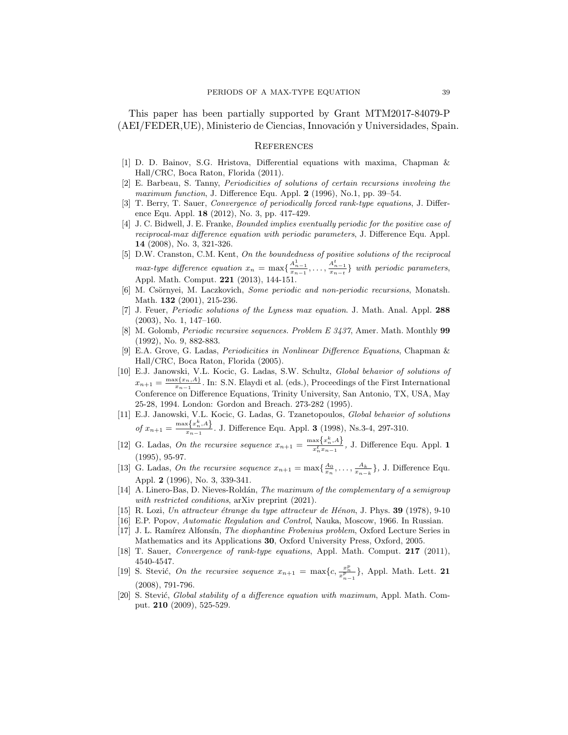This paper has been partially supported by Grant MTM2017-84079-P (AEI/FEDER,UE), Ministerio de Ciencias, Innovación y Universidades, Spain.

## References

[1] D. D. Bainov, S.G. Hristova, Differential equations with maxima, Chapman & Hall/CRC, Boca Raton, Florida (2011).

[2] E. Barbeau, S. Tanny, *Periodicities of solutions of certain recursions involving the maximum function*, J. Difference Equ. Appl. **2** (1996), No.1, pp. 39–54.

[3] T. Berry, T. Sauer, *Convergence of periodically forced rank-type equations*, J. Difference Equ. Appl. **18** (2012), No. 3, pp. 417-429.

[4] J. C. Bidwell, J. E. Franke, *Bounded implies eventually periodic for the positive case of reciprocal-max difference equation with periodic parameters*, J. Difference Equ. Appl. **14** (2008), No. 3, 321-326.

[5] D.W. Cranston, C.M. Kent, *On the boundedness of positive solutions of the reciprocal max-type difference equation* $x_n = \max\{\frac{A^1_{n-1}}{x_{n-1}}, \ldots, \frac{A^t_{n-1}}{x_{n-t}}\}$ *with periodic parameters*, Appl. Math. Comput. **221** (2013), 144-151.

[6] M. Csörnyei, M. Laczkovich, *Some periodic and non-periodic recursions*, Monatsh. Math. **132** (2001), 215-236.

[7] J. Feuer, *Periodic solutions of the Lyness max equation*. J. Math. Anal. Appl. **288** (2003), No. 1, 147–160.

[8] M. Golomb, *Periodic recursive sequences. Problem E 3437*, Amer. Math. Monthly **99** (1992), No. 9, 882-883.

[9] E.A. Grove, G. Ladas, *Periodicities in Nonlinear Difference Equations*, Chapman & Hall/CRC, Boca Raton, Florida (2005).

[10] E.J. Janowski, V.L. Kocic, G. Ladas, S.W. Schultz, *Global behavior of solutions of* $x_{n+1} = \frac{\max\{x_n, A\}}{x_{n-1}}$. In: S.N. Elaydi et al. (eds.), Proceedings of the First International Conference on Difference Equations, Trinity University, San Antonio, TX, USA, May 25-28, 1994. London: Gordon and Breach. 273-282 (1995).

[11] E.J. Janowski, V.L. Kocic, G. Ladas, G. Tzanetopoulos, *Global behavior of solutions of* $x_{n+1} = \frac{\max\{x^k_n, A\}}{x_{n-1}}$. J. Difference Equ. Appl. **3** (1998), Ns.3-4, 297-310.

[12] G. Ladas, *On the recursive sequence* $x_{n+1} = \frac{\max\{x^k_n, A\}}{x^\ell_n x_{n-1}}$, J. Difference Equ. Appl. **1** (1995), 95-97.

[13] G. Ladas, *On the recursive sequence* $x_{n+1} = \max\{\frac{A_0}{x_n}, \ldots, \frac{A_k}{x_{n-k}}\}$, J. Difference Equ. Appl. **2** (1996), No. 3, 339-341.

[14] A. Linero-Bas, D. Nieves-Roldán, *The maximum of the complementary of a semigroup with restricted conditions*, arXiv preprint (2021).

[15] R. Lozi, *Un attracteur étrange du type attracteur de Hénon*, J. Phys. **39** (1978), 9-10

[16] E.P. Popov, *Automatic Regulation and Control*, Nauka, Moscow, 1966. In Russian.

[17] J. L. Ramírez Alfonsín, *The diophantine Frobenius problem*, Oxford Lecture Series in Mathematics and its Applications **30**, Oxford University Press, Oxford, 2005.

[18] T. Sauer, *Convergence of rank-type equations*, Appl. Math. Comput. **217** (2011), 4540-4547.

[19] S. Stević, *On the recursive sequence* $x_{n+1} = \max\{c, \frac{x^p_n}{x^p_{n-1}}\}$, Appl. Math. Lett. **21** (2008), 791-796.

[20] S. Stević, *Global stability of a difference equation with maximum*, Appl. Math. Comput. **210** (2009), 525-529.